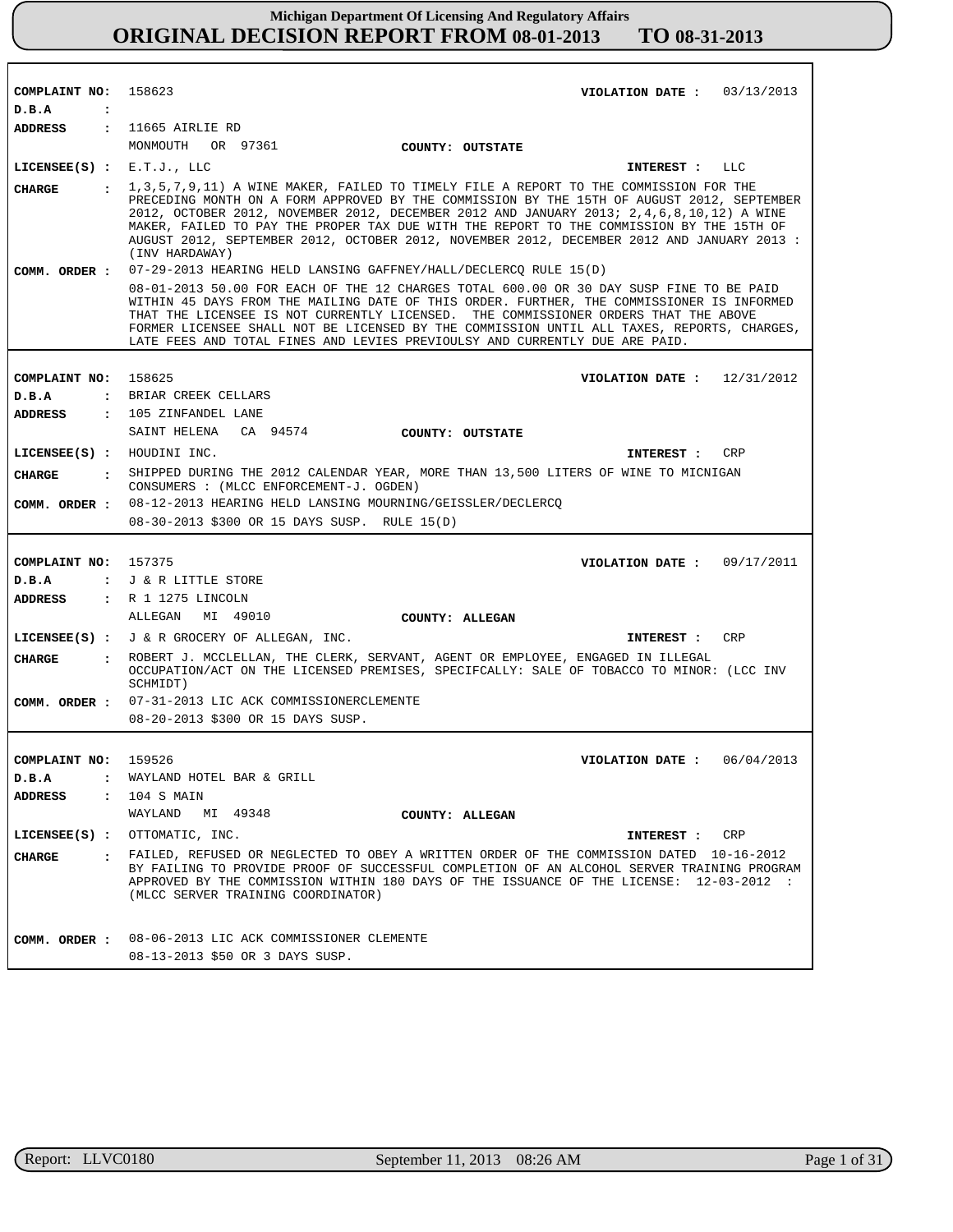# Michigan Department Of Licensing And Regulatory Affairs
## ORIGINAL DECISION REPORT FROM 08-01-2013 TO 08-31-2013

---

**COMPLAINT NO:** 158623  **VIOLATION DATE :** 03/13/2013
**D.B.A :**
**ADDRESS :** 11665 AIRLIE RD
MONMOUTH OR 97361  **COUNTY: OUTSTATE**
**LICENSEE(S) :** E.T.J., LLC  **INTEREST :** LLC
**CHARGE :** 1,3,5,7,9,11) A WINE MAKER, FAILED TO TIMELY FILE A REPORT TO THE COMMISSION FOR THE PRECEDING MONTH ON A FORM APPROVED BY THE COMMISSION BY THE 15TH OF AUGUST 2012, SEPTEMBER 2012, OCTOBER 2012, NOVEMBER 2012, DECEMBER 2012 AND JANUARY 2013; 2,4,6,8,10,12) A WINE MAKER, FAILED TO PAY THE PROPER TAX DUE WITH THE REPORT TO THE COMMISSION BY THE 15TH OF AUGUST 2012, SEPTEMBER 2012, OCTOBER 2012, NOVEMBER 2012, DECEMBER 2012 AND JANUARY 2013 : (INV HARDAWAY)
**COMM. ORDER :** 07-29-2013 HEARING HELD LANSING GAFFNEY/HALL/DECLERCQ RULE 15(D)
08-01-2013 50.00 FOR EACH OF THE 12 CHARGES TOTAL 600.00 OR 30 DAY SUSP FINE TO BE PAID WITHIN 45 DAYS FROM THE MAILING DATE OF THIS ORDER. FURTHER, THE COMMISSIONER IS INFORMED THAT THE LICENSEE IS NOT CURRENTLY LICENSED. THE COMMISSIONER ORDERS THAT THE ABOVE FORMER LICENSEE SHALL NOT BE LICENSED BY THE COMMISSION UNTIL ALL TAXES, REPORTS, CHARGES, LATE FEES AND TOTAL FINES AND LEVIES PREVIOULSY AND CURRENTLY DUE ARE PAID.

---

**COMPLAINT NO:** 158625  **VIOLATION DATE :** 12/31/2012
**D.B.A :** BRIAR CREEK CELLARS
**ADDRESS :** 105 ZINFANDEL LANE
SAINT HELENA CA 94574  **COUNTY: OUTSTATE**
**LICENSEE(S) :** HOUDINI INC.  **INTEREST :** CRP
**CHARGE :** SHIPPED DURING THE 2012 CALENDAR YEAR, MORE THAN 13,500 LITERS OF WINE TO MICNIGAN CONSUMERS : (MLCC ENFORCEMENT-J. OGDEN)
**COMM. ORDER :** 08-12-2013 HEARING HELD LANSING MOURNING/GEISSLER/DECLERCQ
08-30-2013 $300 OR 15 DAYS SUSP. RULE 15(D)

---

**COMPLAINT NO:** 157375  **VIOLATION DATE :** 09/17/2011
**D.B.A :** J & R LITTLE STORE
**ADDRESS :** R 1 1275 LINCOLN
ALLEGAN MI 49010  **COUNTY: ALLEGAN**
**LICENSEE(S) :** J & R GROCERY OF ALLEGAN, INC.  **INTEREST :** CRP
**CHARGE :** ROBERT J. MCCLELLAN, THE CLERK, SERVANT, AGENT OR EMPLOYEE, ENGAGED IN ILLEGAL OCCUPATION/ACT ON THE LICENSED PREMISES, SPECIFCALLY: SALE OF TOBACCO TO MINOR: (LCC INV SCHMIDT)
**COMM. ORDER :** 07-31-2013 LIC ACK COMMISSIONERCLEMENTE
08-20-2013 $300 OR 15 DAYS SUSP.

---

**COMPLAINT NO:** 159526  **VIOLATION DATE :** 06/04/2013
**D.B.A :** WAYLAND HOTEL BAR & GRILL
**ADDRESS :** 104 S MAIN
WAYLAND MI 49348  **COUNTY: ALLEGAN**
**LICENSEE(S) :** OTTOMATIC, INC.  **INTEREST :** CRP
**CHARGE :** FAILED, REFUSED OR NEGLECTED TO OBEY A WRITTEN ORDER OF THE COMMISSION DATED 10-16-2012 BY FAILING TO PROVIDE PROOF OF SUCCESSFUL COMPLETION OF AN ALCOHOL SERVER TRAINING PROGRAM APPROVED BY THE COMMISSION WITHIN 180 DAYS OF THE ISSUANCE OF THE LICENSE: 12-03-2012 : (MLCC SERVER TRAINING COORDINATOR)
**COMM. ORDER :** 08-06-2013 LIC ACK COMMISSIONER CLEMENTE
08-13-2013 $50 OR 3 DAYS SUSP.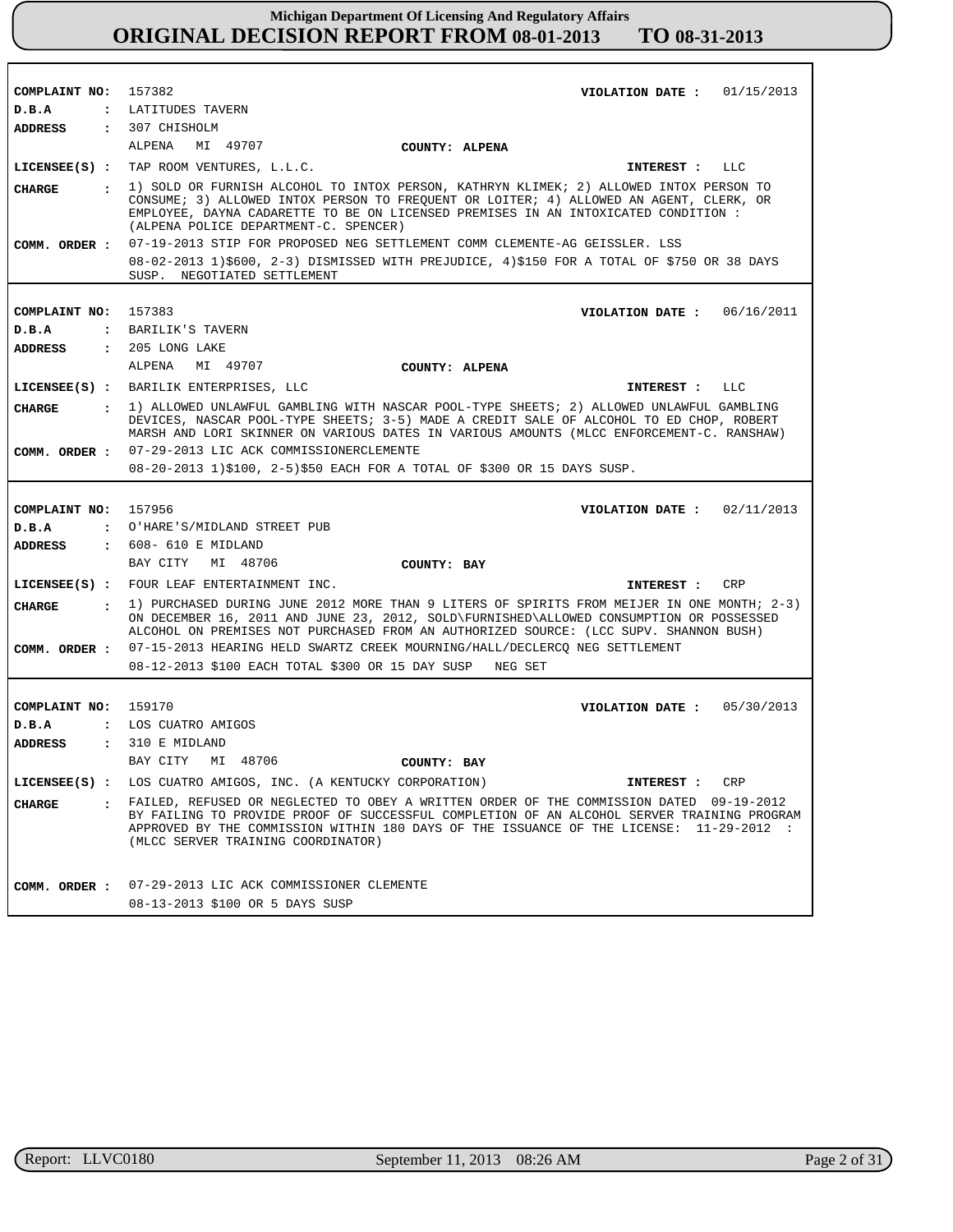# Michigan Department Of Licensing And Regulatory Affairs
# ORIGINAL DECISION REPORT FROM 08-01-2013 TO 08-31-2013

---

**COMPLAINT NO:** 157382 **VIOLATION DATE :** 01/15/2013

**D.B.A :** LATITUDES TAVERN

**ADDRESS :** 307 CHISHOLM
ALPENA MI 49707 **COUNTY: ALPENA**

**LICENSEE(S) :** TAP ROOM VENTURES, L.L.C. **INTEREST :** LLC

**CHARGE :** 1) SOLD OR FURNISH ALCOHOL TO INTOX PERSON, KATHRYN KLIMEK; 2) ALLOWED INTOX PERSON TO CONSUME; 3) ALLOWED INTOX PERSON TO FREQUENT OR LOITER; 4) ALLOWED AN AGENT, CLERK, OR EMPLOYEE, DAYNA CADARETTE TO BE ON LICENSED PREMISES IN AN INTOXICATED CONDITION : (ALPENA POLICE DEPARTMENT-C. SPENCER)

**COMM. ORDER :** 07-19-2013 STIP FOR PROPOSED NEG SETTLEMENT COMM CLEMENTE-AG GEISSLER. LSS
08-02-2013 1)$600, 2-3) DISMISSED WITH PREJUDICE, 4)$150 FOR A TOTAL OF $750 OR 38 DAYS SUSP. NEGOTIATED SETTLEMENT

---

**COMPLAINT NO:** 157383 **VIOLATION DATE :** 06/16/2011

**D.B.A :** BARILIK'S TAVERN

**ADDRESS :** 205 LONG LAKE
ALPENA MI 49707 **COUNTY: ALPENA**

**LICENSEE(S) :** BARILIK ENTERPRISES, LLC **INTEREST :** LLC

**CHARGE :** 1) ALLOWED UNLAWFUL GAMBLING WITH NASCAR POOL-TYPE SHEETS; 2) ALLOWED UNLAWFUL GAMBLING DEVICES, NASCAR POOL-TYPE SHEETS; 3-5) MADE A CREDIT SALE OF ALCOHOL TO ED CHOP, ROBERT MARSH AND LORI SKINNER ON VARIOUS DATES IN VARIOUS AMOUNTS (MLCC ENFORCEMENT-C. RANSHAW)

**COMM. ORDER :** 07-29-2013 LIC ACK COMMISSIONERCLEMENTE
08-20-2013 1)$100, 2-5)$50 EACH FOR A TOTAL OF $300 OR 15 DAYS SUSP.

---

**COMPLAINT NO:** 157956 **VIOLATION DATE :** 02/11/2013

**D.B.A :** O'HARE'S/MIDLAND STREET PUB

**ADDRESS :** 608- 610 E MIDLAND
BAY CITY MI 48706 **COUNTY: BAY**

**LICENSEE(S) :** FOUR LEAF ENTERTAINMENT INC. **INTEREST :** CRP

**CHARGE :** 1) PURCHASED DURING JUNE 2012 MORE THAN 9 LITERS OF SPIRITS FROM MEIJER IN ONE MONTH; 2-3) ON DECEMBER 16, 2011 AND JUNE 23, 2012, SOLD\FURNISHED\ALLOWED CONSUMPTION OR POSSESSED ALCOHOL ON PREMISES NOT PURCHASED FROM AN AUTHORIZED SOURCE: (LCC SUPV. SHANNON BUSH)

**COMM. ORDER :** 07-15-2013 HEARING HELD SWARTZ CREEK MOURNING/HALL/DECLERCQ NEG SETTLEMENT
08-12-2013 $100 EACH TOTAL $300 OR 15 DAY SUSP NEG SET

---

**COMPLAINT NO:** 159170 **VIOLATION DATE :** 05/30/2013

**D.B.A :** LOS CUATRO AMIGOS

**ADDRESS :** 310 E MIDLAND
BAY CITY MI 48706 **COUNTY: BAY**

**LICENSEE(S) :** LOS CUATRO AMIGOS, INC. (A KENTUCKY CORPORATION) **INTEREST :** CRP

**CHARGE :** FAILED, REFUSED OR NEGLECTED TO OBEY A WRITTEN ORDER OF THE COMMISSION DATED 09-19-2012 BY FAILING TO PROVIDE PROOF OF SUCCESSFUL COMPLETION OF AN ALCOHOL SERVER TRAINING PROGRAM APPROVED BY THE COMMISSION WITHIN 180 DAYS OF THE ISSUANCE OF THE LICENSE: 11-29-2012 : (MLCC SERVER TRAINING COORDINATOR)

**COMM. ORDER :** 07-29-2013 LIC ACK COMMISSIONER CLEMENTE
08-13-2013 $100 OR 5 DAYS SUSP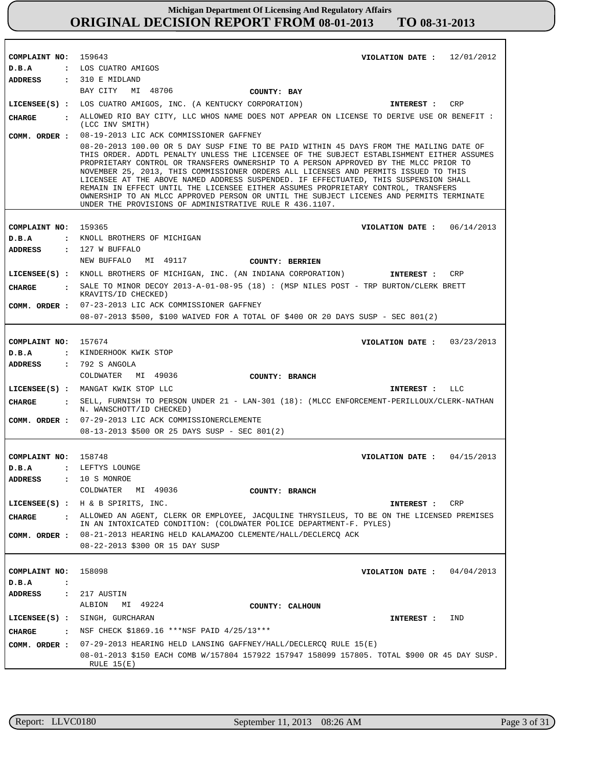# Michigan Department Of Licensing And Regulatory Affairs

## ORIGINAL DECISION REPORT FROM 08-01-2013 TO 08-31-2013

---

**COMPLAINT NO:** 159643 **VIOLATION DATE :** 12/01/2012

**D.B.A :** LOS CUATRO AMIGOS

**ADDRESS :** 310 E MIDLAND
BAY CITY MI 48706 **COUNTY: BAY**

**LICENSEE(S) :** LOS CUATRO AMIGOS, INC. (A KENTUCKY CORPORATION) **INTEREST :** CRP

**CHARGE :** ALLOWED RIO BAY CITY, LLC WHOS NAME DOES NOT APPEAR ON LICENSE TO DERIVE USE OR BENEFIT : (LCC INV SMITH)

**COMM. ORDER :** 08-19-2013 LIC ACK COMMISSIONER GAFFNEY

08-20-2013 100.00 OR 5 DAY SUSP FINE TO BE PAID WITHIN 45 DAYS FROM THE MAILING DATE OF THIS ORDER. ADDTL PENALTY UNLESS THE LICENSEE OF THE SUBJECT ESTABLISHMENT EITHER ASSUMES PROPRIETARY CONTROL OR TRANSFERS OWNERSHIP TO A PERSON APPROVED BY THE MLCC PRIOR TO NOVEMBER 25, 2013, THIS COMMISSIONER ORDERS ALL LICENSES AND PERMITS ISSUED TO THIS LICENSEE AT THE ABOVE NAMED ADDRESS SUSPENDED. IF EFFECTUATED, THIS SUSPENSION SHALL REMAIN IN EFFECT UNTIL THE LICENSEE EITHER ASSUMES PROPRIETARY CONTROL, TRANSFERS OWNERSHIP TO AN MLCC APPROVED PERSON OR UNTIL THE SUBJECT LICENES AND PERMITS TERMINATE UNDER THE PROVISIONS OF ADMINISTRATIVE RULE R 436.1107.

---

**COMPLAINT NO:** 159365 **VIOLATION DATE :** 06/14/2013

**D.B.A :** KNOLL BROTHERS OF MICHIGAN

**ADDRESS :** 127 W BUFFALO
NEW BUFFALO MI 49117 **COUNTY: BERRIEN**

**LICENSEE(S) :** KNOLL BROTHERS OF MICHIGAN, INC. (AN INDIANA CORPORATION) **INTEREST :** CRP

**CHARGE :** SALE TO MINOR DECOY 2013-A-01-08-95 (18) : (MSP NILES POST - TRP BURTON/CLERK BRETT KRAVITS/ID CHECKED)

**COMM. ORDER :** 07-23-2013 LIC ACK COMMISSIONER GAFFNEY

08-07-2013 $500, $100 WAIVED FOR A TOTAL OF $400 OR 20 DAYS SUSP - SEC 801(2)

---

**COMPLAINT NO:** 157674 **VIOLATION DATE :** 03/23/2013

**D.B.A :** KINDERHOOK KWIK STOP

**ADDRESS :** 792 S ANGOLA
COLDWATER MI 49036 **COUNTY: BRANCH**

**LICENSEE(S) :** MANGAT KWIK STOP LLC **INTEREST :** LLC

**CHARGE :** SELL, FURNISH TO PERSON UNDER 21 - LAN-301 (18): (MLCC ENFORCEMENT-PERILLOUX/CLERK-NATHAN N. WANSCHOTT/ID CHECKED)

**COMM. ORDER :** 07-29-2013 LIC ACK COMMISSIONERCLEMENTE

08-13-2013 $500 OR 25 DAYS SUSP - SEC 801(2)

---

**COMPLAINT NO:** 158748 **VIOLATION DATE :** 04/15/2013

**D.B.A :** LEFTYS LOUNGE

**ADDRESS :** 10 S MONROE
COLDWATER MI 49036 **COUNTY: BRANCH**

**LICENSEE(S) :** H & B SPIRITS, INC. **INTEREST :** CRP

**CHARGE :** ALLOWED AN AGENT, CLERK OR EMPLOYEE, JACQULINE THRYSILEUS, TO BE ON THE LICENSED PREMISES IN AN INTOXICATED CONDITION: (COLDWATER POLICE DEPARTMENT-F. PYLES)

**COMM. ORDER :** 08-21-2013 HEARING HELD KALAMAZOO CLEMENTE/HALL/DECLERCQ ACK

08-22-2013 $300 OR 15 DAY SUSP

---

**COMPLAINT NO:** 158098 **VIOLATION DATE :** 04/04/2013

**D.B.A :**

**ADDRESS :** 217 AUSTIN
ALBION MI 49224 **COUNTY: CALHOUN**

**LICENSEE(S) :** SINGH, GURCHARAN **INTEREST :** IND

**CHARGE :** NSF CHECK $1869.16 ***NSF PAID 4/25/13***

**COMM. ORDER :** 07-29-2013 HEARING HELD LANSING GAFFNEY/HALL/DECLERCQ RULE 15(E)

08-01-2013 $150 EACH COMB W/157804 157922 157947 158099 157805. TOTAL $900 OR 45 DAY SUSP. RULE 15(E)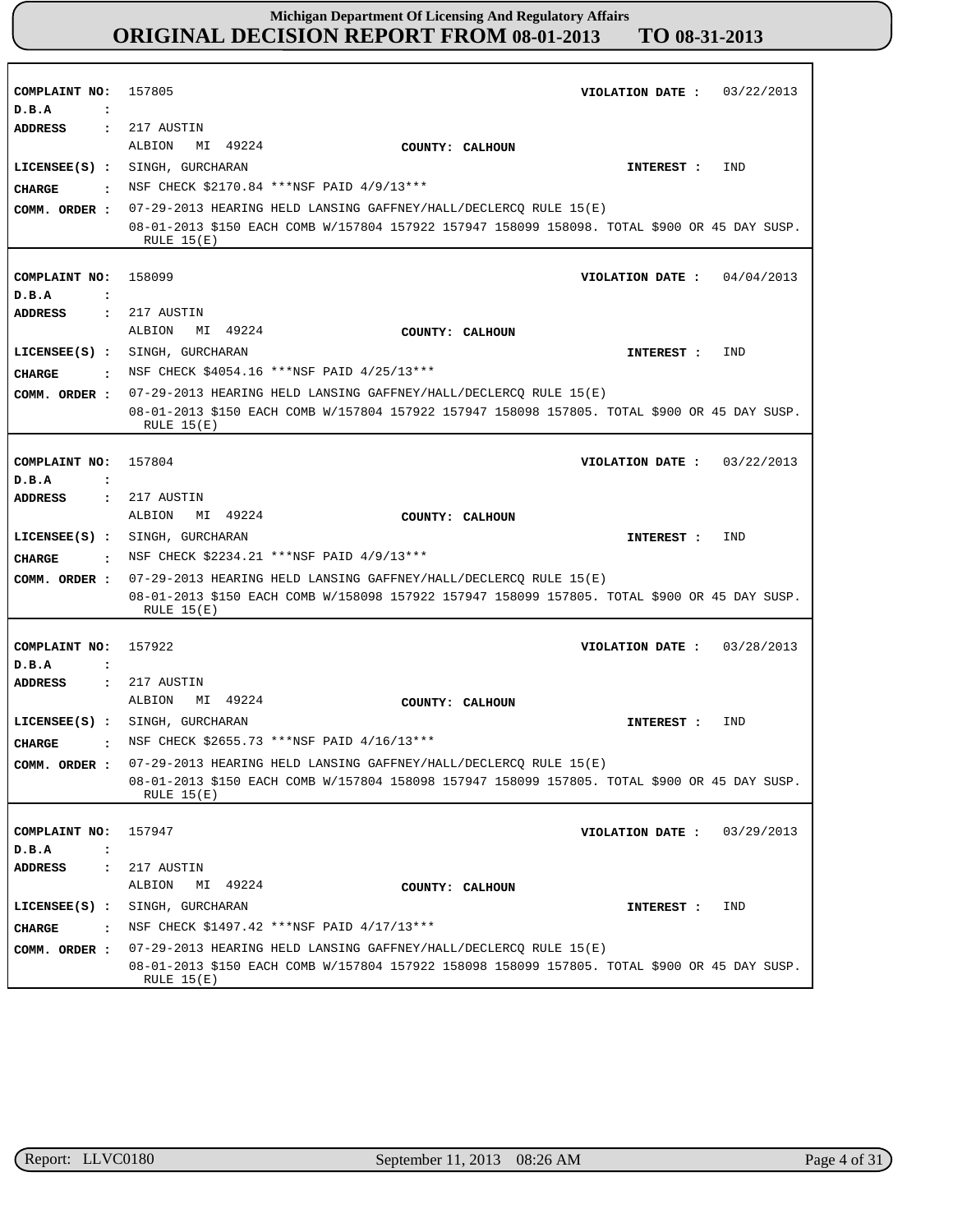# Michigan Department Of Licensing And Regulatory Affairs
# ORIGINAL DECISION REPORT FROM 08-01-2013 TO 08-31-2013

**COMPLAINT NO:** 157805 **VIOLATION DATE :** 03/22/2013
**D.B.A :**
**ADDRESS :** 217 AUSTIN
ALBION MI 49224 **COUNTY: CALHOUN**
**LICENSEE(S) :** SINGH, GURCHARAN **INTEREST :** IND
**CHARGE :** NSF CHECK $2170.84 ***NSF PAID 4/9/13***
**COMM. ORDER :** 07-29-2013 HEARING HELD LANSING GAFFNEY/HALL/DECLERCQ RULE 15(E)
08-01-2013 $150 EACH COMB W/157804 157922 157947 158099 158098. TOTAL $900 OR 45 DAY SUSP. RULE 15(E)

---

**COMPLAINT NO:** 158099 **VIOLATION DATE :** 04/04/2013
**D.B.A :**
**ADDRESS :** 217 AUSTIN
ALBION MI 49224 **COUNTY: CALHOUN**
**LICENSEE(S) :** SINGH, GURCHARAN **INTEREST :** IND
**CHARGE :** NSF CHECK $4054.16 ***NSF PAID 4/25/13***
**COMM. ORDER :** 07-29-2013 HEARING HELD LANSING GAFFNEY/HALL/DECLERCQ RULE 15(E)
08-01-2013 $150 EACH COMB W/157804 157922 157947 158098 157805. TOTAL $900 OR 45 DAY SUSP. RULE 15(E)

---

**COMPLAINT NO:** 157804 **VIOLATION DATE :** 03/22/2013
**D.B.A :**
**ADDRESS :** 217 AUSTIN
ALBION MI 49224 **COUNTY: CALHOUN**
**LICENSEE(S) :** SINGH, GURCHARAN **INTEREST :** IND
**CHARGE :** NSF CHECK $2234.21 ***NSF PAID 4/9/13***
**COMM. ORDER :** 07-29-2013 HEARING HELD LANSING GAFFNEY/HALL/DECLERCQ RULE 15(E)
08-01-2013 $150 EACH COMB W/158098 157922 157947 158099 157805. TOTAL $900 OR 45 DAY SUSP. RULE 15(E)

---

**COMPLAINT NO:** 157922 **VIOLATION DATE :** 03/28/2013
**D.B.A :**
**ADDRESS :** 217 AUSTIN
ALBION MI 49224 **COUNTY: CALHOUN**
**LICENSEE(S) :** SINGH, GURCHARAN **INTEREST :** IND
**CHARGE :** NSF CHECK $2655.73 ***NSF PAID 4/16/13***
**COMM. ORDER :** 07-29-2013 HEARING HELD LANSING GAFFNEY/HALL/DECLERCQ RULE 15(E)
08-01-2013 $150 EACH COMB W/157804 158098 157947 158099 157805. TOTAL $900 OR 45 DAY SUSP. RULE 15(E)

---

**COMPLAINT NO:** 157947 **VIOLATION DATE :** 03/29/2013
**D.B.A :**
**ADDRESS :** 217 AUSTIN
ALBION MI 49224 **COUNTY: CALHOUN**
**LICENSEE(S) :** SINGH, GURCHARAN **INTEREST :** IND
**CHARGE :** NSF CHECK $1497.42 ***NSF PAID 4/17/13***
**COMM. ORDER :** 07-29-2013 HEARING HELD LANSING GAFFNEY/HALL/DECLERCQ RULE 15(E)
08-01-2013 $150 EACH COMB W/157804 157922 158098 158099 157805. TOTAL $900 OR 45 DAY SUSP. RULE 15(E)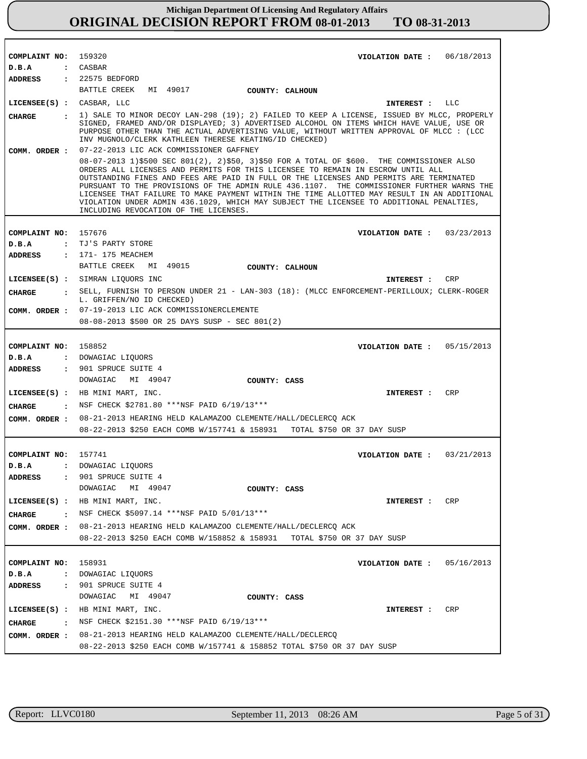# Michigan Department Of Licensing And Regulatory Affairs
## ORIGINAL DECISION REPORT FROM 08-01-2013 TO 08-31-2013

---

**COMPLAINT NO:** 159320 **VIOLATION DATE :** 06/18/2013
**D.B.A :** CASBAR
**ADDRESS :** 22575 BEDFORD
BATTLE CREEK MI 49017 **COUNTY: CALHOUN**
**LICENSEE(S) :** CASBAR, LLC **INTEREST :** LLC
**CHARGE :** 1) SALE TO MINOR DECOY LAN-298 (19); 2) FAILED TO KEEP A LICENSE, ISSUED BY MLCC, PROPERLY SIGNED, FRAMED AND/OR DISPLAYED; 3) ADVERTISED ALCOHOL ON ITEMS WHICH HAVE VALUE, USE OR PURPOSE OTHER THAN THE ACTUAL ADVERTISING VALUE, WITHOUT WRITTEN APPROVAL OF MLCC : (LCC INV MUGNOLO/CLERK KATHLEEN THERESE KEATING/ID CHECKED)
**COMM. ORDER :** 07-22-2013 LIC ACK COMMISSIONER GAFFNEY
08-07-2013 1)$500 SEC 801(2), 2)$50, 3)$50 FOR A TOTAL OF $600. THE COMMISSIONER ALSO ORDERS ALL LICENSES AND PERMITS FOR THIS LICENSEE TO REMAIN IN ESCROW UNTIL ALL OUTSTANDING FINES AND FEES ARE PAID IN FULL OR THE LICENSES AND PERMITS ARE TERMINATED PURSUANT TO THE PROVISIONS OF THE ADMIN RULE 436.1107. THE COMMISSIONER FURTHER WARNS THE LICENSEE THAT FAILURE TO MAKE PAYMENT WITHIN THE TIME ALLOTTED MAY RESULT IN AN ADDITIONAL VIOLATION UNDER ADMIN 436.1029, WHICH MAY SUBJECT THE LICENSEE TO ADDITIONAL PENALTIES, INCLUDING REVOCATION OF THE LICENSES.

---

**COMPLAINT NO:** 157676 **VIOLATION DATE :** 03/23/2013
**D.B.A :** TJ'S PARTY STORE
**ADDRESS :** 171- 175 MEACHEM
BATTLE CREEK MI 49015 **COUNTY: CALHOUN**
**LICENSEE(S) :** SIMRAN LIQUORS INC **INTEREST :** CRP
**CHARGE :** SELL, FURNISH TO PERSON UNDER 21 - LAN-303 (18): (MLCC ENFORCEMENT-PERILLOUX; CLERK-ROGER L. GRIFFEN/NO ID CHECKED)
**COMM. ORDER :** 07-19-2013 LIC ACK COMMISSIONERCLEMENTE
08-08-2013 $500 OR 25 DAYS SUSP - SEC 801(2)

---

**COMPLAINT NO:** 158852 **VIOLATION DATE :** 05/15/2013
**D.B.A :** DOWAGIAC LIQUORS
**ADDRESS :** 901 SPRUCE SUITE 4
DOWAGIAC MI 49047 **COUNTY: CASS**
**LICENSEE(S) :** HB MINI MART, INC. **INTEREST :** CRP
**CHARGE :** NSF CHECK $2781.80 ***NSF PAID 6/19/13***
**COMM. ORDER :** 08-21-2013 HEARING HELD KALAMAZOO CLEMENTE/HALL/DECLERCQ ACK
08-22-2013 $250 EACH COMB W/157741 & 158931 TOTAL $750 OR 37 DAY SUSP

---

**COMPLAINT NO:** 157741 **VIOLATION DATE :** 03/21/2013
**D.B.A :** DOWAGIAC LIQUORS
**ADDRESS :** 901 SPRUCE SUITE 4
DOWAGIAC MI 49047 **COUNTY: CASS**
**LICENSEE(S) :** HB MINI MART, INC. **INTEREST :** CRP
**CHARGE :** NSF CHECK $5097.14 ***NSF PAID 5/01/13***
**COMM. ORDER :** 08-21-2013 HEARING HELD KALAMAZOO CLEMENTE/HALL/DECLERCQ ACK
08-22-2013 $250 EACH COMB W/158852 & 158931 TOTAL $750 OR 37 DAY SUSP

---

**COMPLAINT NO:** 158931 **VIOLATION DATE :** 05/16/2013
**D.B.A :** DOWAGIAC LIQUORS
**ADDRESS :** 901 SPRUCE SUITE 4
DOWAGIAC MI 49047 **COUNTY: CASS**
**LICENSEE(S) :** HB MINI MART, INC. **INTEREST :** CRP
**CHARGE :** NSF CHECK $2151.30 ***NSF PAID 6/19/13***
**COMM. ORDER :** 08-21-2013 HEARING HELD KALAMAZOO CLEMENTE/HALL/DECLERCQ
08-22-2013 $250 EACH COMB W/157741 & 158852 TOTAL $750 OR 37 DAY SUSP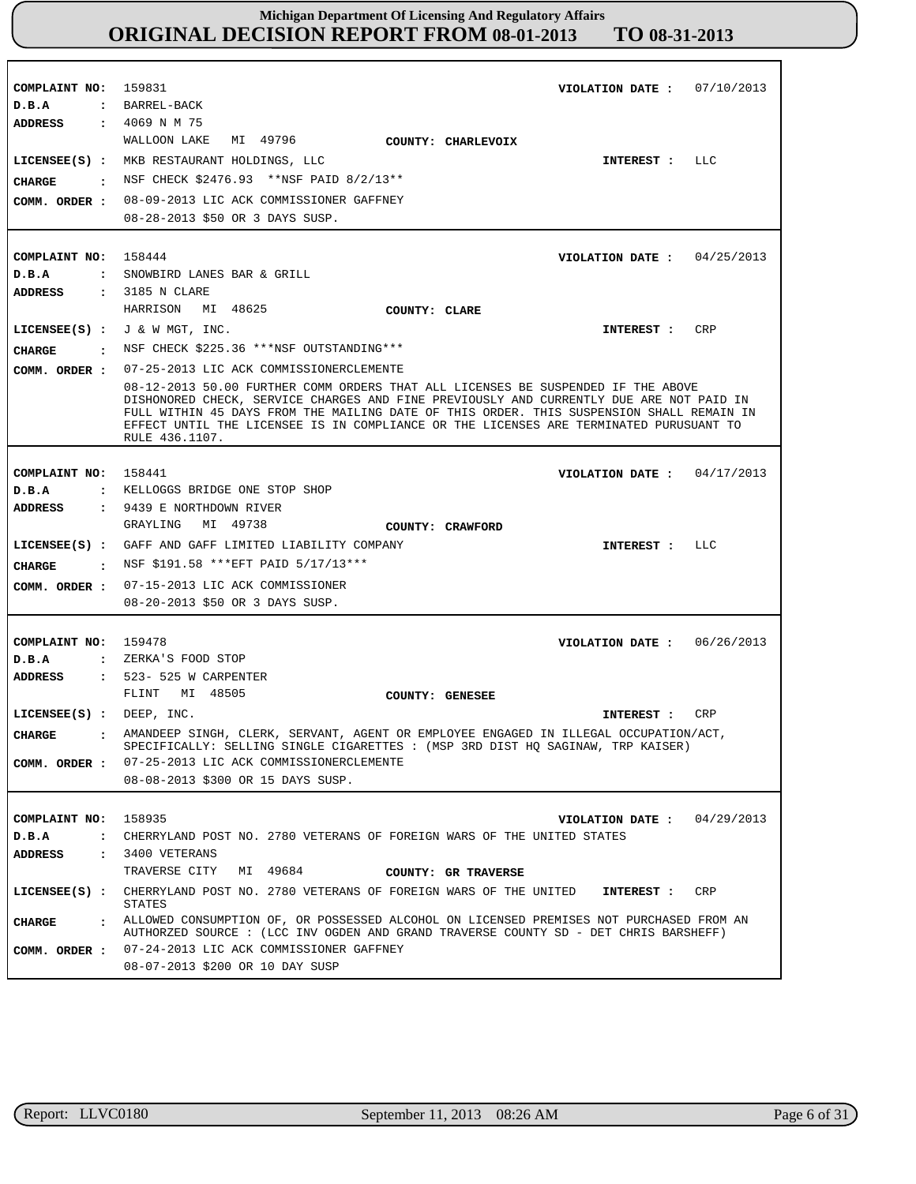**COMPLAINT NO:** 159831 **VIOLATION DATE :** 07/10/2013
**D.B.A :** BARREL-BACK
**ADDRESS :** 4069 N M 75
WALLOON LAKE MI 49796 **COUNTY:** CHARLEVOIX
**LICENSEE(S) :** MKB RESTAURANT HOLDINGS, LLC **INTEREST :** LLC
**CHARGE :** NSF CHECK $2476.93 **NSF PAID 8/2/13**
**COMM. ORDER :** 08-09-2013 LIC ACK COMMISSIONER GAFFNEY
08-28-2013 $50 OR 3 DAYS SUSP.

---

**COMPLAINT NO:** 158444 **VIOLATION DATE :** 04/25/2013
**D.B.A :** SNOWBIRD LANES BAR & GRILL
**ADDRESS :** 3185 N CLARE
HARRISON MI 48625 **COUNTY:** CLARE
**LICENSEE(S) :** J & W MGT, INC. **INTEREST :** CRP
**CHARGE :** NSF CHECK $225.36 ***NSF OUTSTANDING***
**COMM. ORDER :** 07-25-2013 LIC ACK COMMISSIONERCLEMENTE
08-12-2013 50.00 FURTHER COMM ORDERS THAT ALL LICENSES BE SUSPENDED IF THE ABOVE DISHONORED CHECK, SERVICE CHARGES AND FINE PREVIOUSLY AND CURRENTLY DUE ARE NOT PAID IN FULL WITHIN 45 DAYS FROM THE MAILING DATE OF THIS ORDER. THIS SUSPENSION SHALL REMAIN IN EFFECT UNTIL THE LICENSEE IS IN COMPLIANCE OR THE LICENSES ARE TERMINATED PURUSUANT TO RULE 436.1107.

---

**COMPLAINT NO:** 158441 **VIOLATION DATE :** 04/17/2013
**D.B.A :** KELLOGGS BRIDGE ONE STOP SHOP
**ADDRESS :** 9439 E NORTHDOWN RIVER
GRAYLING MI 49738 **COUNTY:** CRAWFORD
**LICENSEE(S) :** GAFF AND GAFF LIMITED LIABILITY COMPANY **INTEREST :** LLC
**CHARGE :** NSF $191.58 ***EFT PAID 5/17/13***
**COMM. ORDER :** 07-15-2013 LIC ACK COMMISSIONER
08-20-2013 $50 OR 3 DAYS SUSP.

---

**COMPLAINT NO:** 159478 **VIOLATION DATE :** 06/26/2013
**D.B.A :** ZERKA'S FOOD STOP
**ADDRESS :** 523- 525 W CARPENTER
FLINT MI 48505 **COUNTY:** GENESEE
**LICENSEE(S) :** DEEP, INC. **INTEREST :** CRP
**CHARGE :** AMANDEEP SINGH, CLERK, SERVANT, AGENT OR EMPLOYEE ENGAGED IN ILLEGAL OCCUPATION/ACT, SPECIFICALLY: SELLING SINGLE CIGARETTES : (MSP 3RD DIST HQ SAGINAW, TRP KAISER)
**COMM. ORDER :** 07-25-2013 LIC ACK COMMISSIONERCLEMENTE
08-08-2013 $300 OR 15 DAYS SUSP.

---

**COMPLAINT NO:** 158935 **VIOLATION DATE :** 04/29/2013
**D.B.A :** CHERRYLAND POST NO. 2780 VETERANS OF FOREIGN WARS OF THE UNITED STATES
**ADDRESS :** 3400 VETERANS
TRAVERSE CITY MI 49684 **COUNTY:** GR TRAVERSE
**LICENSEE(S) :** CHERRYLAND POST NO. 2780 VETERANS OF FOREIGN WARS OF THE UNITED STATES **INTEREST :** CRP
**CHARGE :** ALLOWED CONSUMPTION OF, OR POSSESSED ALCOHOL ON LICENSED PREMISES NOT PURCHASED FROM AN AUTHORZED SOURCE : (LCC INV OGDEN AND GRAND TRAVERSE COUNTY SD - DET CHRIS BARSHEFF)
**COMM. ORDER :** 07-24-2013 LIC ACK COMMISSIONER GAFFNEY
08-07-2013 $200 OR 10 DAY SUSP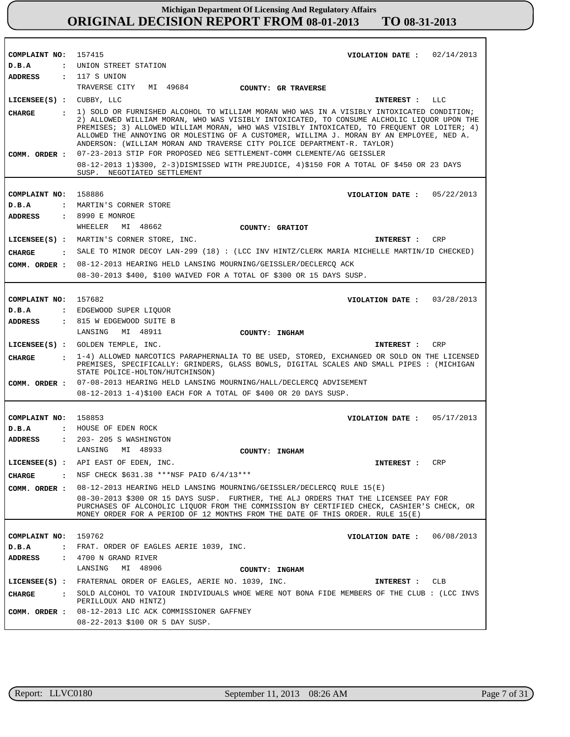| Field | Value |
|---|---|
| COMPLAINT NO: | 157415 |
| VIOLATION DATE : | 02/14/2013 |
| D.B.A : | UNION STREET STATION |
| ADDRESS : | 117 S UNION<br>TRAVERSE CITY MI 49684 |
| COUNTY: | GR TRAVERSE |
| LICENSEE(S) : | CUBBY, LLC |
| INTEREST : | LLC |
| CHARGE : | 1) SOLD OR FURNISHED ALCOHOL TO WILLIAM MORAN WHO WAS IN A VISIBLY INTOXICATED CONDITION; 2) ALLOWED WILLIAM MORAN, WHO WAS VISIBLY INTOXICATED, TO CONSUME ALCHOLIC LIQUOR UPON THE PREMISES; 3) ALLOWED WILLIAM MORAN, WHO WAS VISIBLY INTOXICATED, TO FREQUENT OR LOITER; 4) ALLOWED THE ANNOYING OR MOLESTING OF A CUSTOMER, WILLIMA J. MORAN BY AN EMPLOYEE, NED A. ANDERSON: (WILLIAM MORAN AND TRAVERSE CITY POLICE DEPARTMENT-R. TAYLOR) |
| COMM. ORDER : | 07-23-2013 STIP FOR PROPOSED NEG SETTLEMENT-COMM CLEMENTE/AG GEISSLER<br>08-12-2013 1)$300, 2-3)DISMISSED WITH PREJUDICE, 4)$150 FOR A TOTAL OF $450 OR 23 DAYS SUSP. NEGOTIATED SETTLEMENT |

| Field | Value |
|---|---|
| COMPLAINT NO: | 158886 |
| VIOLATION DATE : | 05/22/2013 |
| D.B.A : | MARTIN'S CORNER STORE |
| ADDRESS : | 8990 E MONROE<br>WHEELER MI 48662 |
| COUNTY: | GRATIOT |
| LICENSEE(S) : | MARTIN'S CORNER STORE, INC. |
| INTEREST : | CRP |
| CHARGE : | SALE TO MINOR DECOY LAN-299 (18) : (LCC INV HINTZ/CLERK MARIA MICHELLE MARTIN/ID CHECKED) |
| COMM. ORDER : | 08-12-2013 HEARING HELD LANSING MOURNING/GEISSLER/DECLERCQ ACK<br>08-30-2013 $400, $100 WAIVED FOR A TOTAL OF $300 OR 15 DAYS SUSP. |

| Field | Value |
|---|---|
| COMPLAINT NO: | 157682 |
| VIOLATION DATE : | 03/28/2013 |
| D.B.A : | EDGEWOOD SUPER LIQUOR |
| ADDRESS : | 815 W EDGEWOOD SUITE B<br>LANSING MI 48911 |
| COUNTY: | INGHAM |
| LICENSEE(S) : | GOLDEN TEMPLE, INC. |
| INTEREST : | CRP |
| CHARGE : | 1-4) ALLOWED NARCOTICS PARAPHERNALIA TO BE USED, STORED, EXCHANGED OR SOLD ON THE LICENSED PREMISES, SPECIFICALLY: GRINDERS, GLASS BOWLS, DIGITAL SCALES AND SMALL PIPES : (MICHIGAN STATE POLICE-HOLTON/HUTCHINSON) |
| COMM. ORDER : | 07-08-2013 HEARING HELD LANSING MOURNING/HALL/DECLERCQ ADVISEMENT<br>08-12-2013 1-4)$100 EACH FOR A TOTAL OF $400 OR 20 DAYS SUSP. |

| Field | Value |
|---|---|
| COMPLAINT NO: | 158853 |
| VIOLATION DATE : | 05/17/2013 |
| D.B.A : | HOUSE OF EDEN ROCK |
| ADDRESS : | 203- 205 S WASHINGTON<br>LANSING MI 48933 |
| COUNTY: | INGHAM |
| LICENSEE(S) : | API EAST OF EDEN, INC. |
| INTEREST : | CRP |
| CHARGE : | NSF CHECK $631.38 ***NSF PAID 6/4/13*** |
| COMM. ORDER : | 08-12-2013 HEARING HELD LANSING MOURNING/GEISSLER/DECLERCQ RULE 15(E)<br>08-30-2013 $300 OR 15 DAYS SUSP. FURTHER, THE ALJ ORDERS THAT THE LICENSEE PAY FOR PURCHASES OF ALCOHOLIC LIQUOR FROM THE COMMISSION BY CERTIFIED CHECK, CASHIER'S CHECK, OR MONEY ORDER FOR A PERIOD OF 12 MONTHS FROM THE DATE OF THIS ORDER. RULE 15(E) |

| Field | Value |
|---|---|
| COMPLAINT NO: | 159762 |
| VIOLATION DATE : | 06/08/2013 |
| D.B.A : | FRAT. ORDER OF EAGLES AERIE 1039, INC. |
| ADDRESS : | 4700 N GRAND RIVER<br>LANSING MI 48906 |
| COUNTY: | INGHAM |
| LICENSEE(S) : | FRATERNAL ORDER OF EAGLES, AERIE NO. 1039, INC. |
| INTEREST : | CLB |
| CHARGE : | SOLD ALCOHOL TO VAIOUR INDIVIDUALS WHOE WERE NOT BONA FIDE MEMBERS OF THE CLUB : (LCC INVS PERILLOUX AND HINTZ) |
| COMM. ORDER : | 08-12-2013 LIC ACK COMMISSIONER GAFFNEY<br>08-22-2013 $100 OR 5 DAY SUSP. |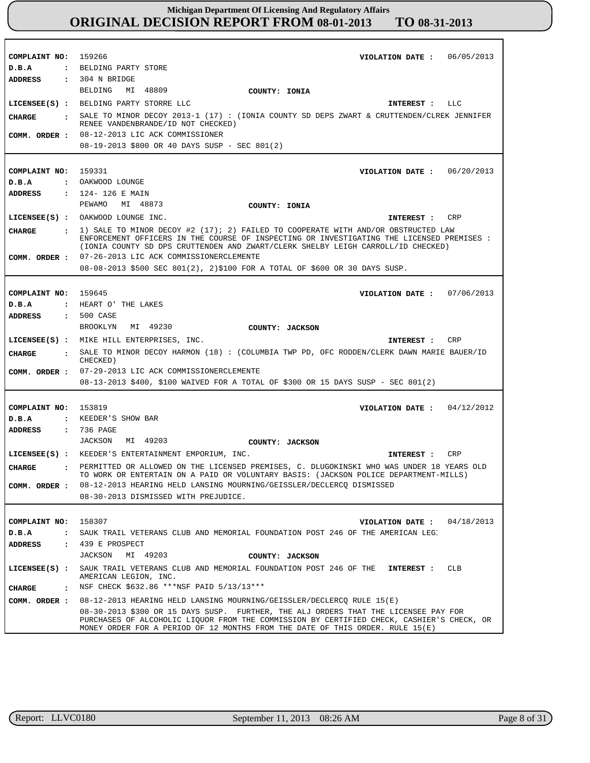# Michigan Department Of Licensing And Regulatory Affairs

## ORIGINAL DECISION REPORT FROM 08-01-2013 TO 08-31-2013

**COMPLAINT NO:** 159266  **VIOLATION DATE :** 06/05/2013
**D.B.A :** BELDING PARTY STORE
**ADDRESS :** 304 N BRIDGE
BELDING MI 48809  **COUNTY:** IONIA
**LICENSEE(S) :** BELDING PARTY STORRE LLC  **INTEREST :** LLC
**CHARGE :** SALE TO MINOR DECOY 2013-1 (17) : (IONIA COUNTY SD DEPS ZWART & CRUTTENDEN/CLREK JENNIFER RENEE VANDENBRANDE/ID NOT CHECKED)
**COMM. ORDER :** 08-12-2013 LIC ACK COMMISSIONER
08-19-2013 $800 OR 40 DAYS SUSP - SEC 801(2)

---

**COMPLAINT NO:** 159331  **VIOLATION DATE :** 06/20/2013
**D.B.A :** OAKWOOD LOUNGE
**ADDRESS :** 124- 126 E MAIN
PEWAMO MI 48873  **COUNTY:** IONIA
**LICENSEE(S) :** OAKWOOD LOUNGE INC.  **INTEREST :** CRP
**CHARGE :** 1) SALE TO MINOR DECOY #2 (17); 2) FAILED TO COOPERATE WITH AND/OR OBSTRUCTED LAW ENFORCEMENT OFFICERS IN THE COURSE OF INSPECTING OR INVESTIGATING THE LICENSED PREMISES : (IONIA COUNTY SD DPS CRUTTENDEN AND ZWART/CLERK SHELBY LEIGH CARROLL/ID CHECKED)
**COMM. ORDER :** 07-26-2013 LIC ACK COMMISSIONERCLEMENTE
08-08-2013 $500 SEC 801(2), 2)$100 FOR A TOTAL OF $600 OR 30 DAYS SUSP.

---

**COMPLAINT NO:** 159645  **VIOLATION DATE :** 07/06/2013
**D.B.A :** HEART O' THE LAKES
**ADDRESS :** 500 CASE
BROOKLYN MI 49230  **COUNTY:** JACKSON
**LICENSEE(S) :** MIKE HILL ENTERPRISES, INC.  **INTEREST :** CRP
**CHARGE :** SALE TO MINOR DECOY HARMON (18) : (COLUMBIA TWP PD, OFC RODDEN/CLERK DAWN MARIE BAUER/ID CHECKED)
**COMM. ORDER :** 07-29-2013 LIC ACK COMMISSIONERCLEMENTE
08-13-2013 $400, $100 WAIVED FOR A TOTAL OF $300 OR 15 DAYS SUSP - SEC 801(2)

---

**COMPLAINT NO:** 153819  **VIOLATION DATE :** 04/12/2012
**D.B.A :** KEEDER'S SHOW BAR
**ADDRESS :** 736 PAGE
JACKSON MI 49203  **COUNTY:** JACKSON
**LICENSEE(S) :** KEEDER'S ENTERTAINMENT EMPORIUM, INC.  **INTEREST :** CRP
**CHARGE :** PERMITTED OR ALLOWED ON THE LICENSED PREMISES, C. DLUGOKINSKI WHO WAS UNDER 18 YEARS OLD TO WORK OR ENTERTAIN ON A PAID OR VOLUNTARY BASIS: (JACKSON POLICE DEPARTMENT-MILLS)
**COMM. ORDER :** 08-12-2013 HEARING HELD LANSING MOURNING/GEISSLER/DECLERCQ DISMISSED
08-30-2013 DISMISSED WITH PREJUDICE.

---

**COMPLAINT NO:** 158307  **VIOLATION DATE :** 04/18/2013
**D.B.A :** SAUK TRAIL VETERANS CLUB AND MEMORIAL FOUNDATION POST 246 OF THE AMERICAN LEG
**ADDRESS :** 439 E PROSPECT
JACKSON MI 49203  **COUNTY:** JACKSON
**LICENSEE(S) :** SAUK TRAIL VETERANS CLUB AND MEMORIAL FOUNDATION POST 246 OF THE AMERICAN LEGION, INC.  **INTEREST :** CLB
**CHARGE :** NSF CHECK $632.86 ***NSF PAID 5/13/13***
**COMM. ORDER :** 08-12-2013 HEARING HELD LANSING MOURNING/GEISSLER/DECLERCQ RULE 15(E)
08-30-2013 $300 OR 15 DAYS SUSP. FURTHER, THE ALJ ORDERS THAT THE LICENSEE PAY FOR PURCHASES OF ALCOHOLIC LIQUOR FROM THE COMMISSION BY CERTIFIED CHECK, CASHIER'S CHECK, OR MONEY ORDER FOR A PERIOD OF 12 MONTHS FROM THE DATE OF THIS ORDER. RULE 15(E)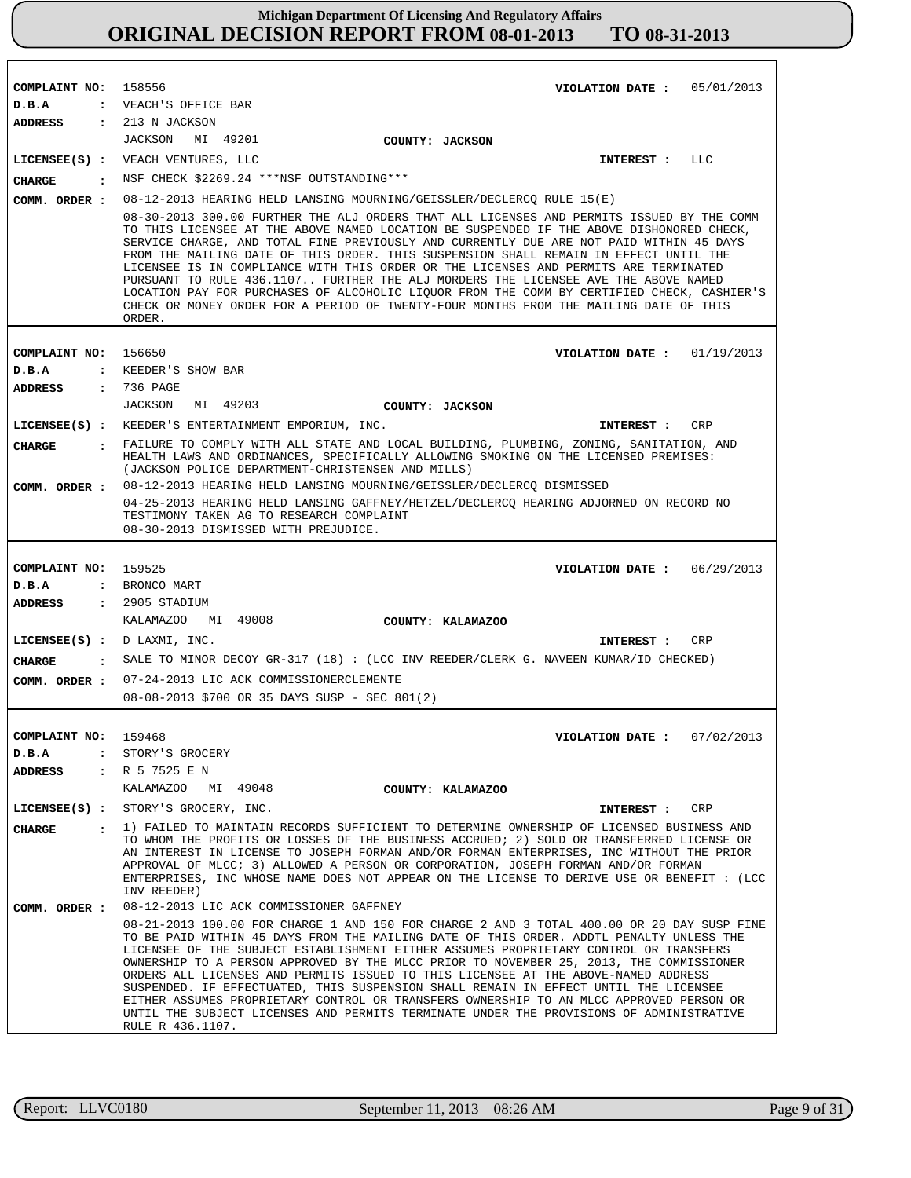**COMPLAINT NO:** 158556  **VIOLATION DATE :** 05/01/2013
**D.B.A :** VEACH'S OFFICE BAR
**ADDRESS :** 213 N JACKSON
JACKSON MI 49201  **COUNTY: JACKSON**
**LICENSEE(S) :** VEACH VENTURES, LLC  **INTEREST :** LLC
**CHARGE :** NSF CHECK $2269.24 ***NSF OUTSTANDING***
**COMM. ORDER :** 08-12-2013 HEARING HELD LANSING MOURNING/GEISSLER/DECLERCQ RULE 15(E)

08-30-2013 300.00 FURTHER THE ALJ ORDERS THAT ALL LICENSES AND PERMITS ISSUED BY THE COMM TO THIS LICENSEE AT THE ABOVE NAMED LOCATION BE SUSPENDED IF THE ABOVE DISHONORED CHECK, SERVICE CHARGE, AND TOTAL FINE PREVIOUSLY AND CURRENTLY DUE ARE NOT PAID WITHIN 45 DAYS FROM THE MAILING DATE OF THIS ORDER. THIS SUSPENSION SHALL REMAIN IN EFFECT UNTIL THE LICENSEE IS IN COMPLIANCE WITH THIS ORDER OR THE LICENSES AND PERMITS ARE TERMINATED PURSUANT TO RULE 436.1107.. FURTHER THE ALJ MORDERS THE LICENSEE AVE THE ABOVE NAMED LOCATION PAY FOR PURCHASES OF ALCOHOLIC LIQUOR FROM THE COMM BY CERTIFIED CHECK, CASHIER'S CHECK OR MONEY ORDER FOR A PERIOD OF TWENTY-FOUR MONTHS FROM THE MAILING DATE OF THIS ORDER.

---

**COMPLAINT NO:** 156650  **VIOLATION DATE :** 01/19/2013
**D.B.A :** KEEDER'S SHOW BAR
**ADDRESS :** 736 PAGE
JACKSON MI 49203  **COUNTY: JACKSON**
**LICENSEE(S) :** KEEDER'S ENTERTAINMENT EMPORIUM, INC.  **INTEREST :** CRP
**CHARGE :** FAILURE TO COMPLY WITH ALL STATE AND LOCAL BUILDING, PLUMBING, ZONING, SANITATION, AND HEALTH LAWS AND ORDINANCES, SPECIFICALLY ALLOWING SMOKING ON THE LICENSED PREMISES: (JACKSON POLICE DEPARTMENT-CHRISTENSEN AND MILLS)
**COMM. ORDER :** 08-12-2013 HEARING HELD LANSING MOURNING/GEISSLER/DECLERCQ DISMISSED

04-25-2013 HEARING HELD LANSING GAFFNEY/HETZEL/DECLERCQ HEARING ADJORNED ON RECORD NO TESTIMONY TAKEN AG TO RESEARCH COMPLAINT
08-30-2013 DISMISSED WITH PREJUDICE.

---

**COMPLAINT NO:** 159525  **VIOLATION DATE :** 06/29/2013
**D.B.A :** BRONCO MART
**ADDRESS :** 2905 STADIUM
KALAMAZOO MI 49008  **COUNTY: KALAMAZOO**
**LICENSEE(S) :** D LAXMI, INC.  **INTEREST :** CRP
**CHARGE :** SALE TO MINOR DECOY GR-317 (18) : (LCC INV REEDER/CLERK G. NAVEEN KUMAR/ID CHECKED)
**COMM. ORDER :** 07-24-2013 LIC ACK COMMISSIONERCLEMENTE

08-08-2013 $700 OR 35 DAYS SUSP - SEC 801(2)

---

**COMPLAINT NO:** 159468  **VIOLATION DATE :** 07/02/2013
**D.B.A :** STORY'S GROCERY
**ADDRESS :** R 5 7525 E N
KALAMAZOO MI 49048  **COUNTY: KALAMAZOO**
**LICENSEE(S) :** STORY'S GROCERY, INC.  **INTEREST :** CRP
**CHARGE :** 1) FAILED TO MAINTAIN RECORDS SUFFICIENT TO DETERMINE OWNERSHIP OF LICENSED BUSINESS AND TO WHOM THE PROFITS OR LOSSES OF THE BUSINESS ACCRUED; 2) SOLD OR TRANSFERRED LICENSE OR AN INTEREST IN LICENSE TO JOSEPH FORMAN AND/OR FORMAN ENTERPRISES, INC WITHOUT THE PRIOR APPROVAL OF MLCC; 3) ALLOWED A PERSON OR CORPORATION, JOSEPH FORMAN AND/OR FORMAN ENTERPRISES, INC WHOSE NAME DOES NOT APPEAR ON THE LICENSE TO DERIVE USE OR BENEFIT : (LCC INV REEDER)
**COMM. ORDER :** 08-12-2013 LIC ACK COMMISSIONER GAFFNEY

08-21-2013 100.00 FOR CHARGE 1 AND 150 FOR CHARGE 2 AND 3 TOTAL 400.00 OR 20 DAY SUSP FINE TO BE PAID WITHIN 45 DAYS FROM THE MAILING DATE OF THIS ORDER. ADDTL PENALTY UNLESS THE LICENSEE OF THE SUBJECT ESTABLISHMENT EITHER ASSUMES PROPRIETARY CONTROL OR TRANSFERS OWNERSHIP TO A PERSON APPROVED BY THE MLCC PRIOR TO NOVEMBER 25, 2013, THE COMMISSIONER ORDERS ALL LICENSES AND PERMITS ISSUED TO THIS LICENSEE AT THE ABOVE-NAMED ADDRESS SUSPENDED. IF EFFECTUATED, THIS SUSPENSION SHALL REMAIN IN EFFECT UNTIL THE LICENSEE EITHER ASSUMES PROPRIETARY CONTROL OR TRANSFERS OWNERSHIP TO AN MLCC APPROVED PERSON OR UNTIL THE SUBJECT LICENSES AND PERMITS TERMINATE UNDER THE PROVISIONS OF ADMINISTRATIVE RULE R 436.1107.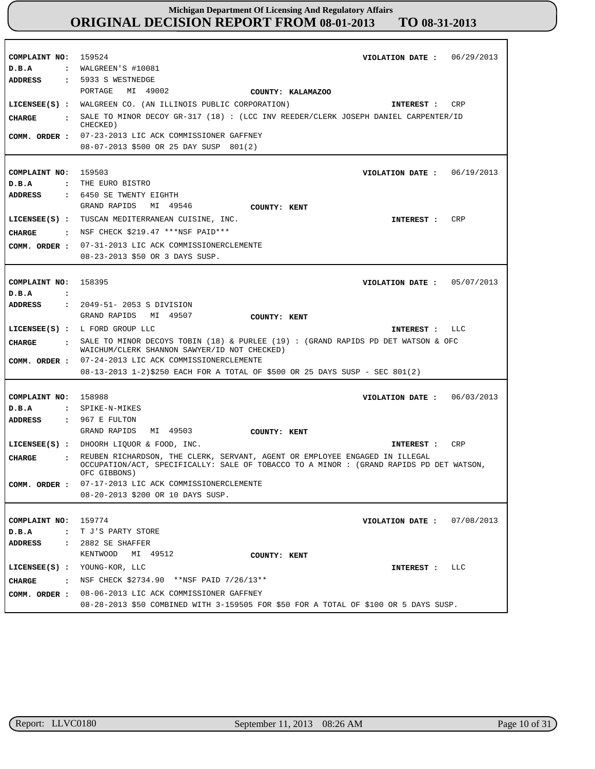# Michigan Department Of Licensing And Regulatory Affairs
## ORIGINAL DECISION REPORT FROM 08-01-2013 TO 08-31-2013

**COMPLAINT NO:** 159524  
**VIOLATION DATE :** 06/29/2013  
**D.B.A :** WALGREEN'S #10081  
**ADDRESS :** 5933 S WESTNEDGE  
PORTAGE MI 49002  
**COUNTY:** KALAMAZOO  
**LICENSEE(S) :** WALGREEN CO. (AN ILLINOIS PUBLIC CORPORATION)  
**INTEREST :** CRP  
**CHARGE :** SALE TO MINOR DECOY GR-317 (18) : (LCC INV REEDER/CLERK JOSEPH DANIEL CARPENTER/ID CHECKED)  
**COMM. ORDER :** 07-23-2013 LIC ACK COMMISSIONER GAFFNEY  
08-07-2013 $500 OR 25 DAY SUSP 801(2)

---

**COMPLAINT NO:** 159503  
**VIOLATION DATE :** 06/19/2013  
**D.B.A :** THE EURO BISTRO  
**ADDRESS :** 6450 SE TWENTY EIGHTH  
GRAND RAPIDS MI 49546  
**COUNTY:** KENT  
**LICENSEE(S) :** TUSCAN MEDITERRANEAN CUISINE, INC.  
**INTEREST :** CRP  
**CHARGE :** NSF CHECK $219.47 ***NSF PAID***  
**COMM. ORDER :** 07-31-2013 LIC ACK COMMISSIONERCLEMENTE  
08-23-2013 $50 OR 3 DAYS SUSP.

---

**COMPLAINT NO:** 158395  
**VIOLATION DATE :** 05/07/2013  
**D.B.A :**  
**ADDRESS :** 2049-51- 2053 S DIVISION  
GRAND RAPIDS MI 49507  
**COUNTY:** KENT  
**LICENSEE(S) :** L FORD GROUP LLC  
**INTEREST :** LLC  
**CHARGE :** SALE TO MINOR DECOYS TOBIN (18) & PURLEE (19) : (GRAND RAPIDS PD DET WATSON & OFC WAICHUM/CLERK SHANNON SAWYER/ID NOT CHECKED)  
**COMM. ORDER :** 07-24-2013 LIC ACK COMMISSIONERCLEMENTE  
08-13-2013 1-2)$250 EACH FOR A TOTAL OF $500 OR 25 DAYS SUSP - SEC 801(2)

---

**COMPLAINT NO:** 158988  
**VIOLATION DATE :** 06/03/2013  
**D.B.A :** SPIKE-N-MIKES  
**ADDRESS :** 967 E FULTON  
GRAND RAPIDS MI 49503  
**COUNTY:** KENT  
**LICENSEE(S) :** DHOORH LIQUOR & FOOD, INC.  
**INTEREST :** CRP  
**CHARGE :** REUBEN RICHARDSON, THE CLERK, SERVANT, AGENT OR EMPLOYEE ENGAGED IN ILLEGAL OCCUPATION/ACT, SPECIFICALLY: SALE OF TOBACCO TO A MINOR : (GRAND RAPIDS PD DET WATSON, OFC GIBBONS)  
**COMM. ORDER :** 07-17-2013 LIC ACK COMMISSIONERCLEMENTE  
08-20-2013 $200 OR 10 DAYS SUSP.

---

**COMPLAINT NO:** 159774  
**VIOLATION DATE :** 07/08/2013  
**D.B.A :** T J'S PARTY STORE  
**ADDRESS :** 2882 SE SHAFFER  
KENTWOOD MI 49512  
**COUNTY:** KENT  
**LICENSEE(S) :** YOUNG-KOR, LLC  
**INTEREST :** LLC  
**CHARGE :** NSF CHECK $2734.90 **NSF PAID 7/26/13**  
**COMM. ORDER :** 08-06-2013 LIC ACK COMMISSIONER GAFFNEY  
08-28-2013 $50 COMBINED WITH 3-159505 FOR $50 FOR A TOTAL OF $100 OR 5 DAYS SUSP.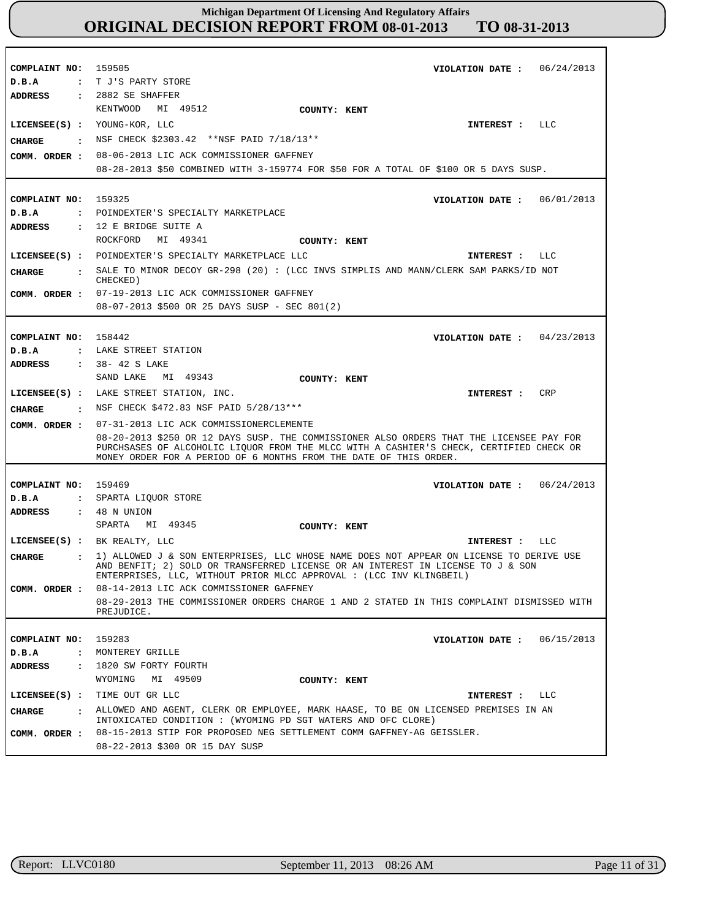# Michigan Department Of Licensing And Regulatory Affairs
## ORIGINAL DECISION REPORT FROM 08-01-2013 TO 08-31-2013

**COMPLAINT NO:** 159505  **VIOLATION DATE :** 06/24/2013
**D.B.A :** T J'S PARTY STORE
**ADDRESS :** 2882 SE SHAFFER
KENTWOOD MI 49512  **COUNTY:** KENT
**LICENSEE(S) :** YOUNG-KOR, LLC  **INTEREST :** LLC
**CHARGE :** NSF CHECK $2303.42 **NSF PAID 7/18/13**
**COMM. ORDER :** 08-06-2013 LIC ACK COMMISSIONER GAFFNEY
08-28-2013 $50 COMBINED WITH 3-159774 FOR $50 FOR A TOTAL OF $100 OR 5 DAYS SUSP.

---

**COMPLAINT NO:** 159325  **VIOLATION DATE :** 06/01/2013
**D.B.A :** POINDEXTER'S SPECIALTY MARKETPLACE
**ADDRESS :** 12 E BRIDGE SUITE A
ROCKFORD MI 49341  **COUNTY:** KENT
**LICENSEE(S) :** POINDEXTER'S SPECIALTY MARKETPLACE LLC  **INTEREST :** LLC
**CHARGE :** SALE TO MINOR DECOY GR-298 (20) : (LCC INVS SIMPLIS AND MANN/CLERK SAM PARKS/ID NOT CHECKED)
**COMM. ORDER :** 07-19-2013 LIC ACK COMMISSIONER GAFFNEY
08-07-2013 $500 OR 25 DAYS SUSP - SEC 801(2)

---

**COMPLAINT NO:** 158442  **VIOLATION DATE :** 04/23/2013
**D.B.A :** LAKE STREET STATION
**ADDRESS :** 38- 42 S LAKE
SAND LAKE MI 49343  **COUNTY:** KENT
**LICENSEE(S) :** LAKE STREET STATION, INC.  **INTEREST :** CRP
**CHARGE :** NSF CHECK $472.83 NSF PAID 5/28/13***
**COMM. ORDER :** 07-31-2013 LIC ACK COMMISSIONERCLEMENTE
08-20-2013 $250 OR 12 DAYS SUSP. THE COMMISSIONER ALSO ORDERS THAT THE LICENSEE PAY FOR PURCHSASES OF ALCOHOLIC LIQUOR FROM THE MLCC WITH A CASHIER'S CHECK, CERTIFIED CHECK OR MONEY ORDER FOR A PERIOD OF 6 MONTHS FROM THE DATE OF THIS ORDER.

---

**COMPLAINT NO:** 159469  **VIOLATION DATE :** 06/24/2013
**D.B.A :** SPARTA LIQUOR STORE
**ADDRESS :** 48 N UNION
SPARTA MI 49345  **COUNTY:** KENT
**LICENSEE(S) :** BK REALTY, LLC  **INTEREST :** LLC
**CHARGE :** 1) ALLOWED J & SON ENTERPRISES, LLC WHOSE NAME DOES NOT APPEAR ON LICENSE TO DERIVE USE AND BENFIT; 2) SOLD OR TRANSFERRED LICENSE OR AN INTEREST IN LICENSE TO J & SON ENTERPRISES, LLC, WITHOUT PRIOR MLCC APPROVAL : (LCC INV KLINGBEIL)
**COMM. ORDER :** 08-14-2013 LIC ACK COMMISSIONER GAFFNEY
08-29-2013 THE COMMISSIONER ORDERS CHARGE 1 AND 2 STATED IN THIS COMPLAINT DISMISSED WITH PREJUDICE.

---

**COMPLAINT NO:** 159283  **VIOLATION DATE :** 06/15/2013
**D.B.A :** MONTEREY GRILLE
**ADDRESS :** 1820 SW FORTY FOURTH
WYOMING MI 49509  **COUNTY:** KENT
**LICENSEE(S) :** TIME OUT GR LLC  **INTEREST :** LLC
**CHARGE :** ALLOWED AND AGENT, CLERK OR EMPLOYEE, MARK HAASE, TO BE ON LICENSED PREMISES IN AN INTOXICATED CONDITION : (WYOMING PD SGT WATERS AND OFC CLORE)
**COMM. ORDER :** 08-15-2013 STIP FOR PROPOSED NEG SETTLEMENT COMM GAFFNEY-AG GEISSLER.
08-22-2013 $300 OR 15 DAY SUSP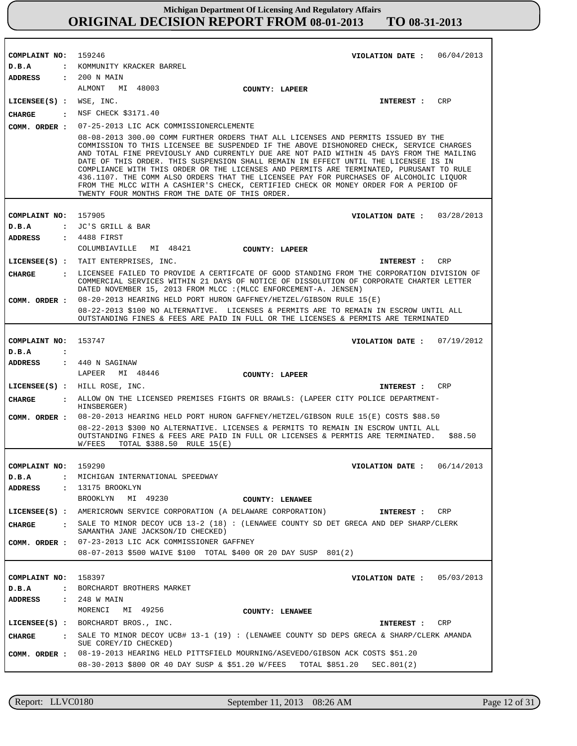# Michigan Department Of Licensing And Regulatory Affairs

## ORIGINAL DECISION REPORT FROM 08-01-2013 TO 08-31-2013

**COMPLAINT NO:** 159246 **VIOLATION DATE :** 06/04/2013
**D.B.A :** KOMMUNITY KRACKER BARREL
**ADDRESS :** 200 N MAIN
ALMONT MI 48003 **COUNTY: LAPEER**
**LICENSEE(S) :** WSE, INC. **INTEREST :** CRP
**CHARGE :** NSF CHECK $3171.40
**COMM. ORDER :** 07-25-2013 LIC ACK COMMISSIONERCLEMENTE
08-08-2013 300.00 COMM FURTHER ORDERS THAT ALL LICENSES AND PERMITS ISSUED BY THE COMMISSION TO THIS LICENSEE BE SUSPENDED IF THE ABOVE DISHONORED CHECK, SERVICE CHARGES AND TOTAL FINE PREVIOUSLY AND CURRENTLY DUE ARE NOT PAID WITHIN 45 DAYS FROM THE MAILING DATE OF THIS ORDER. THIS SUSPENSION SHALL REMAIN IN EFFECT UNTIL THE LICENSEE IS IN COMPLIANCE WITH THIS ORDER OR THE LICENSES AND PERMITS ARE TERMINATED, PURUSANT TO RULE 436.1107. THE COMM ALSO ORDERS THAT THE LICENSEE PAY FOR PURCHASES OF ALCOHOLIC LIQUOR FROM THE MLCC WITH A CASHIER'S CHECK, CERTIFIED CHECK OR MONEY ORDER FOR A PERIOD OF TWENTY FOUR MONTHS FROM THE DATE OF THIS ORDER.

---

**COMPLAINT NO:** 157905 **VIOLATION DATE :** 03/28/2013
**D.B.A :** JC'S GRILL & BAR
**ADDRESS :** 4488 FIRST
COLUMBIAVILLE MI 48421 **COUNTY: LAPEER**
**LICENSEE(S) :** TAIT ENTERPRISES, INC. **INTEREST :** CRP
**CHARGE :** LICENSEE FAILED TO PROVIDE A CERTIFCATE OF GOOD STANDING FROM THE CORPORATION DIVISION OF COMMERCIAL SERVICES WITHIN 21 DAYS OF NOTICE OF DISSOLUTION OF CORPORATE CHARTER LETTER DATED NOVEMBER 15, 2013 FROM MLCC :(MLCC ENFORCEMENT-A. JENSEN)
**COMM. ORDER :** 08-20-2013 HEARING HELD PORT HURON GAFFNEY/HETZEL/GIBSON RULE 15(E)
08-22-2013 $100 NO ALTERNATIVE. LICENSES & PERMITS ARE TO REMAIN IN ESCROW UNTIL ALL OUTSTANDING FINES & FEES ARE PAID IN FULL OR THE LICENSES & PERMITS ARE TERMINATED

---

**COMPLAINT NO:** 153747 **VIOLATION DATE :** 07/19/2012
**D.B.A :**
**ADDRESS :** 440 N SAGINAW
LAPEER MI 48446 **COUNTY: LAPEER**
**LICENSEE(S) :** HILL ROSE, INC. **INTEREST :** CRP
**CHARGE :** ALLOW ON THE LICENSED PREMISES FIGHTS OR BRAWLS: (LAPEER CITY POLICE DEPARTMENT-HINSBERGER)
**COMM. ORDER :** 08-20-2013 HEARING HELD PORT HURON GAFFNEY/HETZEL/GIBSON RULE 15(E) COSTS $88.50
08-22-2013 $300 NO ALTERNATIVE. LICENSES & PERMITS TO REMAIN IN ESCROW UNTIL ALL OUTSTANDING FINES & FEES ARE PAID IN FULL OR LICENSES & PERMTIS ARE TERMINATED. $88.50 W/FEES TOTAL $388.50 RULE 15(E)

---

**COMPLAINT NO:** 159290 **VIOLATION DATE :** 06/14/2013
**D.B.A :** MICHIGAN INTERNATIONAL SPEEDWAY
**ADDRESS :** 13175 BROOKLYN
BROOKLYN MI 49230 **COUNTY: LENAWEE**
**LICENSEE(S) :** AMERICROWN SERVICE CORPORATION (A DELAWARE CORPORATION) **INTEREST :** CRP
**CHARGE :** SALE TO MINOR DECOY UCB 13-2 (18) : (LENAWEE COUNTY SD DET GRECA AND DEP SHARP/CLERK SAMANTHA JANE JACKSON/ID CHECKED)
**COMM. ORDER :** 07-23-2013 LIC ACK COMMISSIONER GAFFNEY
08-07-2013 $500 WAIVE $100 TOTAL $400 OR 20 DAY SUSP 801(2)

---

**COMPLAINT NO:** 158397 **VIOLATION DATE :** 05/03/2013
**D.B.A :** BORCHARDT BROTHERS MARKET
**ADDRESS :** 248 W MAIN
MORENCI MI 49256 **COUNTY: LENAWEE**
**LICENSEE(S) :** BORCHARDT BROS., INC. **INTEREST :** CRP
**CHARGE :** SALE TO MINOR DECOY UCB# 13-1 (19) : (LENAWEE COUNTY SD DEPS GRECA & SHARP/CLERK AMANDA SUE COREY/ID CHECKED)
**COMM. ORDER :** 08-19-2013 HEARING HELD PITTSFIELD MOURNING/ASEVEDO/GIBSON ACK COSTS $51.20
08-30-2013 $800 OR 40 DAY SUSP & $51.20 W/FEES TOTAL $851.20 SEC.801(2)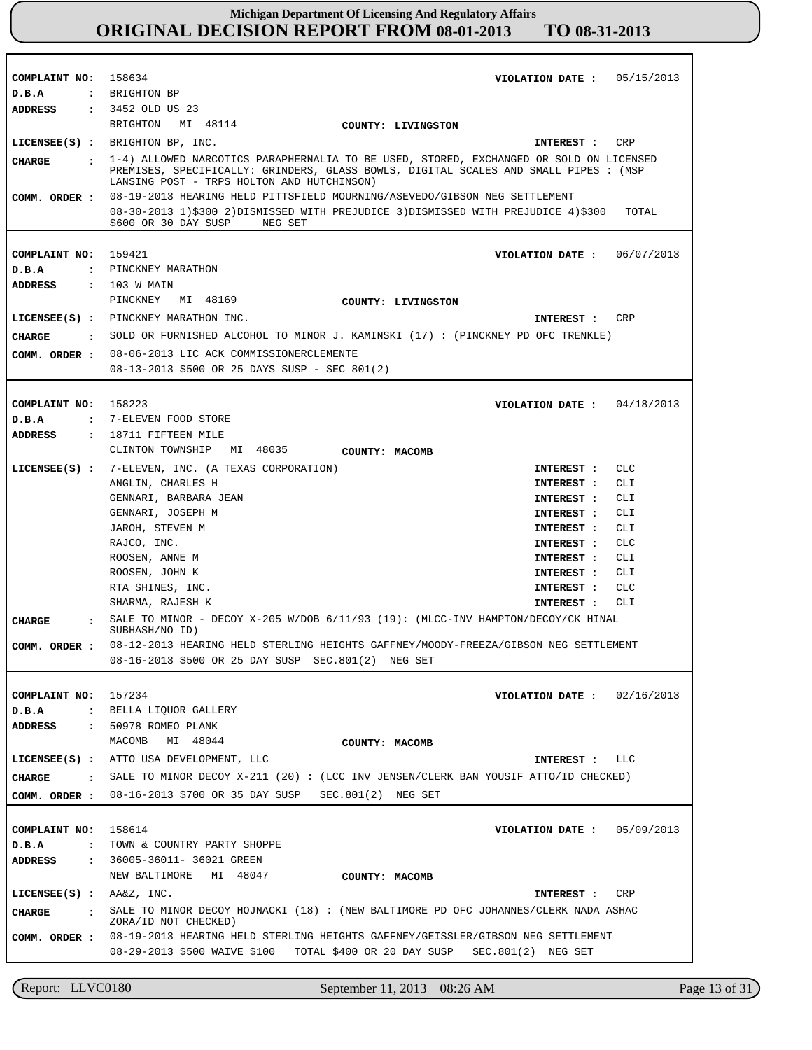# Michigan Department Of Licensing And Regulatory Affairs
## ORIGINAL DECISION REPORT FROM 08-01-2013 TO 08-31-2013

---

**COMPLAINT NO:** 158634 **VIOLATION DATE :** 05/15/2013
**D.B.A :** BRIGHTON BP
**ADDRESS :** 3452 OLD US 23
BRIGHTON MI 48114 **COUNTY: LIVINGSTON**
**LICENSEE(S) :** BRIGHTON BP, INC. **INTEREST :** CRP
**CHARGE :** 1-4) ALLOWED NARCOTICS PARAPHERNALIA TO BE USED, STORED, EXCHANGED OR SOLD ON LICENSED PREMISES, SPECIFICALLY: GRINDERS, GLASS BOWLS, DIGITAL SCALES AND SMALL PIPES : (MSP LANSING POST - TRPS HOLTON AND HUTCHINSON)
**COMM. ORDER :** 08-19-2013 HEARING HELD PITTSFIELD MOURNING/ASEVEDO/GIBSON NEG SETTLEMENT
08-30-2013 1)$300 2)DISMISSED WITH PREJUDICE 3)DISMISSED WITH PREJUDICE 4)$300 TOTAL $600 OR 30 DAY SUSP NEG SET

---

**COMPLAINT NO:** 159421 **VIOLATION DATE :** 06/07/2013
**D.B.A :** PINCKNEY MARATHON
**ADDRESS :** 103 W MAIN
PINCKNEY MI 48169 **COUNTY: LIVINGSTON**
**LICENSEE(S) :** PINCKNEY MARATHON INC. **INTEREST :** CRP
**CHARGE :** SOLD OR FURNISHED ALCOHOL TO MINOR J. KAMINSKI (17) : (PINCKNEY PD OFC TRENKLE)
**COMM. ORDER :** 08-06-2013 LIC ACK COMMISSIONERCLEMENTE
08-13-2013 $500 OR 25 DAYS SUSP - SEC 801(2)

---

**COMPLAINT NO:** 158223 **VIOLATION DATE :** 04/18/2013
**D.B.A :** 7-ELEVEN FOOD STORE
**ADDRESS :** 18711 FIFTEEN MILE
CLINTON TOWNSHIP MI 48035 **COUNTY: MACOMB**

| LICENSEE(S) | INTEREST |
|---|---|
| 7-ELEVEN, INC. (A TEXAS CORPORATION) | CLC |
| ANGLIN, CHARLES H | CLI |
| GENNARI, BARBARA JEAN | CLI |
| GENNARI, JOSEPH M | CLI |
| JAROH, STEVEN M | CLI |
| RAJCO, INC. | CLC |
| ROOSEN, ANNE M | CLI |
| ROOSEN, JOHN K | CLI |
| RTA SHINES, INC. | CLC |
| SHARMA, RAJESH K | CLI |

**CHARGE :** SALE TO MINOR - DECOY X-205 W/DOB 6/11/93 (19): (MLCC-INV HAMPTON/DECOY/CK HINAL SUBHASH/NO ID)
**COMM. ORDER :** 08-12-2013 HEARING HELD STERLING HEIGHTS GAFFNEY/MOODY-FREEZA/GIBSON NEG SETTLEMENT
08-16-2013 $500 OR 25 DAY SUSP SEC.801(2) NEG SET

---

**COMPLAINT NO:** 157234 **VIOLATION DATE :** 02/16/2013
**D.B.A :** BELLA LIQUOR GALLERY
**ADDRESS :** 50978 ROMEO PLANK
MACOMB MI 48044 **COUNTY: MACOMB**
**LICENSEE(S) :** ATTO USA DEVELOPMENT, LLC **INTEREST :** LLC
**CHARGE :** SALE TO MINOR DECOY X-211 (20) : (LCC INV JENSEN/CLERK BAN YOUSIF ATTO/ID CHECKED)
**COMM. ORDER :** 08-16-2013 $700 OR 35 DAY SUSP SEC.801(2) NEG SET

---

**COMPLAINT NO:** 158614 **VIOLATION DATE :** 05/09/2013
**D.B.A :** TOWN & COUNTRY PARTY SHOPPE
**ADDRESS :** 36005-36011- 36021 GREEN
NEW BALTIMORE MI 48047 **COUNTY: MACOMB**
**LICENSEE(S) :** AA&Z, INC. **INTEREST :** CRP
**CHARGE :** SALE TO MINOR DECOY HOJNACKI (18) : (NEW BALTIMORE PD OFC JOHANNES/CLERK NADA ASHAC ZORA/ID NOT CHECKED)
**COMM. ORDER :** 08-19-2013 HEARING HELD STERLING HEIGHTS GAFFNEY/GEISSLER/GIBSON NEG SETTLEMENT
08-29-2013 $500 WAIVE $100 TOTAL $400 OR 20 DAY SUSP SEC.801(2) NEG SET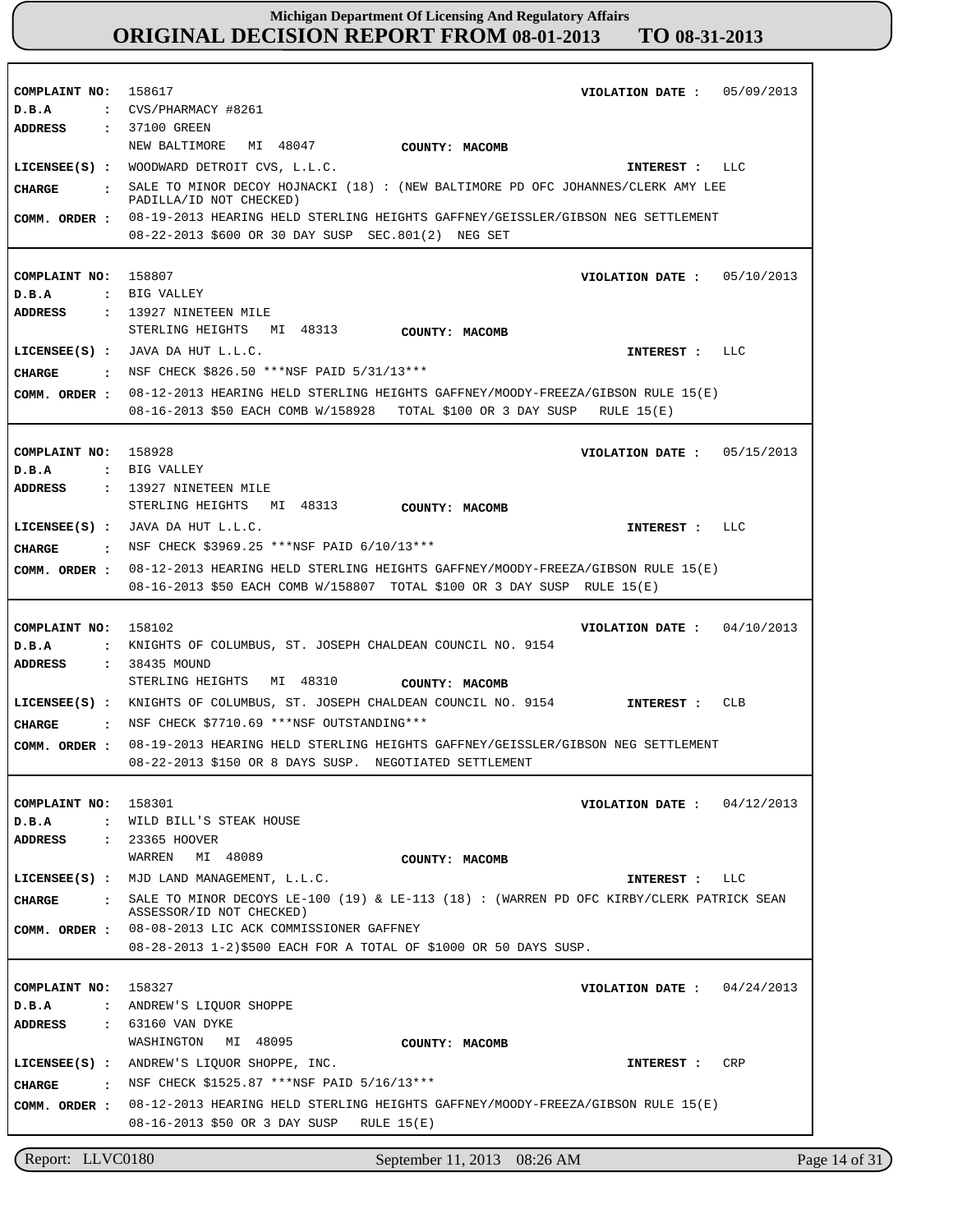# Michigan Department Of Licensing And Regulatory Affairs
## ORIGINAL DECISION REPORT FROM 08-01-2013 TO 08-31-2013

**COMPLAINT NO:** 158617  **VIOLATION DATE :** 05/09/2013
**D.B.A :** CVS/PHARMACY #8261
**ADDRESS :** 37100 GREEN
NEW BALTIMORE MI 48047  **COUNTY: MACOMB**
**LICENSEE(S) :** WOODWARD DETROIT CVS, L.L.C.  **INTEREST :** LLC
**CHARGE :** SALE TO MINOR DECOY HOJNACKI (18) : (NEW BALTIMORE PD OFC JOHANNES/CLERK AMY LEE PADILLA/ID NOT CHECKED)
**COMM. ORDER :** 08-19-2013 HEARING HELD STERLING HEIGHTS GAFFNEY/GEISSLER/GIBSON NEG SETTLEMENT
08-22-2013 $600 OR 30 DAY SUSP SEC.801(2) NEG SET

---

**COMPLAINT NO:** 158807  **VIOLATION DATE :** 05/10/2013
**D.B.A :** BIG VALLEY
**ADDRESS :** 13927 NINETEEN MILE
STERLING HEIGHTS MI 48313  **COUNTY: MACOMB**
**LICENSEE(S) :** JAVA DA HUT L.L.C.  **INTEREST :** LLC
**CHARGE :** NSF CHECK $826.50 ***NSF PAID 5/31/13***
**COMM. ORDER :** 08-12-2013 HEARING HELD STERLING HEIGHTS GAFFNEY/MOODY-FREEZA/GIBSON RULE 15(E)
08-16-2013 $50 EACH COMB W/158928 TOTAL $100 OR 3 DAY SUSP RULE 15(E)

---

**COMPLAINT NO:** 158928  **VIOLATION DATE :** 05/15/2013
**D.B.A :** BIG VALLEY
**ADDRESS :** 13927 NINETEEN MILE
STERLING HEIGHTS MI 48313  **COUNTY: MACOMB**
**LICENSEE(S) :** JAVA DA HUT L.L.C.  **INTEREST :** LLC
**CHARGE :** NSF CHECK $3969.25 ***NSF PAID 6/10/13***
**COMM. ORDER :** 08-12-2013 HEARING HELD STERLING HEIGHTS GAFFNEY/MOODY-FREEZA/GIBSON RULE 15(E)
08-16-2013 $50 EACH COMB W/158807 TOTAL $100 OR 3 DAY SUSP RULE 15(E)

---

**COMPLAINT NO:** 158102  **VIOLATION DATE :** 04/10/2013
**D.B.A :** KNIGHTS OF COLUMBUS, ST. JOSEPH CHALDEAN COUNCIL NO. 9154
**ADDRESS :** 38435 MOUND
STERLING HEIGHTS MI 48310  **COUNTY: MACOMB**
**LICENSEE(S) :** KNIGHTS OF COLUMBUS, ST. JOSEPH CHALDEAN COUNCIL NO. 9154  **INTEREST :** CLB
**CHARGE :** NSF CHECK $7710.69 ***NSF OUTSTANDING***
**COMM. ORDER :** 08-19-2013 HEARING HELD STERLING HEIGHTS GAFFNEY/GEISSLER/GIBSON NEG SETTLEMENT
08-22-2013 $150 OR 8 DAYS SUSP. NEGOTIATED SETTLEMENT

---

**COMPLAINT NO:** 158301  **VIOLATION DATE :** 04/12/2013
**D.B.A :** WILD BILL'S STEAK HOUSE
**ADDRESS :** 23365 HOOVER
WARREN MI 48089  **COUNTY: MACOMB**
**LICENSEE(S) :** MJD LAND MANAGEMENT, L.L.C.  **INTEREST :** LLC
**CHARGE :** SALE TO MINOR DECOYS LE-100 (19) & LE-113 (18) : (WARREN PD OFC KIRBY/CLERK PATRICK SEAN ASSESSOR/ID NOT CHECKED)
**COMM. ORDER :** 08-08-2013 LIC ACK COMMISSIONER GAFFNEY
08-28-2013 1-2)$500 EACH FOR A TOTAL OF $1000 OR 50 DAYS SUSP.

---

**COMPLAINT NO:** 158327  **VIOLATION DATE :** 04/24/2013
**D.B.A :** ANDREW'S LIQUOR SHOPPE
**ADDRESS :** 63160 VAN DYKE
WASHINGTON MI 48095  **COUNTY: MACOMB**
**LICENSEE(S) :** ANDREW'S LIQUOR SHOPPE, INC.  **INTEREST :** CRP
**CHARGE :** NSF CHECK $1525.87 ***NSF PAID 5/16/13***
**COMM. ORDER :** 08-12-2013 HEARING HELD STERLING HEIGHTS GAFFNEY/MOODY-FREEZA/GIBSON RULE 15(E)
08-16-2013 $50 OR 3 DAY SUSP RULE 15(E)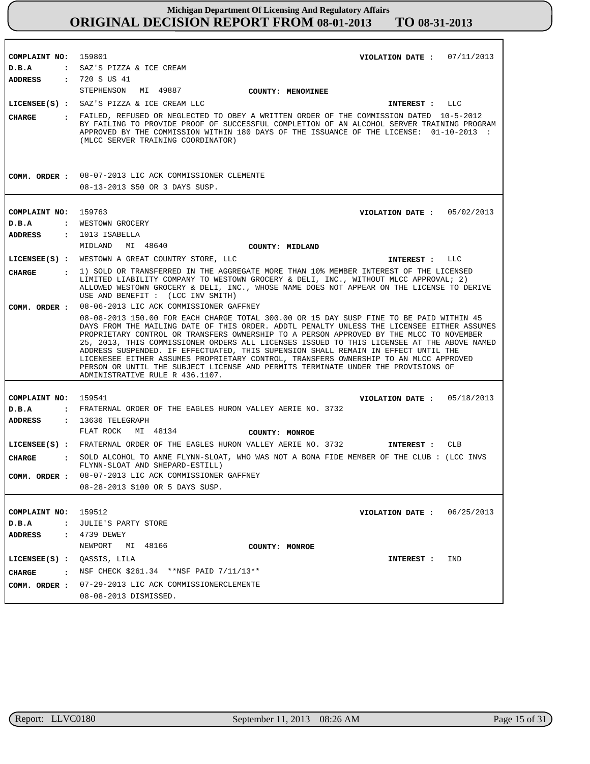**COMPLAINT NO:** 159801 **VIOLATION DATE :** 07/11/2013

**D.B.A :** SAZ'S PIZZA & ICE CREAM

**ADDRESS :** 720 S US 41
STEPHENSON MI 49887 **COUNTY: MENOMINEE**

**LICENSEE(S) :** SAZ'S PIZZA & ICE CREAM LLC **INTEREST :** LLC

**CHARGE :** FAILED, REFUSED OR NEGLECTED TO OBEY A WRITTEN ORDER OF THE COMMISSION DATED 10-5-2012 BY FAILING TO PROVIDE PROOF OF SUCCESSFUL COMPLETION OF AN ALCOHOL SERVER TRAINING PROGRAM APPROVED BY THE COMMISSION WITHIN 180 DAYS OF THE ISSUANCE OF THE LICENSE: 01-10-2013 : (MLCC SERVER TRAINING COORDINATOR)

**COMM. ORDER :** 08-07-2013 LIC ACK COMMISSIONER CLEMENTE
08-13-2013 $50 OR 3 DAYS SUSP.

---

**COMPLAINT NO:** 159763 **VIOLATION DATE :** 05/02/2013

**D.B.A :** WESTOWN GROCERY

**ADDRESS :** 1013 ISABELLA
MIDLAND MI 48640 **COUNTY: MIDLAND**

**LICENSEE(S) :** WESTOWN A GREAT COUNTRY STORE, LLC **INTEREST :** LLC

**CHARGE :** 1) SOLD OR TRANSFERRED IN THE AGGREGATE MORE THAN 10% MEMBER INTEREST OF THE LICENSED LIMITED LIABILITY COMPANY TO WESTOWN GROCERY & DELI, INC., WITHOUT MLCC APPROVAL; 2) ALLOWED WESTOWN GROCERY & DELI, INC., WHOSE NAME DOES NOT APPEAR ON THE LICENSE TO DERIVE USE AND BENEFIT : (LCC INV SMITH)

**COMM. ORDER :** 08-06-2013 LIC ACK COMMISSIONER GAFFNEY
08-08-2013 150.00 FOR EACH CHARGE TOTAL 300.00 OR 15 DAY SUSP FINE TO BE PAID WITHIN 45 DAYS FROM THE MAILING DATE OF THIS ORDER. ADDTL PENALTY UNLESS THE LICENSEE EITHER ASSUMES PROPRIETARY CONTROL OR TRANSFERS OWNERSHIP TO A PERSON APPROVED BY THE MLCC TO NOVEMBER 25, 2013, THIS COMMISSIONER ORDERS ALL LICENSES ISSUED TO THIS LICENSEE AT THE ABOVE NAMED ADDRESS SUSPENDED. IF EFFECTUATED, THIS SUPENSION SHALL REMAIN IN EFFECT UNTIL THE LICENESEE EITHER ASSUMES PROPRIETARY CONTROL, TRANSFERS OWNERSHIP TO AN MLCC APPROVED PERSON OR UNTIL THE SUBJECT LICENSE AND PERMITS TERMINATE UNDER THE PROVISIONS OF ADMINISTRATIVE RULE R 436.1107.

---

**COMPLAINT NO:** 159541 **VIOLATION DATE :** 05/18/2013

**D.B.A :** FRATERNAL ORDER OF THE EAGLES HURON VALLEY AERIE NO. 3732

**ADDRESS :** 13636 TELEGRAPH
FLAT ROCK MI 48134 **COUNTY: MONROE**

**LICENSEE(S) :** FRATERNAL ORDER OF THE EAGLES HURON VALLEY AERIE NO. 3732 **INTEREST :** CLB

**CHARGE :** SOLD ALCOHOL TO ANNE FLYNN-SLOAT, WHO WAS NOT A BONA FIDE MEMBER OF THE CLUB : (LCC INVS FLYNN-SLOAT AND SHEPARD-ESTILL)

**COMM. ORDER :** 08-07-2013 LIC ACK COMMISSIONER GAFFNEY
08-28-2013 $100 OR 5 DAYS SUSP.

---

**COMPLAINT NO:** 159512 **VIOLATION DATE :** 06/25/2013

**D.B.A :** JULIE'S PARTY STORE

**ADDRESS :** 4739 DEWEY
NEWPORT MI 48166 **COUNTY: MONROE**

**LICENSEE(S) :** QASSIS, LILA **INTEREST :** IND

**CHARGE :** NSF CHECK $261.34 **NSF PAID 7/11/13**

**COMM. ORDER :** 07-29-2013 LIC ACK COMMISSIONERCLEMENTE
08-08-2013 DISMISSED.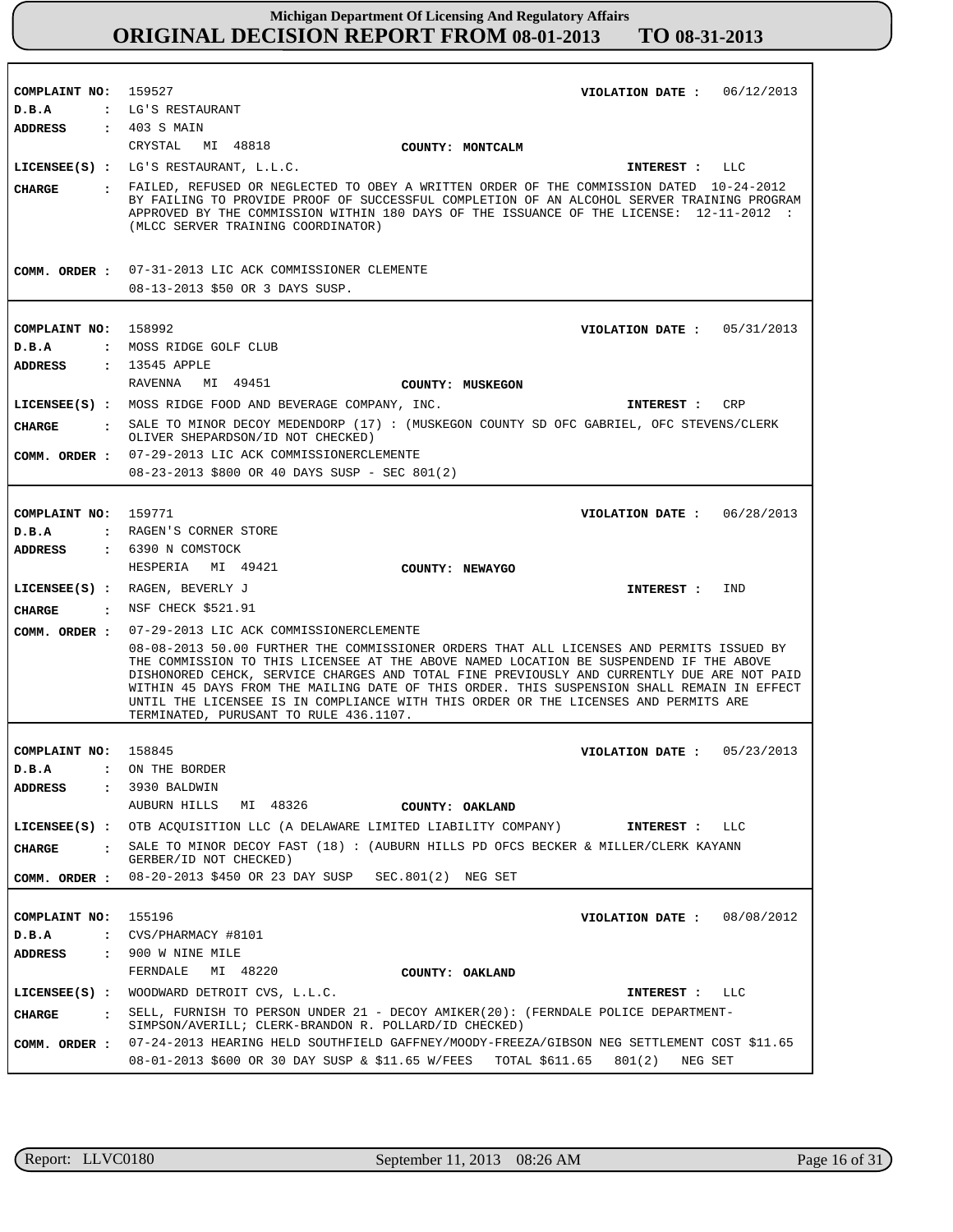# Michigan Department Of Licensing And Regulatory Affairs

## ORIGINAL DECISION REPORT FROM 08-01-2013 TO 08-31-2013

**COMPLAINT NO:** 159527  **VIOLATION DATE :** 06/12/2013
**D.B.A :** LG'S RESTAURANT
**ADDRESS :** 403 S MAIN
CRYSTAL MI 48818  **COUNTY: MONTCALM**
**LICENSEE(S) :** LG'S RESTAURANT, L.L.C.  **INTEREST :** LLC
**CHARGE :** FAILED, REFUSED OR NEGLECTED TO OBEY A WRITTEN ORDER OF THE COMMISSION DATED 10-24-2012 BY FAILING TO PROVIDE PROOF OF SUCCESSFUL COMPLETION OF AN ALCOHOL SERVER TRAINING PROGRAM APPROVED BY THE COMMISSION WITHIN 180 DAYS OF THE ISSUANCE OF THE LICENSE: 12-11-2012 : (MLCC SERVER TRAINING COORDINATOR)
**COMM. ORDER :** 07-31-2013 LIC ACK COMMISSIONER CLEMENTE
08-13-2013 $50 OR 3 DAYS SUSP.

---

**COMPLAINT NO:** 158992  **VIOLATION DATE :** 05/31/2013
**D.B.A :** MOSS RIDGE GOLF CLUB
**ADDRESS :** 13545 APPLE
RAVENNA MI 49451  **COUNTY: MUSKEGON**
**LICENSEE(S) :** MOSS RIDGE FOOD AND BEVERAGE COMPANY, INC.  **INTEREST :** CRP
**CHARGE :** SALE TO MINOR DECOY MEDENDORP (17) : (MUSKEGON COUNTY SD OFC GABRIEL, OFC STEVENS/CLERK OLIVER SHEPARDSON/ID NOT CHECKED)
**COMM. ORDER :** 07-29-2013 LIC ACK COMMISSIONERCLEMENTE
08-23-2013 $800 OR 40 DAYS SUSP - SEC 801(2)

---

**COMPLAINT NO:** 159771  **VIOLATION DATE :** 06/28/2013
**D.B.A :** RAGEN'S CORNER STORE
**ADDRESS :** 6390 N COMSTOCK
HESPERIA MI 49421  **COUNTY: NEWAYGO**
**LICENSEE(S) :** RAGEN, BEVERLY J  **INTEREST :** IND
**CHARGE :** NSF CHECK $521.91
**COMM. ORDER :** 07-29-2013 LIC ACK COMMISSIONERCLEMENTE
08-08-2013 50.00 FURTHER THE COMMISSIONER ORDERS THAT ALL LICENSES AND PERMITS ISSUED BY THE COMMISSION TO THIS LICENSEE AT THE ABOVE NAMED LOCATION BE SUSPENDEND IF THE ABOVE DISHONORED CEHCK, SERVICE CHARGES AND TOTAL FINE PREVIOUSLY AND CURRENTLY DUE ARE NOT PAID WITHIN 45 DAYS FROM THE MAILING DATE OF THIS ORDER. THIS SUSPENSION SHALL REMAIN IN EFFECT UNTIL THE LICENSEE IS IN COMPLIANCE WITH THIS ORDER OR THE LICENSES AND PERMITS ARE TERMINATED, PURUSANT TO RULE 436.1107.

---

**COMPLAINT NO:** 158845  **VIOLATION DATE :** 05/23/2013
**D.B.A :** ON THE BORDER
**ADDRESS :** 3930 BALDWIN
AUBURN HILLS MI 48326  **COUNTY: OAKLAND**
**LICENSEE(S) :** OTB ACQUISITION LLC (A DELAWARE LIMITED LIABILITY COMPANY)  **INTEREST :** LLC
**CHARGE :** SALE TO MINOR DECOY FAST (18) : (AUBURN HILLS PD OFCS BECKER & MILLER/CLERK KAYANN GERBER/ID NOT CHECKED)
**COMM. ORDER :** 08-20-2013 $450 OR 23 DAY SUSP SEC.801(2) NEG SET

---

**COMPLAINT NO:** 155196  **VIOLATION DATE :** 08/08/2012
**D.B.A :** CVS/PHARMACY #8101
**ADDRESS :** 900 W NINE MILE
FERNDALE MI 48220  **COUNTY: OAKLAND**
**LICENSEE(S) :** WOODWARD DETROIT CVS, L.L.C.  **INTEREST :** LLC
**CHARGE :** SELL, FURNISH TO PERSON UNDER 21 - DECOY AMIKER(20): (FERNDALE POLICE DEPARTMENT-SIMPSON/AVERILL; CLERK-BRANDON R. POLLARD/ID CHECKED)
**COMM. ORDER :** 07-24-2013 HEARING HELD SOUTHFIELD GAFFNEY/MOODY-FREEZA/GIBSON NEG SETTLEMENT COST $11.65
08-01-2013 $600 OR 30 DAY SUSP & $11.65 W/FEES TOTAL $611.65 801(2) NEG SET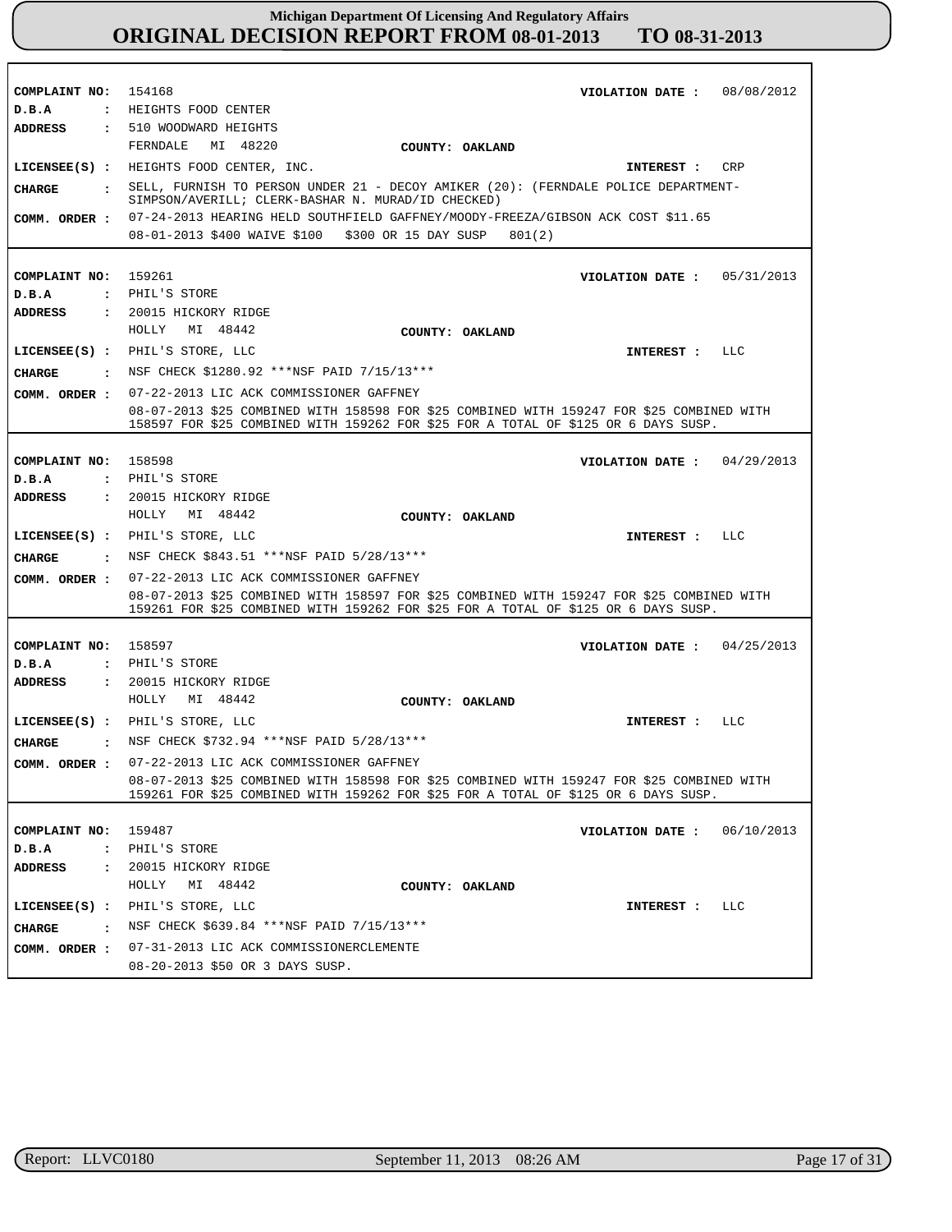**Michigan Department Of Licensing And Regulatory Affairs**
# ORIGINAL DECISION REPORT FROM 08-01-2013 TO 08-31-2013

---

**COMPLAINT NO:** 154168 **VIOLATION DATE :** 08/08/2012
**D.B.A :** HEIGHTS FOOD CENTER
**ADDRESS :** 510 WOODWARD HEIGHTS
FERNDALE MI 48220 **COUNTY: OAKLAND**
**LICENSEE(S) :** HEIGHTS FOOD CENTER, INC. **INTEREST :** CRP
**CHARGE :** SELL, FURNISH TO PERSON UNDER 21 - DECOY AMIKER (20): (FERNDALE POLICE DEPARTMENT- SIMPSON/AVERILL; CLERK-BASHAR N. MURAD/ID CHECKED)
**COMM. ORDER :** 07-24-2013 HEARING HELD SOUTHFIELD GAFFNEY/MOODY-FREEZA/GIBSON ACK COST $11.65
08-01-2013 $400 WAIVE $100 $300 OR 15 DAY SUSP 801(2)

---

**COMPLAINT NO:** 159261 **VIOLATION DATE :** 05/31/2013
**D.B.A :** PHIL'S STORE
**ADDRESS :** 20015 HICKORY RIDGE
HOLLY MI 48442 **COUNTY: OAKLAND**
**LICENSEE(S) :** PHIL'S STORE, LLC **INTEREST :** LLC
**CHARGE :** NSF CHECK $1280.92 ***NSF PAID 7/15/13***
**COMM. ORDER :** 07-22-2013 LIC ACK COMMISSIONER GAFFNEY
08-07-2013 $25 COMBINED WITH 158598 FOR $25 COMBINED WITH 159247 FOR $25 COMBINED WITH 158597 FOR $25 COMBINED WITH 159262 FOR $25 FOR A TOTAL OF $125 OR 6 DAYS SUSP.

---

**COMPLAINT NO:** 158598 **VIOLATION DATE :** 04/29/2013
**D.B.A :** PHIL'S STORE
**ADDRESS :** 20015 HICKORY RIDGE
HOLLY MI 48442 **COUNTY: OAKLAND**
**LICENSEE(S) :** PHIL'S STORE, LLC **INTEREST :** LLC
**CHARGE :** NSF CHECK $843.51 ***NSF PAID 5/28/13***
**COMM. ORDER :** 07-22-2013 LIC ACK COMMISSIONER GAFFNEY
08-07-2013 $25 COMBINED WITH 158597 FOR $25 COMBINED WITH 159247 FOR $25 COMBINED WITH 159261 FOR $25 COMBINED WITH 159262 FOR $25 FOR A TOTAL OF $125 OR 6 DAYS SUSP.

---

**COMPLAINT NO:** 158597 **VIOLATION DATE :** 04/25/2013
**D.B.A :** PHIL'S STORE
**ADDRESS :** 20015 HICKORY RIDGE
HOLLY MI 48442 **COUNTY: OAKLAND**
**LICENSEE(S) :** PHIL'S STORE, LLC **INTEREST :** LLC
**CHARGE :** NSF CHECK $732.94 ***NSF PAID 5/28/13***
**COMM. ORDER :** 07-22-2013 LIC ACK COMMISSIONER GAFFNEY
08-07-2013 $25 COMBINED WITH 158598 FOR $25 COMBINED WITH 159247 FOR $25 COMBINED WITH 159261 FOR $25 COMBINED WITH 159262 FOR $25 FOR A TOTAL OF $125 OR 6 DAYS SUSP.

---

**COMPLAINT NO:** 159487 **VIOLATION DATE :** 06/10/2013
**D.B.A :** PHIL'S STORE
**ADDRESS :** 20015 HICKORY RIDGE
HOLLY MI 48442 **COUNTY: OAKLAND**
**LICENSEE(S) :** PHIL'S STORE, LLC **INTEREST :** LLC
**CHARGE :** NSF CHECK $639.84 ***NSF PAID 7/15/13***
**COMM. ORDER :** 07-31-2013 LIC ACK COMMISSIONERCLEMENTE
08-20-2013 $50 OR 3 DAYS SUSP.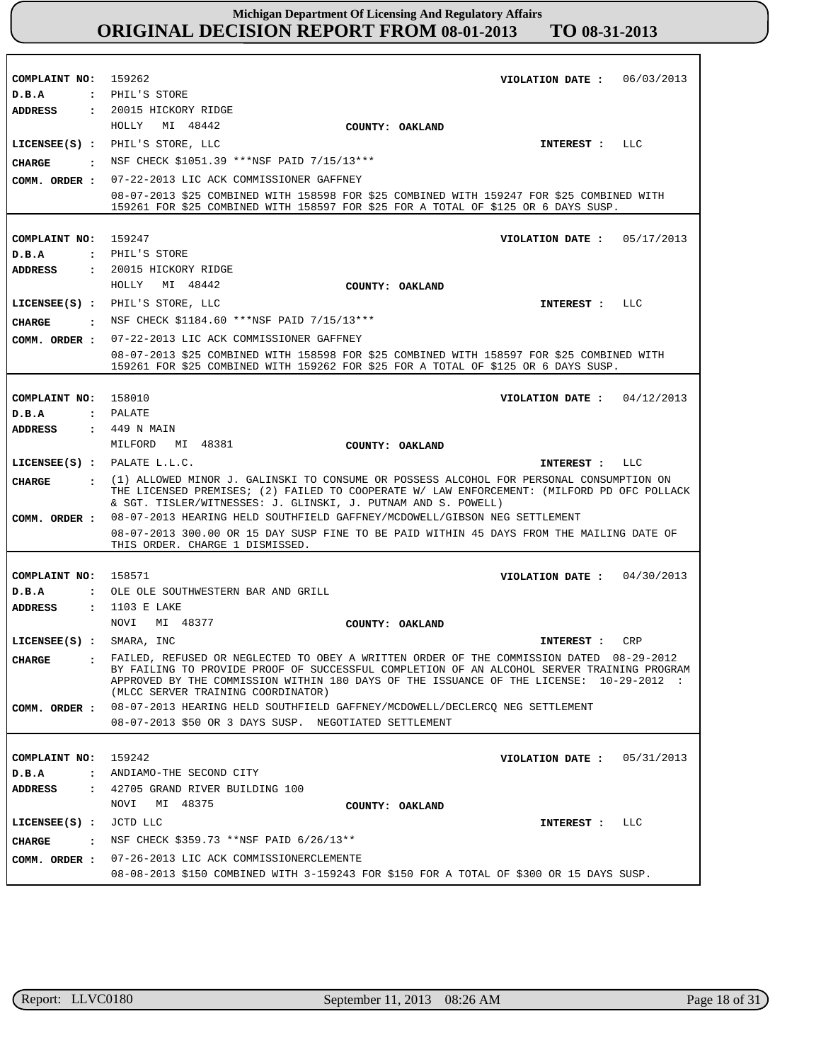# Michigan Department Of Licensing And Regulatory Affairs
## ORIGINAL DECISION REPORT FROM 08-01-2013 TO 08-31-2013

**COMPLAINT NO:** 159262 **VIOLATION DATE :** 06/03/2013
**D.B.A :** PHIL'S STORE
**ADDRESS :** 20015 HICKORY RIDGE
HOLLY MI 48442 **COUNTY: OAKLAND**
**LICENSEE(S) :** PHIL'S STORE, LLC **INTEREST :** LLC
**CHARGE :** NSF CHECK $1051.39 ***NSF PAID 7/15/13***
**COMM. ORDER :** 07-22-2013 LIC ACK COMMISSIONER GAFFNEY
08-07-2013 $25 COMBINED WITH 158598 FOR $25 COMBINED WITH 159247 FOR $25 COMBINED WITH 159261 FOR $25 COMBINED WITH 158597 FOR $25 FOR A TOTAL OF $125 OR 6 DAYS SUSP.

---

**COMPLAINT NO:** 159247 **VIOLATION DATE :** 05/17/2013
**D.B.A :** PHIL'S STORE
**ADDRESS :** 20015 HICKORY RIDGE
HOLLY MI 48442 **COUNTY: OAKLAND**
**LICENSEE(S) :** PHIL'S STORE, LLC **INTEREST :** LLC
**CHARGE :** NSF CHECK $1184.60 ***NSF PAID 7/15/13***
**COMM. ORDER :** 07-22-2013 LIC ACK COMMISSIONER GAFFNEY
08-07-2013 $25 COMBINED WITH 158598 FOR $25 COMBINED WITH 158597 FOR $25 COMBINED WITH 159261 FOR $25 COMBINED WITH 159262 FOR $25 FOR A TOTAL OF $125 OR 6 DAYS SUSP.

---

**COMPLAINT NO:** 158010 **VIOLATION DATE :** 04/12/2013
**D.B.A :** PALATE
**ADDRESS :** 449 N MAIN
MILFORD MI 48381 **COUNTY: OAKLAND**
**LICENSEE(S) :** PALATE L.L.C. **INTEREST :** LLC
**CHARGE :** (1) ALLOWED MINOR J. GALINSKI TO CONSUME OR POSSESS ALCOHOL FOR PERSONAL CONSUMPTION ON THE LICENSED PREMISES; (2) FAILED TO COOPERATE W/ LAW ENFORCEMENT: (MILFORD PD OFC POLLACK & SGT. TISLER/WITNESSES: J. GLINSKI, J. PUTNAM AND S. POWELL)
**COMM. ORDER :** 08-07-2013 HEARING HELD SOUTHFIELD GAFFNEY/MCDOWELL/GIBSON NEG SETTLEMENT
08-07-2013 300.00 OR 15 DAY SUSP FINE TO BE PAID WITHIN 45 DAYS FROM THE MAILING DATE OF THIS ORDER. CHARGE 1 DISMISSED.

---

**COMPLAINT NO:** 158571 **VIOLATION DATE :** 04/30/2013
**D.B.A :** OLE OLE SOUTHWESTERN BAR AND GRILL
**ADDRESS :** 1103 E LAKE
NOVI MI 48377 **COUNTY: OAKLAND**
**LICENSEE(S) :** SMARA, INC **INTEREST :** CRP
**CHARGE :** FAILED, REFUSED OR NEGLECTED TO OBEY A WRITTEN ORDER OF THE COMMISSION DATED 08-29-2012 BY FAILING TO PROVIDE PROOF OF SUCCESSFUL COMPLETION OF AN ALCOHOL SERVER TRAINING PROGRAM APPROVED BY THE COMMISSION WITHIN 180 DAYS OF THE ISSUANCE OF THE LICENSE: 10-29-2012 : (MLCC SERVER TRAINING COORDINATOR)
**COMM. ORDER :** 08-07-2013 HEARING HELD SOUTHFIELD GAFFNEY/MCDOWELL/DECLERCQ NEG SETTLEMENT
08-07-2013 $50 OR 3 DAYS SUSP. NEGOTIATED SETTLEMENT

---

**COMPLAINT NO:** 159242 **VIOLATION DATE :** 05/31/2013
**D.B.A :** ANDIAMO-THE SECOND CITY
**ADDRESS :** 42705 GRAND RIVER BUILDING 100
NOVI MI 48375 **COUNTY: OAKLAND**
**LICENSEE(S) :** JCTD LLC **INTEREST :** LLC
**CHARGE :** NSF CHECK $359.73 **NSF PAID 6/26/13**
**COMM. ORDER :** 07-26-2013 LIC ACK COMMISSIONERCLEMENTE
08-08-2013 $150 COMBINED WITH 3-159243 FOR $150 FOR A TOTAL OF $300 OR 15 DAYS SUSP.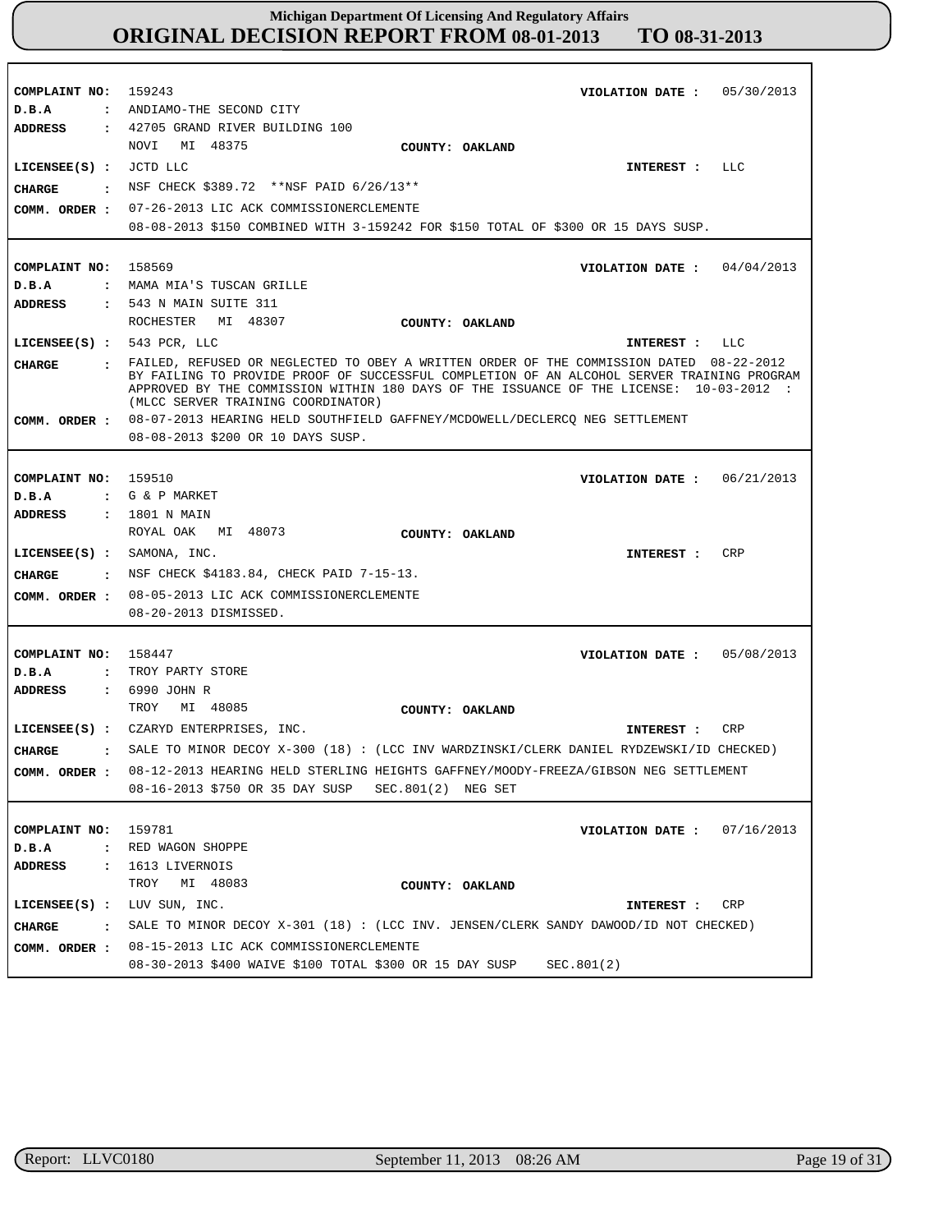**COMPLAINT NO:** 159243 **VIOLATION DATE :** 05/30/2013
**D.B.A :** ANDIAMO-THE SECOND CITY
**ADDRESS :** 42705 GRAND RIVER BUILDING 100
NOVI MI 48375 **COUNTY: OAKLAND**
**LICENSEE(S) :** JCTD LLC **INTEREST :** LLC
**CHARGE :** NSF CHECK $389.72 **NSF PAID 6/26/13**
**COMM. ORDER :** 07-26-2013 LIC ACK COMMISSIONERCLEMENTE
08-08-2013 $150 COMBINED WITH 3-159242 FOR $150 TOTAL OF $300 OR 15 DAYS SUSP.

---

**COMPLAINT NO:** 158569 **VIOLATION DATE :** 04/04/2013
**D.B.A :** MAMA MIA'S TUSCAN GRILLE
**ADDRESS :** 543 N MAIN SUITE 311
ROCHESTER MI 48307 **COUNTY: OAKLAND**
**LICENSEE(S) :** 543 PCR, LLC **INTEREST :** LLC
**CHARGE :** FAILED, REFUSED OR NEGLECTED TO OBEY A WRITTEN ORDER OF THE COMMISSION DATED 08-22-2012 BY FAILING TO PROVIDE PROOF OF SUCCESSFUL COMPLETION OF AN ALCOHOL SERVER TRAINING PROGRAM APPROVED BY THE COMMISSION WITHIN 180 DAYS OF THE ISSUANCE OF THE LICENSE: 10-03-2012 : (MLCC SERVER TRAINING COORDINATOR)
**COMM. ORDER :** 08-07-2013 HEARING HELD SOUTHFIELD GAFFNEY/MCDOWELL/DECLERCQ NEG SETTLEMENT
08-08-2013 $200 OR 10 DAYS SUSP.

---

**COMPLAINT NO:** 159510 **VIOLATION DATE :** 06/21/2013
**D.B.A :** G & P MARKET
**ADDRESS :** 1801 N MAIN
ROYAL OAK MI 48073 **COUNTY: OAKLAND**
**LICENSEE(S) :** SAMONA, INC. **INTEREST :** CRP
**CHARGE :** NSF CHECK $4183.84, CHECK PAID 7-15-13.
**COMM. ORDER :** 08-05-2013 LIC ACK COMMISSIONERCLEMENTE
08-20-2013 DISMISSED.

---

**COMPLAINT NO:** 158447 **VIOLATION DATE :** 05/08/2013
**D.B.A :** TROY PARTY STORE
**ADDRESS :** 6990 JOHN R
TROY MI 48085 **COUNTY: OAKLAND**
**LICENSEE(S) :** CZARYD ENTERPRISES, INC. **INTEREST :** CRP
**CHARGE :** SALE TO MINOR DECOY X-300 (18) : (LCC INV WARDZINSKI/CLERK DANIEL RYDZEWSKI/ID CHECKED)
**COMM. ORDER :** 08-12-2013 HEARING HELD STERLING HEIGHTS GAFFNEY/MOODY-FREEZA/GIBSON NEG SETTLEMENT
08-16-2013 $750 OR 35 DAY SUSP SEC.801(2) NEG SET

---

**COMPLAINT NO:** 159781 **VIOLATION DATE :** 07/16/2013
**D.B.A :** RED WAGON SHOPPE
**ADDRESS :** 1613 LIVERNOIS
TROY MI 48083 **COUNTY: OAKLAND**
**LICENSEE(S) :** LUV SUN, INC. **INTEREST :** CRP
**CHARGE :** SALE TO MINOR DECOY X-301 (18) : (LCC INV. JENSEN/CLERK SANDY DAWOOD/ID NOT CHECKED)
**COMM. ORDER :** 08-15-2013 LIC ACK COMMISSIONERCLEMENTE
08-30-2013 $400 WAIVE $100 TOTAL $300 OR 15 DAY SUSP SEC.801(2)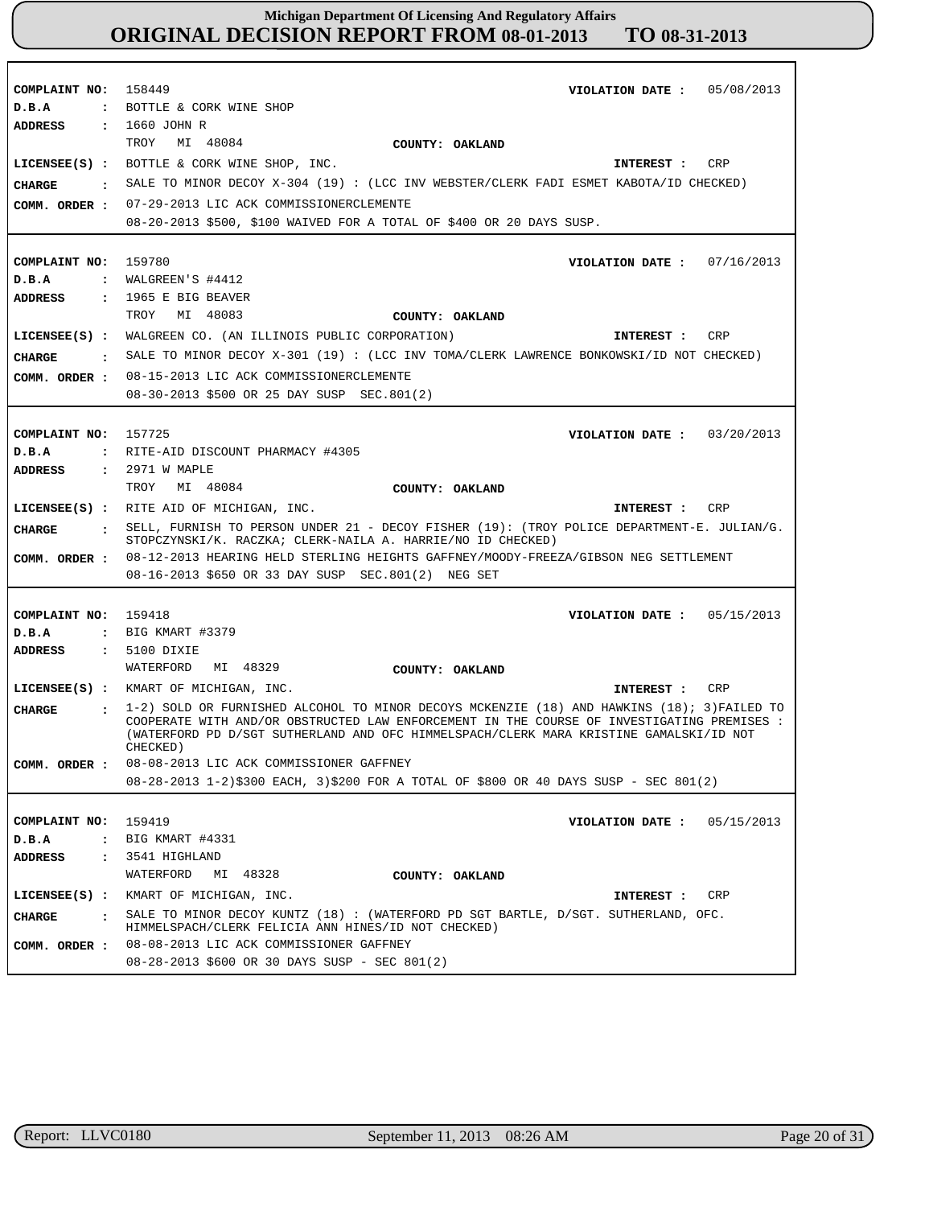# Michigan Department Of Licensing And Regulatory Affairs

## ORIGINAL DECISION REPORT FROM 08-01-2013 TO 08-31-2013

---

**COMPLAINT NO:** 158449 **VIOLATION DATE :** 05/08/2013
**D.B.A :** BOTTLE & CORK WINE SHOP
**ADDRESS :** 1660 JOHN R
TROY MI 48084 **COUNTY: OAKLAND**
**LICENSEE(S) :** BOTTLE & CORK WINE SHOP, INC. **INTEREST :** CRP
**CHARGE :** SALE TO MINOR DECOY X-304 (19) : (LCC INV WEBSTER/CLERK FADI ESMET KABOTA/ID CHECKED)
**COMM. ORDER :** 07-29-2013 LIC ACK COMMISSIONERCLEMENTE
08-20-2013 $500, $100 WAIVED FOR A TOTAL OF $400 OR 20 DAYS SUSP.

---

**COMPLAINT NO:** 159780 **VIOLATION DATE :** 07/16/2013
**D.B.A :** WALGREEN'S #4412
**ADDRESS :** 1965 E BIG BEAVER
TROY MI 48083 **COUNTY: OAKLAND**
**LICENSEE(S) :** WALGREEN CO. (AN ILLINOIS PUBLIC CORPORATION) **INTEREST :** CRP
**CHARGE :** SALE TO MINOR DECOY X-301 (19) : (LCC INV TOMA/CLERK LAWRENCE BONKOWSKI/ID NOT CHECKED)
**COMM. ORDER :** 08-15-2013 LIC ACK COMMISSIONERCLEMENTE
08-30-2013 $500 OR 25 DAY SUSP SEC.801(2)

---

**COMPLAINT NO:** 157725 **VIOLATION DATE :** 03/20/2013
**D.B.A :** RITE-AID DISCOUNT PHARMACY #4305
**ADDRESS :** 2971 W MAPLE
TROY MI 48084 **COUNTY: OAKLAND**
**LICENSEE(S) :** RITE AID OF MICHIGAN, INC. **INTEREST :** CRP
**CHARGE :** SELL, FURNISH TO PERSON UNDER 21 - DECOY FISHER (19): (TROY POLICE DEPARTMENT-E. JULIAN/G. STOPCZYNSKI/K. RACZKA; CLERK-NAILA A. HARRIE/NO ID CHECKED)
**COMM. ORDER :** 08-12-2013 HEARING HELD STERLING HEIGHTS GAFFNEY/MOODY-FREEZA/GIBSON NEG SETTLEMENT
08-16-2013 $650 OR 33 DAY SUSP SEC.801(2) NEG SET

---

**COMPLAINT NO:** 159418 **VIOLATION DATE :** 05/15/2013
**D.B.A :** BIG KMART #3379
**ADDRESS :** 5100 DIXIE
WATERFORD MI 48329 **COUNTY: OAKLAND**
**LICENSEE(S) :** KMART OF MICHIGAN, INC. **INTEREST :** CRP
**CHARGE :** 1-2) SOLD OR FURNISHED ALCOHOL TO MINOR DECOYS MCKENZIE (18) AND HAWKINS (18); 3)FAILED TO COOPERATE WITH AND/OR OBSTRUCTED LAW ENFORCEMENT IN THE COURSE OF INVESTIGATING PREMISES : (WATERFORD PD D/SGT SUTHERLAND AND OFC HIMMELSPACH/CLERK MARA KRISTINE GAMALSKI/ID NOT CHECKED)
**COMM. ORDER :** 08-08-2013 LIC ACK COMMISSIONER GAFFNEY
08-28-2013 1-2)$300 EACH, 3)$200 FOR A TOTAL OF $800 OR 40 DAYS SUSP - SEC 801(2)

---

**COMPLAINT NO:** 159419 **VIOLATION DATE :** 05/15/2013
**D.B.A :** BIG KMART #4331
**ADDRESS :** 3541 HIGHLAND
WATERFORD MI 48328 **COUNTY: OAKLAND**
**LICENSEE(S) :** KMART OF MICHIGAN, INC. **INTEREST :** CRP
**CHARGE :** SALE TO MINOR DECOY KUNTZ (18) : (WATERFORD PD SGT BARTLE, D/SGT. SUTHERLAND, OFC. HIMMELSPACH/CLERK FELICIA ANN HINES/ID NOT CHECKED)
**COMM. ORDER :** 08-08-2013 LIC ACK COMMISSIONER GAFFNEY
08-28-2013 $600 OR 30 DAYS SUSP - SEC 801(2)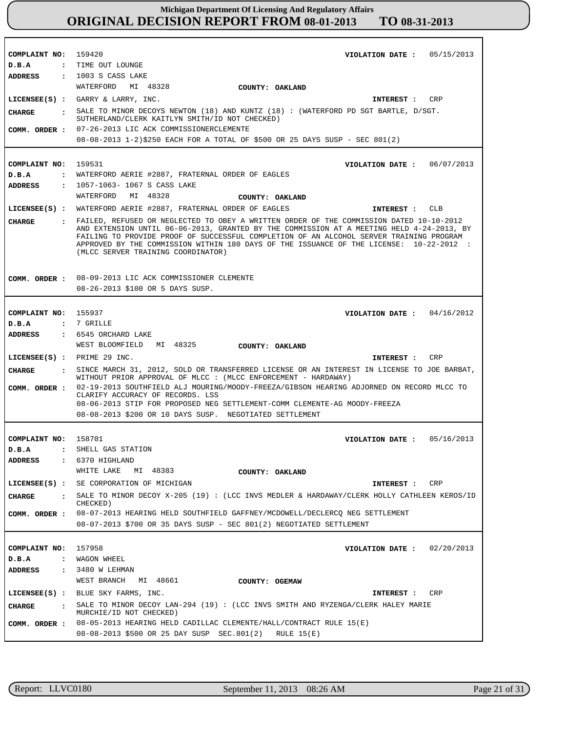# Michigan Department Of Licensing And Regulatory Affairs
## ORIGINAL DECISION REPORT FROM 08-01-2013 TO 08-31-2013

---

**COMPLAINT NO:** 159420 **VIOLATION DATE :** 05/15/2013
**D.B.A :** TIME OUT LOUNGE
**ADDRESS :** 1003 S CASS LAKE
WATERFORD MI 48328 **COUNTY: OAKLAND**
**LICENSEE(S) :** GARRY & LARRY, INC. **INTEREST :** CRP
**CHARGE :** SALE TO MINOR DECOYS NEWTON (18) AND KUNTZ (18) : (WATERFORD PD SGT BARTLE, D/SGT. SUTHERLAND/CLERK KAITLYN SMITH/ID NOT CHECKED)
**COMM. ORDER :** 07-26-2013 LIC ACK COMMISSIONERCLEMENTE
08-08-2013 1-2)$250 EACH FOR A TOTAL OF $500 OR 25 DAYS SUSP - SEC 801(2)

---

**COMPLAINT NO:** 159531 **VIOLATION DATE :** 06/07/2013
**D.B.A :** WATERFORD AERIE #2887, FRATERNAL ORDER OF EAGLES
**ADDRESS :** 1057-1063- 1067 S CASS LAKE
WATERFORD MI 48328 **COUNTY: OAKLAND**
**LICENSEE(S) :** WATERFORD AERIE #2887, FRATERNAL ORDER OF EAGLES **INTEREST :** CLB
**CHARGE :** FAILED, REFUSED OR NEGLECTED TO OBEY A WRITTEN ORDER OF THE COMMISSION DATED 10-10-2012 AND EXTENSION UNTIL 06-06-2013, GRANTED BY THE COMMISSION AT A MEETING HELD 4-24-2013, BY FAILING TO PROVIDE PROOF OF SUCCESSFUL COMPLETION OF AN ALCOHOL SERVER TRAINING PROGRAM APPROVED BY THE COMMISSION WITHIN 180 DAYS OF THE ISSUANCE OF THE LICENSE: 10-22-2012 : (MLCC SERVER TRAINING COORDINATOR)
**COMM. ORDER :** 08-09-2013 LIC ACK COMMISSIONER CLEMENTE
08-26-2013 $100 OR 5 DAYS SUSP.

---

**COMPLAINT NO:** 155937 **VIOLATION DATE :** 04/16/2012
**D.B.A :** 7 GRILLE
**ADDRESS :** 6545 ORCHARD LAKE
WEST BLOOMFIELD MI 48325 **COUNTY: OAKLAND**
**LICENSEE(S) :** PRIME 29 INC. **INTEREST :** CRP
**CHARGE :** SINCE MARCH 31, 2012, SOLD OR TRANSFERRED LICENSE OR AN INTEREST IN LICENSE TO JOE BARBAT, WITHOUT PRIOR APPROVAL OF MLCC : (MLCC ENFORCEMENT - HARDAWAY)
**COMM. ORDER :** 02-19-2013 SOUTHFIELD ALJ MOURING/MOODY-FREEZA/GIBSON HEARING ADJOURNED ON RECORD MLCC TO CLARIFY ACCURACY OF RECORDS. LSS
08-06-2013 STIP FOR PROPOSED NEG SETTLEMENT-COMM CLEMENTE-AG MOODY-FREEZA
08-08-2013 $200 OR 10 DAYS SUSP. NEGOTIATED SETTLEMENT

---

**COMPLAINT NO:** 158701 **VIOLATION DATE :** 05/16/2013
**D.B.A :** SHELL GAS STATION
**ADDRESS :** 6370 HIGHLAND
WHITE LAKE MI 48383 **COUNTY: OAKLAND**
**LICENSEE(S) :** SE CORPORATION OF MICHIGAN **INTEREST :** CRP
**CHARGE :** SALE TO MINOR DECOY X-205 (19) : (LCC INVS MEDLER & HARDAWAY/CLERK HOLLY CATHLEEN KEROS/ID CHECKED)
**COMM. ORDER :** 08-07-2013 HEARING HELD SOUTHFIELD GAFFNEY/MCDOWELL/DECLERCQ NEG SETTLEMENT
08-07-2013 $700 OR 35 DAYS SUSP - SEC 801(2) NEGOTIATED SETTLEMENT

---

**COMPLAINT NO:** 157958 **VIOLATION DATE :** 02/20/2013
**D.B.A :** WAGON WHEEL
**ADDRESS :** 3480 W LEHMAN
WEST BRANCH MI 48661 **COUNTY: OGEMAW**
**LICENSEE(S) :** BLUE SKY FARMS, INC. **INTEREST :** CRP
**CHARGE :** SALE TO MINOR DECOY LAN-294 (19) : (LCC INVS SMITH AND RYZENGA/CLERK HALEY MARIE MURCHIE/ID NOT CHECKED)
**COMM. ORDER :** 08-05-2013 HEARING HELD CADILLAC CLEMENTE/HALL/CONTRACT RULE 15(E)
08-08-2013 $500 OR 25 DAY SUSP SEC.801(2) RULE 15(E)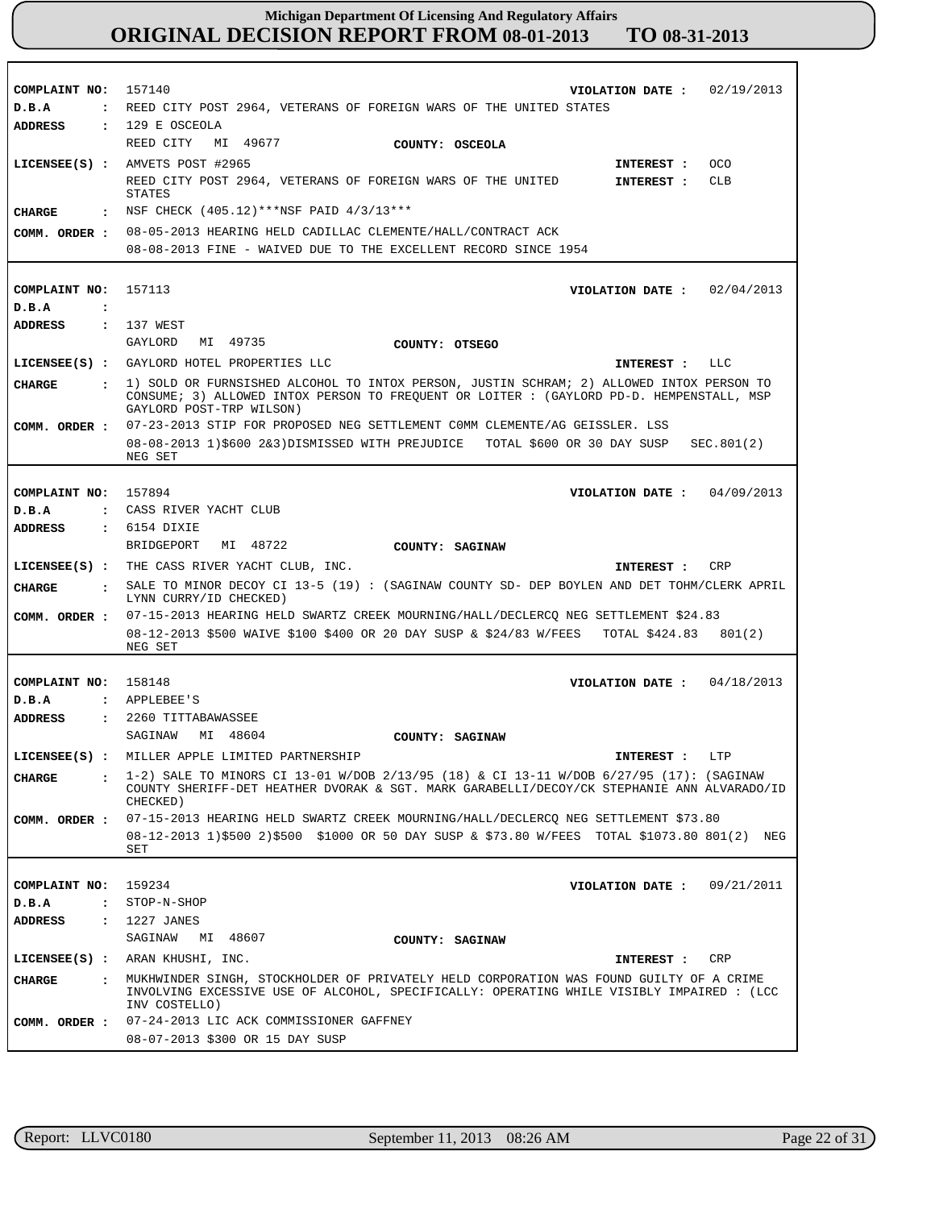**Michigan Department Of Licensing And Regulatory Affairs**
# ORIGINAL DECISION REPORT FROM 08-01-2013 TO 08-31-2013

---

**COMPLAINT NO:** 157140 **VIOLATION DATE :** 02/19/2013
**D.B.A :** REED CITY POST 2964, VETERANS OF FOREIGN WARS OF THE UNITED STATES
**ADDRESS :** 129 E OSCEOLA
REED CITY MI 49677 **COUNTY: OSCEOLA**
**LICENSEE(S) :** AMVETS POST #2965 **INTEREST :** OCO
REED CITY POST 2964, VETERANS OF FOREIGN WARS OF THE UNITED STATES **INTEREST :** CLB
**CHARGE :** NSF CHECK (405.12)***NSF PAID 4/3/13***
**COMM. ORDER :** 08-05-2013 HEARING HELD CADILLAC CLEMENTE/HALL/CONTRACT ACK
08-08-2013 FINE - WAIVED DUE TO THE EXCELLENT RECORD SINCE 1954

---

**COMPLAINT NO:** 157113 **VIOLATION DATE :** 02/04/2013
**D.B.A :**
**ADDRESS :** 137 WEST
GAYLORD MI 49735 **COUNTY: OTSEGO**
**LICENSEE(S) :** GAYLORD HOTEL PROPERTIES LLC **INTEREST :** LLC
**CHARGE :** 1) SOLD OR FURNSISHED ALCOHOL TO INTOX PERSON, JUSTIN SCHRAM; 2) ALLOWED INTOX PERSON TO CONSUME; 3) ALLOWED INTOX PERSON TO FREQUENT OR LOITER : (GAYLORD PD-D. HEMPENSTALL, MSP GAYLORD POST-TRP WILSON)
**COMM. ORDER :** 07-23-2013 STIP FOR PROPOSED NEG SETTLEMENT C0MM CLEMENTE/AG GEISSLER. LSS
08-08-2013 1)$600 2&3)DISMISSED WITH PREJUDICE TOTAL $600 OR 30 DAY SUSP SEC.801(2) NEG SET

---

**COMPLAINT NO:** 157894 **VIOLATION DATE :** 04/09/2013
**D.B.A :** CASS RIVER YACHT CLUB
**ADDRESS :** 6154 DIXIE
BRIDGEPORT MI 48722 **COUNTY: SAGINAW**
**LICENSEE(S) :** THE CASS RIVER YACHT CLUB, INC. **INTEREST :** CRP
**CHARGE :** SALE TO MINOR DECOY CI 13-5 (19) : (SAGINAW COUNTY SD- DEP BOYLEN AND DET TOHM/CLERK APRIL LYNN CURRY/ID CHECKED)
**COMM. ORDER :** 07-15-2013 HEARING HELD SWARTZ CREEK MOURNING/HALL/DECLERCQ NEG SETTLEMENT $24.83
08-12-2013 $500 WAIVE $100 $400 OR 20 DAY SUSP & $24/83 W/FEES TOTAL $424.83 801(2) NEG SET

---

**COMPLAINT NO:** 158148 **VIOLATION DATE :** 04/18/2013
**D.B.A :** APPLEBEE'S
**ADDRESS :** 2260 TITTABAWASSEE
SAGINAW MI 48604 **COUNTY: SAGINAW**
**LICENSEE(S) :** MILLER APPLE LIMITED PARTNERSHIP **INTEREST :** LTP
**CHARGE :** 1-2) SALE TO MINORS CI 13-01 W/DOB 2/13/95 (18) & CI 13-11 W/DOB 6/27/95 (17): (SAGINAW COUNTY SHERIFF-DET HEATHER DVORAK & SGT. MARK GARABELLI/DECOY/CK STEPHANIE ANN ALVARADO/ID CHECKED)
**COMM. ORDER :** 07-15-2013 HEARING HELD SWARTZ CREEK MOURNING/HALL/DECLERCQ NEG SETTLEMENT $73.80
08-12-2013 1)$500 2)$500 $1000 OR 50 DAY SUSP & $73.80 W/FEES TOTAL $1073.80 801(2) NEG SET

---

**COMPLAINT NO:** 159234 **VIOLATION DATE :** 09/21/2011
**D.B.A :** STOP-N-SHOP
**ADDRESS :** 1227 JANES
SAGINAW MI 48607 **COUNTY: SAGINAW**
**LICENSEE(S) :** ARAN KHUSHI, INC. **INTEREST :** CRP
**CHARGE :** MUKHWINDER SINGH, STOCKHOLDER OF PRIVATELY HELD CORPORATION WAS FOUND GUILTY OF A CRIME INVOLVING EXCESSIVE USE OF ALCOHOL, SPECIFICALLY: OPERATING WHILE VISIBLY IMPAIRED : (LCC INV COSTELLO)
**COMM. ORDER :** 07-24-2013 LIC ACK COMMISSIONER GAFFNEY
08-07-2013 $300 OR 15 DAY SUSP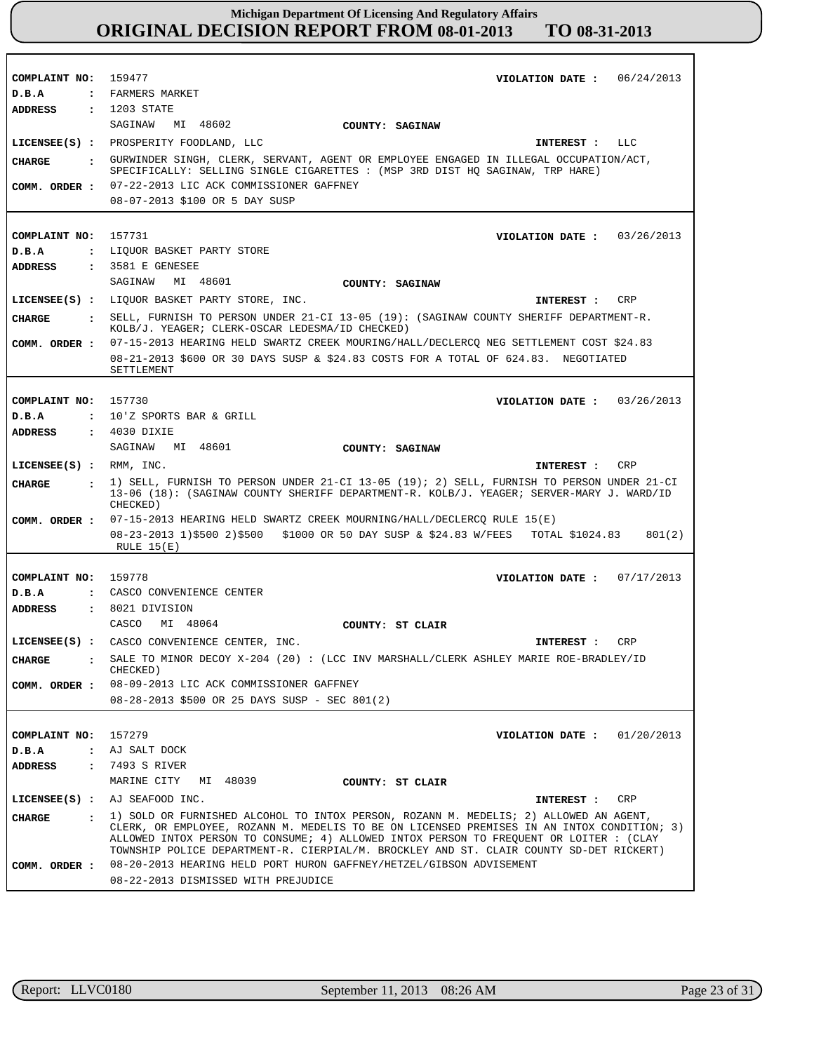# Michigan Department Of Licensing And Regulatory Affairs
## ORIGINAL DECISION REPORT FROM 08-01-2013 TO 08-31-2013

---

**COMPLAINT NO:** 159477
**VIOLATION DATE :** 06/24/2013
**D.B.A :** FARMERS MARKET
**ADDRESS :** 1203 STATE
SAGINAW MI 48602
**COUNTY:** SAGINAW
**LICENSEE(S) :** PROSPERITY FOODLAND, LLC
**INTEREST :** LLC
**CHARGE :** GURWINDER SINGH, CLERK, SERVANT, AGENT OR EMPLOYEE ENGAGED IN ILLEGAL OCCUPATION/ACT, SPECIFICALLY: SELLING SINGLE CIGARETTES : (MSP 3RD DIST HQ SAGINAW, TRP HARE)
**COMM. ORDER :** 07-22-2013 LIC ACK COMMISSIONER GAFFNEY
08-07-2013 $100 OR 5 DAY SUSP

---

**COMPLAINT NO:** 157731
**VIOLATION DATE :** 03/26/2013
**D.B.A :** LIQUOR BASKET PARTY STORE
**ADDRESS :** 3581 E GENESEE
SAGINAW MI 48601
**COUNTY:** SAGINAW
**LICENSEE(S) :** LIQUOR BASKET PARTY STORE, INC.
**INTEREST :** CRP
**CHARGE :** SELL, FURNISH TO PERSON UNDER 21-CI 13-05 (19): (SAGINAW COUNTY SHERIFF DEPARTMENT-R. KOLB/J. YEAGER; CLERK-OSCAR LEDESMA/ID CHECKED)
**COMM. ORDER :** 07-15-2013 HEARING HELD SWARTZ CREEK MOURING/HALL/DECLERCQ NEG SETTLEMENT COST $24.83
08-21-2013 $600 OR 30 DAYS SUSP & $24.83 COSTS FOR A TOTAL OF 624.83. NEGOTIATED SETTLEMENT

---

**COMPLAINT NO:** 157730
**VIOLATION DATE :** 03/26/2013
**D.B.A :** 10'Z SPORTS BAR & GRILL
**ADDRESS :** 4030 DIXIE
SAGINAW MI 48601
**COUNTY:** SAGINAW
**LICENSEE(S) :** RMM, INC.
**INTEREST :** CRP
**CHARGE :** 1) SELL, FURNISH TO PERSON UNDER 21-CI 13-05 (19); 2) SELL, FURNISH TO PERSON UNDER 21-CI 13-06 (18): (SAGINAW COUNTY SHERIFF DEPARTMENT-R. KOLB/J. YEAGER; SERVER-MARY J. WARD/ID CHECKED)
**COMM. ORDER :** 07-15-2013 HEARING HELD SWARTZ CREEK MOURNING/HALL/DECLERCQ RULE 15(E)
08-23-2013 1)$500 2)$500 $1000 OR 50 DAY SUSP & $24.83 W/FEES TOTAL $1024.83 801(2) RULE 15(E)

---

**COMPLAINT NO:** 159778
**VIOLATION DATE :** 07/17/2013
**D.B.A :** CASCO CONVENIENCE CENTER
**ADDRESS :** 8021 DIVISION
CASCO MI 48064
**COUNTY:** ST CLAIR
**LICENSEE(S) :** CASCO CONVENIENCE CENTER, INC.
**INTEREST :** CRP
**CHARGE :** SALE TO MINOR DECOY X-204 (20) : (LCC INV MARSHALL/CLERK ASHLEY MARIE ROE-BRADLEY/ID CHECKED)
**COMM. ORDER :** 08-09-2013 LIC ACK COMMISSIONER GAFFNEY
08-28-2013 $500 OR 25 DAYS SUSP - SEC 801(2)

---

**COMPLAINT NO:** 157279
**VIOLATION DATE :** 01/20/2013
**D.B.A :** AJ SALT DOCK
**ADDRESS :** 7493 S RIVER
MARINE CITY MI 48039
**COUNTY:** ST CLAIR
**LICENSEE(S) :** AJ SEAFOOD INC.
**INTEREST :** CRP
**CHARGE :** 1) SOLD OR FURNISHED ALCOHOL TO INTOX PERSON, ROZANN M. MEDELIS; 2) ALLOWED AN AGENT, CLERK, OR EMPLOYEE, ROZANN M. MEDELIS TO BE ON LICENSED PREMISES IN AN INTOX CONDITION; 3) ALLOWED INTOX PERSON TO CONSUME; 4) ALLOWED INTOX PERSON TO FREQUENT OR LOITER : (CLAY TOWNSHIP POLICE DEPARTMENT-R. CIERPIAL/M. BROCKLEY AND ST. CLAIR COUNTY SD-DET RICKERT)
**COMM. ORDER :** 08-20-2013 HEARING HELD PORT HURON GAFFNEY/HETZEL/GIBSON ADVISEMENT
08-22-2013 DISMISSED WITH PREJUDICE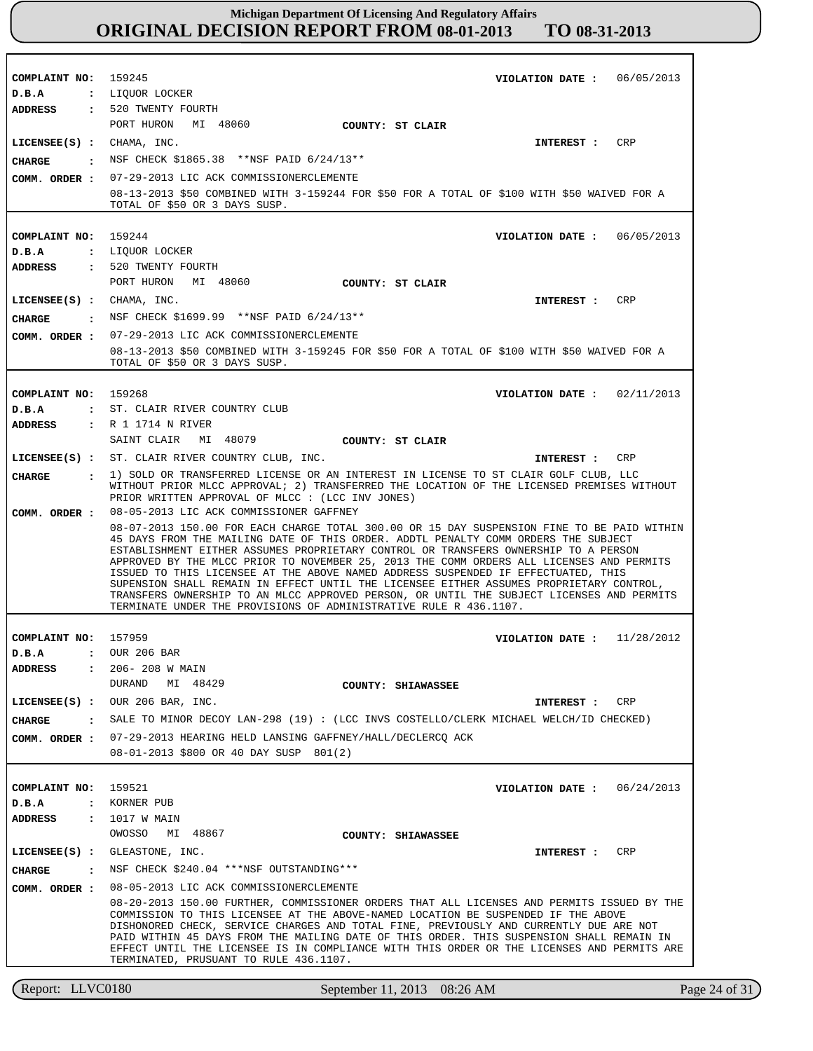# Michigan Department Of Licensing And Regulatory Affairs

## ORIGINAL DECISION REPORT FROM 08-01-2013 TO 08-31-2013

---

**COMPLAINT NO:** 159245  **VIOLATION DATE :** 06/05/2013
**D.B.A :** LIQUOR LOCKER
**ADDRESS :** 520 TWENTY FOURTH
PORT HURON MI 48060  **COUNTY: ST CLAIR**
**LICENSEE(S) :** CHAMA, INC.  **INTEREST :** CRP
**CHARGE :** NSF CHECK $1865.38 **NSF PAID 6/24/13**
**COMM. ORDER :** 07-29-2013 LIC ACK COMMISSIONERCLEMENTE
08-13-2013 $50 COMBINED WITH 3-159244 FOR $50 FOR A TOTAL OF $100 WITH $50 WAIVED FOR A TOTAL OF $50 OR 3 DAYS SUSP.

---

**COMPLAINT NO:** 159244  **VIOLATION DATE :** 06/05/2013
**D.B.A :** LIQUOR LOCKER
**ADDRESS :** 520 TWENTY FOURTH
PORT HURON MI 48060  **COUNTY: ST CLAIR**
**LICENSEE(S) :** CHAMA, INC.  **INTEREST :** CRP
**CHARGE :** NSF CHECK $1699.99 **NSF PAID 6/24/13**
**COMM. ORDER :** 07-29-2013 LIC ACK COMMISSIONERCLEMENTE
08-13-2013 $50 COMBINED WITH 3-159245 FOR $50 FOR A TOTAL OF $100 WITH $50 WAIVED FOR A TOTAL OF $50 OR 3 DAYS SUSP.

---

**COMPLAINT NO:** 159268  **VIOLATION DATE :** 02/11/2013
**D.B.A :** ST. CLAIR RIVER COUNTRY CLUB
**ADDRESS :** R 1 1714 N RIVER
SAINT CLAIR MI 48079  **COUNTY: ST CLAIR**
**LICENSEE(S) :** ST. CLAIR RIVER COUNTRY CLUB, INC.  **INTEREST :** CRP
**CHARGE :** 1) SOLD OR TRANSFERRED LICENSE OR AN INTEREST IN LICENSE TO ST CLAIR GOLF CLUB, LLC WITHOUT PRIOR MLCC APPROVAL; 2) TRANSFERRED THE LOCATION OF THE LICENSED PREMISES WITHOUT PRIOR WRITTEN APPROVAL OF MLCC : (LCC INV JONES)
**COMM. ORDER :** 08-05-2013 LIC ACK COMMISSIONER GAFFNEY
08-07-2013 150.00 FOR EACH CHARGE TOTAL 300.00 OR 15 DAY SUSPENSION FINE TO BE PAID WITHIN 45 DAYS FROM THE MAILING DATE OF THIS ORDER. ADDTL PENALTY COMM ORDERS THE SUBJECT ESTABLISHMENT EITHER ASSUMES PROPRIETARY CONTROL OR TRANSFERS OWNERSHIP TO A PERSON APPROVED BY THE MLCC PRIOR TO NOVEMBER 25, 2013 THE COMM ORDERS ALL LICENSES AND PERMITS ISSUED TO THIS LICENSEE AT THE ABOVE NAMED ADDRESS SUSPENDED IF EFFECTUATED, THIS SUPENSION SHALL REMAIN IN EFFECT UNTIL THE LICENSEE EITHER ASSUMES PROPRIETARY CONTROL, TRANSFERS OWNERSHIP TO AN MLCC APPROVED PERSON, OR UNTIL THE SUBJECT LICENSES AND PERMITS TERMINATE UNDER THE PROVISIONS OF ADMINISTRATIVE RULE R 436.1107.

---

**COMPLAINT NO:** 157959  **VIOLATION DATE :** 11/28/2012
**D.B.A :** OUR 206 BAR
**ADDRESS :** 206- 208 W MAIN
DURAND MI 48429  **COUNTY: SHIAWASSEE**
**LICENSEE(S) :** OUR 206 BAR, INC.  **INTEREST :** CRP
**CHARGE :** SALE TO MINOR DECOY LAN-298 (19) : (LCC INVS COSTELLO/CLERK MICHAEL WELCH/ID CHECKED)
**COMM. ORDER :** 07-29-2013 HEARING HELD LANSING GAFFNEY/HALL/DECLERCQ ACK
08-01-2013 $800 OR 40 DAY SUSP 801(2)

---

**COMPLAINT NO:** 159521  **VIOLATION DATE :** 06/24/2013
**D.B.A :** KORNER PUB
**ADDRESS :** 1017 W MAIN
OWOSSO MI 48867  **COUNTY: SHIAWASSEE**
**LICENSEE(S) :** GLEASTONE, INC.  **INTEREST :** CRP
**CHARGE :** NSF CHECK $240.04 ***NSF OUTSTANDING***
**COMM. ORDER :** 08-05-2013 LIC ACK COMMISSIONERCLEMENTE
08-20-2013 150.00 FURTHER, COMMISSIONER ORDERS THAT ALL LICENSES AND PERMITS ISSUED BY THE COMMISSION TO THIS LICENSEE AT THE ABOVE-NAMED LOCATION BE SUSPENDED IF THE ABOVE DISHONORED CHECK, SERVICE CHARGES AND TOTAL FINE, PREVIOUSLY AND CURRENTLY DUE ARE NOT PAID WITHIN 45 DAYS FROM THE MAILING DATE OF THIS ORDER. THIS SUSPENSION SHALL REMAIN IN EFFECT UNTIL THE LICENSEE IS IN COMPLIANCE WITH THIS ORDER OR THE LICENSES AND PERMITS ARE TERMINATED, PRUSUANT TO RULE 436.1107.

---

Report: LLVC0180  September 11, 2013 08:26 AM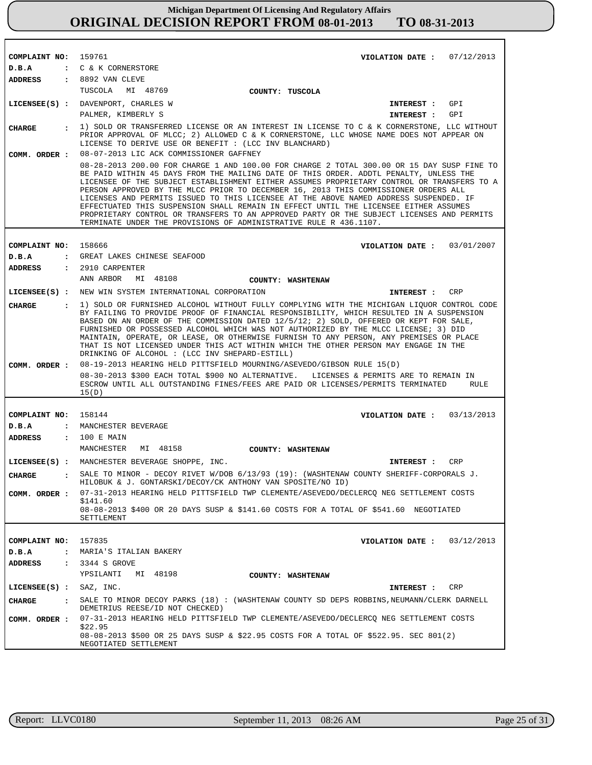**COMPLAINT NO:** 159761 **VIOLATION DATE :** 07/12/2013

**D.B.A :** C & K CORNERSTORE

**ADDRESS :** 8892 VAN CLEVE
TUSCOLA MI 48769 **COUNTY: TUSCOLA**

**LICENSEE(S) :** DAVENPORT, CHARLES W **INTEREST :** GPI
PALMER, KIMBERLY S **INTEREST :** GPI

**CHARGE :** 1) SOLD OR TRANSFERRED LICENSE OR AN INTEREST IN LICENSE TO C & K CORNERSTONE, LLC WITHOUT PRIOR APPROVAL OF MLCC; 2) ALLOWED C & K CORNERSTONE, LLC WHOSE NAME DOES NOT APPEAR ON LICENSE TO DERIVE USE OR BENEFIT : (LCC INV BLANCHARD)

**COMM. ORDER :** 08-07-2013 LIC ACK COMMISSIONER GAFFNEY
08-28-2013 200.00 FOR CHARGE 1 AND 100.00 FOR CHARGE 2 TOTAL 300.00 OR 15 DAY SUSP FINE TO BE PAID WITHIN 45 DAYS FROM THE MAILING DATE OF THIS ORDER. ADDTL PENALTY, UNLESS THE LICENSEE OF THE SUBJECT ESTABLISHMENT EITHER ASSUMES PROPRIETARY CONTROL OR TRANSFERS TO A PERSON APPROVED BY THE MLCC PRIOR TO DECEMBER 16, 2013 THIS COMMISSIONER ORDERS ALL LICENSES AND PERMITS ISSUED TO THIS LICENSEE AT THE ABOVE NAMED ADDRESS SUSPENDED. IF EFFECTUATED THIS SUSPENSION SHALL REMAIN IN EFFECT UNTIL THE LICENSEE EITHER ASSUMES PROPRIETARY CONTROL OR TRANSFERS TO AN APPROVED PARTY OR THE SUBJECT LICENSES AND PERMITS TERMINATE UNDER THE PROVISIONS OF ADMINISTRATIVE RULE R 436.1107.

---

**COMPLAINT NO:** 158666 **VIOLATION DATE :** 03/01/2007

**D.B.A :** GREAT LAKES CHINESE SEAFOOD

**ADDRESS :** 2910 CARPENTER
ANN ARBOR MI 48108 **COUNTY: WASHTENAW**

**LICENSEE(S) :** NEW WIN SYSTEM INTERNATIONAL CORPORATION **INTEREST :** CRP

**CHARGE :** 1) SOLD OR FURNISHED ALCOHOL WITHOUT FULLY COMPLYING WITH THE MICHIGAN LIQUOR CONTROL CODE BY FAILING TO PROVIDE PROOF OF FINANCIAL RESPONSIBILITY, WHICH RESULTED IN A SUSPENSION BASED ON AN ORDER OF THE COMMISSION DATED 12/5/12; 2) SOLD, OFFERED OR KEPT FOR SALE, FURNISHED OR POSSESSED ALCOHOL WHICH WAS NOT AUTHORIZED BY THE MLCC LICENSE; 3) DID MAINTAIN, OPERATE, OR LEASE, OR OTHERWISE FURNISH TO ANY PERSON, ANY PREMISES OR PLACE THAT IS NOT LICENSED UNDER THIS ACT WITHIN WHICH THE OTHER PERSON MAY ENGAGE IN THE DRINKING OF ALCOHOL : (LCC INV SHEPARD-ESTILL)

**COMM. ORDER :** 08-19-2013 HEARING HELD PITTSFIELD MOURNING/ASEVEDO/GIBSON RULE 15(D)
08-30-2013 $300 EACH TOTAL $900 NO ALTERNATIVE. LICENSES & PERMITS ARE TO REMAIN IN ESCROW UNTIL ALL OUTSTANDING FINES/FEES ARE PAID OR LICENSES/PERMITS TERMINATED RULE 15(D)

---

**COMPLAINT NO:** 158144 **VIOLATION DATE :** 03/13/2013

**D.B.A :** MANCHESTER BEVERAGE

**ADDRESS :** 100 E MAIN
MANCHESTER MI 48158 **COUNTY: WASHTENAW**

**LICENSEE(S) :** MANCHESTER BEVERAGE SHOPPE, INC. **INTEREST :** CRP

**CHARGE :** SALE TO MINOR - DECOY RIVET W/DOB 6/13/93 (19): (WASHTENAW COUNTY SHERIFF-CORPORALS J. HILOBUK & J. GONTARSKI/DECOY/CK ANTHONY VAN SPOSITE/NO ID)

**COMM. ORDER :** 07-31-2013 HEARING HELD PITTSFIELD TWP CLEMENTE/ASEVEDO/DECLERCQ NEG SETTLEMENT COSTS $141.60
08-08-2013 $400 OR 20 DAYS SUSP & $141.60 COSTS FOR A TOTAL OF $541.60 NEGOTIATED SETTLEMENT

---

**COMPLAINT NO:** 157835 **VIOLATION DATE :** 03/12/2013

**D.B.A :** MARIA'S ITALIAN BAKERY

**ADDRESS :** 3344 S GROVE
YPSILANTI MI 48198 **COUNTY: WASHTENAW**

**LICENSEE(S) :** SAZ, INC. **INTEREST :** CRP

**CHARGE :** SALE TO MINOR DECOY PARKS (18) : (WASHTENAW COUNTY SD DEPS ROBBINS,NEUMANN/CLERK DARNELL DEMETRIUS REESE/ID NOT CHECKED)

**COMM. ORDER :** 07-31-2013 HEARING HELD PITTSFIELD TWP CLEMENTE/ASEVEDO/DECLERCQ NEG SETTLEMENT COSTS $22.95
08-08-2013 $500 OR 25 DAYS SUSP & $22.95 COSTS FOR A TOTAL OF $522.95. SEC 801(2) NEGOTIATED SETTLEMENT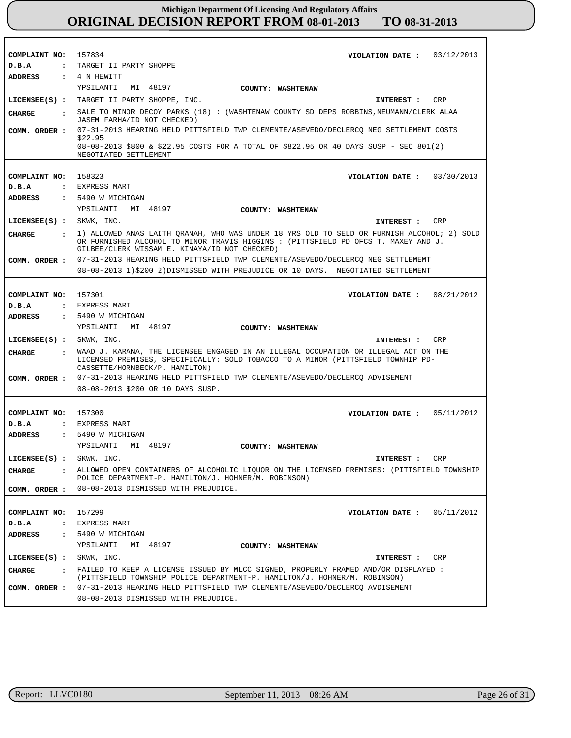# Michigan Department Of Licensing And Regulatory Affairs
## ORIGINAL DECISION REPORT FROM 08-01-2013 TO 08-31-2013

**COMPLAINT NO:** 157834
**VIOLATION DATE :** 03/12/2013
**D.B.A :** TARGET II PARTY SHOPPE
**ADDRESS :** 4 N HEWITT
YPSILANTI MI 48197
**COUNTY:** WASHTENAW
**LICENSEE(S) :** TARGET II PARTY SHOPPE, INC.
**INTEREST :** CRP
**CHARGE :** SALE TO MINOR DECOY PARKS (18) : (WASHTENAW COUNTY SD DEPS ROBBINS,NEUMANN/CLERK ALAA JASEM FARHA/ID NOT CHECKED)
**COMM. ORDER :** 07-31-2013 HEARING HELD PITTSFIELD TWP CLEMENTE/ASEVEDO/DECLERCQ NEG SETTLEMENT COSTS $22.95
08-08-2013 $800 & $22.95 COSTS FOR A TOTAL OF $822.95 OR 40 DAYS SUSP - SEC 801(2) NEGOTIATED SETTLEMENT

---

**COMPLAINT NO:** 158323
**VIOLATION DATE :** 03/30/2013
**D.B.A :** EXPRESS MART
**ADDRESS :** 5490 W MICHIGAN
YPSILANTI MI 48197
**COUNTY:** WASHTENAW
**LICENSEE(S) :** SKWK, INC.
**INTEREST :** CRP
**CHARGE :** 1) ALLOWED ANAS LAITH QRANAH, WHO WAS UNDER 18 YRS OLD TO SELD OR FURNISH ALCOHOL; 2) SOLD OR FURNISHED ALCOHOL TO MINOR TRAVIS HIGGINS : (PITTSFIELD PD OFCS T. MAXEY AND J. GILBEE/CLERK WISSAM E. KINAYA/ID NOT CHECKED)
**COMM. ORDER :** 07-31-2013 HEARING HELD PITTSFIELD TWP CLEMENTE/ASEVEDO/DECLERCQ NEG SETTLEMEMT
08-08-2013 1)$200 2)DISMISSED WITH PREJUDICE OR 10 DAYS. NEGOTIATED SETTLEMENT

---

**COMPLAINT NO:** 157301
**VIOLATION DATE :** 08/21/2012
**D.B.A :** EXPRESS MART
**ADDRESS :** 5490 W MICHIGAN
YPSILANTI MI 48197
**COUNTY:** WASHTENAW
**LICENSEE(S) :** SKWK, INC.
**INTEREST :** CRP
**CHARGE :** WAAD J. KARANA, THE LICENSEE ENGAGED IN AN ILLEGAL OCCUPATION OR ILLEGAL ACT ON THE LICENSED PREMISES, SPECIFICALLY: SOLD TOBACCO TO A MINOR (PITTSFIELD TOWNHIP PD-CASSETTE/HORNBECK/P. HAMILTON)
**COMM. ORDER :** 07-31-2013 HEARING HELD PITTSFIELD TWP CLEMENTE/ASEVEDO/DECLERCQ ADVISEMENT
08-08-2013 $200 OR 10 DAYS SUSP.

---

**COMPLAINT NO:** 157300
**VIOLATION DATE :** 05/11/2012
**D.B.A :** EXPRESS MART
**ADDRESS :** 5490 W MICHIGAN
YPSILANTI MI 48197
**COUNTY:** WASHTENAW
**LICENSEE(S) :** SKWK, INC.
**INTEREST :** CRP
**CHARGE :** ALLOWED OPEN CONTAINERS OF ALCOHOLIC LIQUOR ON THE LICENSED PREMISES: (PITTSFIELD TOWNSHIP POLICE DEPARTMENT-P. HAMILTON/J. HOHNER/M. ROBINSON)
**COMM. ORDER :** 08-08-2013 DISMISSED WITH PREJUDICE.

---

**COMPLAINT NO:** 157299
**VIOLATION DATE :** 05/11/2012
**D.B.A :** EXPRESS MART
**ADDRESS :** 5490 W MICHIGAN
YPSILANTI MI 48197
**COUNTY:** WASHTENAW
**LICENSEE(S) :** SKWK, INC.
**INTEREST :** CRP
**CHARGE :** FAILED TO KEEP A LICENSE ISSUED BY MLCC SIGNED, PROPERLY FRAMED AND/OR DISPLAYED : (PITTSFIELD TOWNSHIP POLICE DEPARTMENT-P. HAMILTON/J. HOHNER/M. ROBINSON)
**COMM. ORDER :** 07-31-2013 HEARING HELD PITTSFIELD TWP CLEMENTE/ASEVEDO/DECLERCQ AVDISEMENT
08-08-2013 DISMISSED WITH PREJUDICE.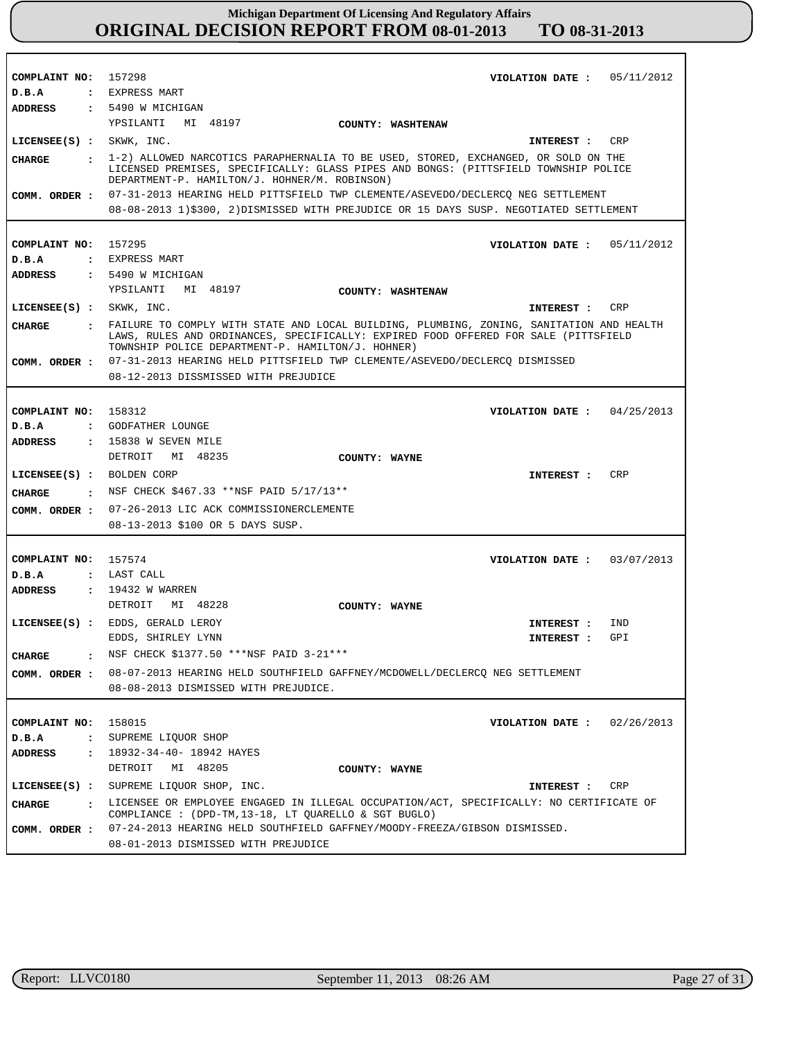# Michigan Department Of Licensing And Regulatory Affairs
## ORIGINAL DECISION REPORT FROM 08-01-2013 TO 08-31-2013

---

**COMPLAINT NO:** 157298 **VIOLATION DATE :** 05/11/2012
**D.B.A :** EXPRESS MART
**ADDRESS :** 5490 W MICHIGAN
YPSILANTI MI 48197 **COUNTY: WASHTENAW**
**LICENSEE(S) :** SKWK, INC. **INTEREST :** CRP
**CHARGE :** 1-2) ALLOWED NARCOTICS PARAPHERNALIA TO BE USED, STORED, EXCHANGED, OR SOLD ON THE LICENSED PREMISES, SPECIFICALLY: GLASS PIPES AND BONGS: (PITTSFIELD TOWNSHIP POLICE DEPARTMENT-P. HAMILTON/J. HOHNER/M. ROBINSON)
**COMM. ORDER :** 07-31-2013 HEARING HELD PITTSFIELD TWP CLEMENTE/ASEVEDO/DECLERCQ NEG SETTLEMENT
08-08-2013 1)$300, 2)DISMISSED WITH PREJUDICE OR 15 DAYS SUSP. NEGOTIATED SETTLEMENT

---

**COMPLAINT NO:** 157295 **VIOLATION DATE :** 05/11/2012
**D.B.A :** EXPRESS MART
**ADDRESS :** 5490 W MICHIGAN
YPSILANTI MI 48197 **COUNTY: WASHTENAW**
**LICENSEE(S) :** SKWK, INC. **INTEREST :** CRP
**CHARGE :** FAILURE TO COMPLY WITH STATE AND LOCAL BUILDING, PLUMBING, ZONING, SANITATION AND HEALTH LAWS, RULES AND ORDINANCES, SPECIFICALLY: EXPIRED FOOD OFFERED FOR SALE (PITTSFIELD TOWNSHIP POLICE DEPARTMENT-P. HAMILTON/J. HOHNER)
**COMM. ORDER :** 07-31-2013 HEARING HELD PITTSFIELD TWP CLEMENTE/ASEVEDO/DECLERCQ DISMISSED
08-12-2013 DISSMISSED WITH PREJUDICE

---

**COMPLAINT NO:** 158312 **VIOLATION DATE :** 04/25/2013
**D.B.A :** GODFATHER LOUNGE
**ADDRESS :** 15838 W SEVEN MILE
DETROIT MI 48235 **COUNTY: WAYNE**
**LICENSEE(S) :** BOLDEN CORP **INTEREST :** CRP
**CHARGE :** NSF CHECK $467.33 **NSF PAID 5/17/13**
**COMM. ORDER :** 07-26-2013 LIC ACK COMMISSIONERCLEMENTE
08-13-2013 $100 OR 5 DAYS SUSP.

---

**COMPLAINT NO:** 157574 **VIOLATION DATE :** 03/07/2013
**D.B.A :** LAST CALL
**ADDRESS :** 19432 W WARREN
DETROIT MI 48228 **COUNTY: WAYNE**
**LICENSEE(S) :** EDDS, GERALD LEROY **INTEREST :** IND
EDDS, SHIRLEY LYNN **INTEREST :** GPI
**CHARGE :** NSF CHECK $1377.50 ***NSF PAID 3-21***
**COMM. ORDER :** 08-07-2013 HEARING HELD SOUTHFIELD GAFFNEY/MCDOWELL/DECLERCQ NEG SETTLEMENT
08-08-2013 DISMISSED WITH PREJUDICE.

---

**COMPLAINT NO:** 158015 **VIOLATION DATE :** 02/26/2013
**D.B.A :** SUPREME LIQUOR SHOP
**ADDRESS :** 18932-34-40- 18942 HAYES
DETROIT MI 48205 **COUNTY: WAYNE**
**LICENSEE(S) :** SUPREME LIQUOR SHOP, INC. **INTEREST :** CRP
**CHARGE :** LICENSEE OR EMPLOYEE ENGAGED IN ILLEGAL OCCUPATION/ACT, SPECIFICALLY: NO CERTIFICATE OF COMPLIANCE : (DPD-TM,13-18, LT QUARELLO & SGT BUGLO)
**COMM. ORDER :** 07-24-2013 HEARING HELD SOUTHFIELD GAFFNEY/MOODY-FREEZA/GIBSON DISMISSED.
08-01-2013 DISMISSED WITH PREJUDICE

---

Report: LLVC0180 September 11, 2013 08:26 AM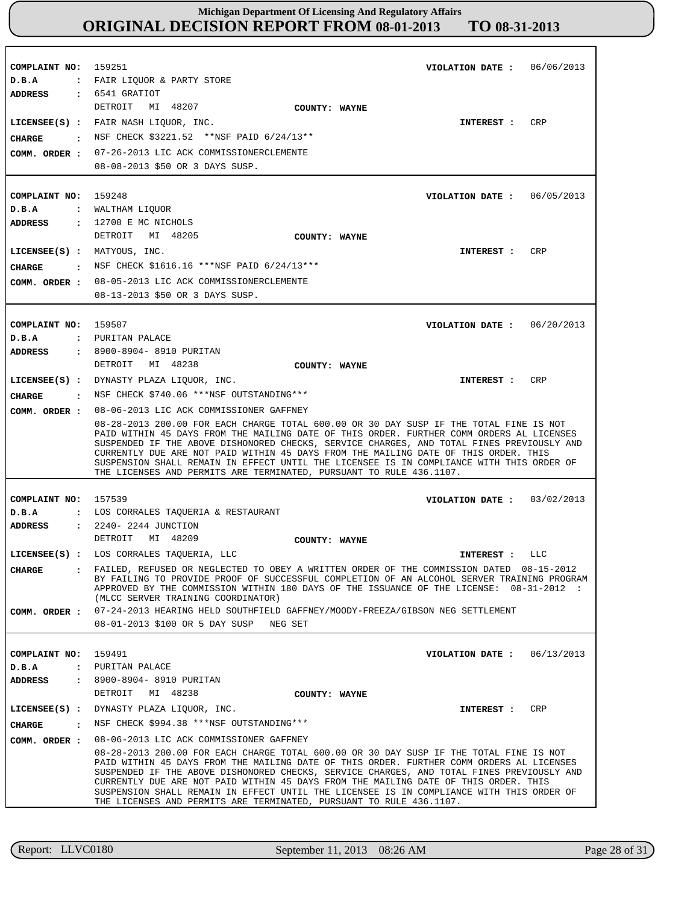# Michigan Department Of Licensing And Regulatory Affairs
## ORIGINAL DECISION REPORT FROM 08-01-2013 TO 08-31-2013

**COMPLAINT NO:** 159251  **VIOLATION DATE :** 06/06/2013
**D.B.A :** FAIR LIQUOR & PARTY STORE
**ADDRESS :** 6541 GRATIOT
DETROIT MI 48207  **COUNTY:** WAYNE
**LICENSEE(S) :** FAIR NASH LIQUOR, INC.  **INTEREST :** CRP
**CHARGE :** NSF CHECK $3221.52 **NSF PAID 6/24/13**
**COMM. ORDER :** 07-26-2013 LIC ACK COMMISSIONERCLEMENTE
08-08-2013 $50 OR 3 DAYS SUSP.

---

**COMPLAINT NO:** 159248  **VIOLATION DATE :** 06/05/2013
**D.B.A :** WALTHAM LIQUOR
**ADDRESS :** 12700 E MC NICHOLS
DETROIT MI 48205  **COUNTY:** WAYNE
**LICENSEE(S) :** MATYOUS, INC.  **INTEREST :** CRP
**CHARGE :** NSF CHECK $1616.16 ***NSF PAID 6/24/13***
**COMM. ORDER :** 08-05-2013 LIC ACK COMMISSIONERCLEMENTE
08-13-2013 $50 OR 3 DAYS SUSP.

---

**COMPLAINT NO:** 159507  **VIOLATION DATE :** 06/20/2013
**D.B.A :** PURITAN PALACE
**ADDRESS :** 8900-8904- 8910 PURITAN
DETROIT MI 48238  **COUNTY:** WAYNE
**LICENSEE(S) :** DYNASTY PLAZA LIQUOR, INC.  **INTEREST :** CRP
**CHARGE :** NSF CHECK $740.06 ***NSF OUTSTANDING***
**COMM. ORDER :** 08-06-2013 LIC ACK COMMISSIONER GAFFNEY
08-28-2013 200.00 FOR EACH CHARGE TOTAL 600.00 OR 30 DAY SUSP IF THE TOTAL FINE IS NOT PAID WITHIN 45 DAYS FROM THE MAILING DATE OF THIS ORDER. FURTHER COMM ORDERS AL LICENSES SUSPENDED IF THE ABOVE DISHONORED CHECKS, SERVICE CHARGES, AND TOTAL FINES PREVIOUSLY AND CURRENTLY DUE ARE NOT PAID WITHIN 45 DAYS FROM THE MAILING DATE OF THIS ORDER. THIS SUSPENSION SHALL REMAIN IN EFFECT UNTIL THE LICENSEE IS IN COMPLIANCE WITH THIS ORDER OF THE LICENSES AND PERMITS ARE TERMINATED, PURSUANT TO RULE 436.1107.

---

**COMPLAINT NO:** 157539  **VIOLATION DATE :** 03/02/2013
**D.B.A :** LOS CORRALES TAQUERIA & RESTAURANT
**ADDRESS :** 2240- 2244 JUNCTION
DETROIT MI 48209  **COUNTY:** WAYNE
**LICENSEE(S) :** LOS CORRALES TAQUERIA, LLC  **INTEREST :** LLC
**CHARGE :** FAILED, REFUSED OR NEGLECTED TO OBEY A WRITTEN ORDER OF THE COMMISSION DATED 08-15-2012 BY FAILING TO PROVIDE PROOF OF SUCCESSFUL COMPLETION OF AN ALCOHOL SERVER TRAINING PROGRAM APPROVED BY THE COMMISSION WITHIN 180 DAYS OF THE ISSUANCE OF THE LICENSE: 08-31-2012 : (MLCC SERVER TRAINING COORDINATOR)
**COMM. ORDER :** 07-24-2013 HEARING HELD SOUTHFIELD GAFFNEY/MOODY-FREEZA/GIBSON NEG SETTLEMENT
08-01-2013 $100 OR 5 DAY SUSP NEG SET

---

**COMPLAINT NO:** 159491  **VIOLATION DATE :** 06/13/2013
**D.B.A :** PURITAN PALACE
**ADDRESS :** 8900-8904- 8910 PURITAN
DETROIT MI 48238  **COUNTY:** WAYNE
**LICENSEE(S) :** DYNASTY PLAZA LIQUOR, INC.  **INTEREST :** CRP
**CHARGE :** NSF CHECK $994.38 ***NSF OUTSTANDING***
**COMM. ORDER :** 08-06-2013 LIC ACK COMMISSIONER GAFFNEY
08-28-2013 200.00 FOR EACH CHARGE TOTAL 600.00 OR 30 DAY SUSP IF THE TOTAL FINE IS NOT PAID WITHIN 45 DAYS FROM THE MAILING DATE OF THIS ORDER. FURTHER COMM ORDERS AL LICENSES SUSPENDED IF THE ABOVE DISHONORED CHECKS, SERVICE CHARGES, AND TOTAL FINES PREVIOUSLY AND CURRENTLY DUE ARE NOT PAID WITHIN 45 DAYS FROM THE MAILING DATE OF THIS ORDER. THIS SUSPENSION SHALL REMAIN IN EFFECT UNTIL THE LICENSEE IS IN COMPLIANCE WITH THIS ORDER OF THE LICENSES AND PERMITS ARE TERMINATED, PURSUANT TO RULE 436.1107.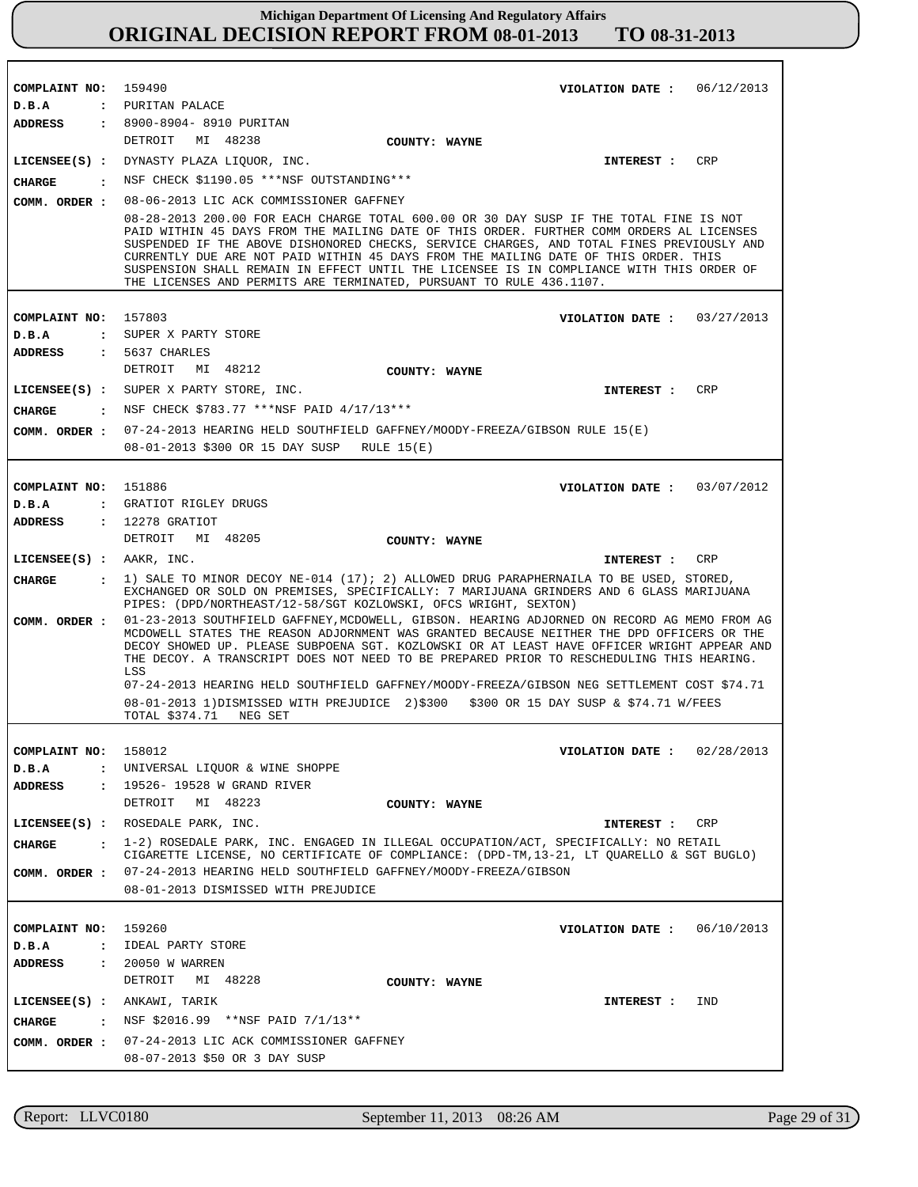# Michigan Department Of Licensing And Regulatory Affairs
## ORIGINAL DECISION REPORT FROM 08-01-2013 TO 08-31-2013

**COMPLAINT NO:** 159490 **VIOLATION DATE :** 06/12/2013
**D.B.A :** PURITAN PALACE
**ADDRESS :** 8900-8904- 8910 PURITAN
DETROIT MI 48238 **COUNTY: WAYNE**
**LICENSEE(S) :** DYNASTY PLAZA LIQUOR, INC. **INTEREST :** CRP
**CHARGE :** NSF CHECK $1190.05 ***NSF OUTSTANDING***
**COMM. ORDER :** 08-06-2013 LIC ACK COMMISSIONER GAFFNEY
08-28-2013 200.00 FOR EACH CHARGE TOTAL 600.00 OR 30 DAY SUSP IF THE TOTAL FINE IS NOT PAID WITHIN 45 DAYS FROM THE MAILING DATE OF THIS ORDER. FURTHER COMM ORDERS AL LICENSES SUSPENDED IF THE ABOVE DISHONORED CHECKS, SERVICE CHARGES, AND TOTAL FINES PREVIOUSLY AND CURRENTLY DUE ARE NOT PAID WITHIN 45 DAYS FROM THE MAILING DATE OF THIS ORDER. THIS SUSPENSION SHALL REMAIN IN EFFECT UNTIL THE LICENSEE IS IN COMPLIANCE WITH THIS ORDER OF THE LICENSES AND PERMITS ARE TERMINATED, PURSUANT TO RULE 436.1107.

---

**COMPLAINT NO:** 157803 **VIOLATION DATE :** 03/27/2013
**D.B.A :** SUPER X PARTY STORE
**ADDRESS :** 5637 CHARLES
DETROIT MI 48212 **COUNTY: WAYNE**
**LICENSEE(S) :** SUPER X PARTY STORE, INC. **INTEREST :** CRP
**CHARGE :** NSF CHECK $783.77 ***NSF PAID 4/17/13***
**COMM. ORDER :** 07-24-2013 HEARING HELD SOUTHFIELD GAFFNEY/MOODY-FREEZA/GIBSON RULE 15(E)
08-01-2013 $300 OR 15 DAY SUSP RULE 15(E)

---

**COMPLAINT NO:** 151886 **VIOLATION DATE :** 03/07/2012
**D.B.A :** GRATIOT RIGLEY DRUGS
**ADDRESS :** 12278 GRATIOT
DETROIT MI 48205 **COUNTY: WAYNE**
**LICENSEE(S) :** AAKR, INC. **INTEREST :** CRP
**CHARGE :** 1) SALE TO MINOR DECOY NE-014 (17); 2) ALLOWED DRUG PARAPHERNAILA TO BE USED, STORED, EXCHANGED OR SOLD ON PREMISES, SPECIFICALLY: 7 MARIJUANA GRINDERS AND 6 GLASS MARIJUANA PIPES: (DPD/NORTHEAST/12-58/SGT KOZLOWSKI, OFCS WRIGHT, SEXTON)
**COMM. ORDER :** 01-23-2013 SOUTHFIELD GAFFNEY,MCDOWELL, GIBSON. HEARING ADJORNED ON RECORD AG MEMO FROM AG MCDOWELL STATES THE REASON ADJORNMENT WAS GRANTED BECAUSE NEITHER THE DPD OFFICERS OR THE DECOY SHOWED UP. PLEASE SUBPOENA SGT. KOZLOWSKI OR AT LEAST HAVE OFFICER WRIGHT APPEAR AND THE DECOY. A TRANSCRIPT DOES NOT NEED TO BE PREPARED PRIOR TO RESCHEDULING THIS HEARING. LSS
07-24-2013 HEARING HELD SOUTHFIELD GAFFNEY/MOODY-FREEZA/GIBSON NEG SETTLEMENT COST $74.71
08-01-2013 1)DISMISSED WITH PREJUDICE 2)$300 $300 OR 15 DAY SUSP & $74.71 W/FEES TOTAL $374.71 NEG SET

---

**COMPLAINT NO:** 158012 **VIOLATION DATE :** 02/28/2013
**D.B.A :** UNIVERSAL LIQUOR & WINE SHOPPE
**ADDRESS :** 19526- 19528 W GRAND RIVER
DETROIT MI 48223 **COUNTY: WAYNE**
**LICENSEE(S) :** ROSEDALE PARK, INC. **INTEREST :** CRP
**CHARGE :** 1-2) ROSEDALE PARK, INC. ENGAGED IN ILLEGAL OCCUPATION/ACT, SPECIFICALLY: NO RETAIL CIGARETTE LICENSE, NO CERTIFICATE OF COMPLIANCE: (DPD-TM,13-21, LT QUARELLO & SGT BUGLO)
**COMM. ORDER :** 07-24-2013 HEARING HELD SOUTHFIELD GAFFNEY/MOODY-FREEZA/GIBSON
08-01-2013 DISMISSED WITH PREJUDICE

---

**COMPLAINT NO:** 159260 **VIOLATION DATE :** 06/10/2013
**D.B.A :** IDEAL PARTY STORE
**ADDRESS :** 20050 W WARREN
DETROIT MI 48228 **COUNTY: WAYNE**
**LICENSEE(S) :** ANKAWI, TARIK **INTEREST :** IND
**CHARGE :** NSF $2016.99 **NSF PAID 7/1/13**
**COMM. ORDER :** 07-24-2013 LIC ACK COMMISSIONER GAFFNEY
08-07-2013 $50 OR 3 DAY SUSP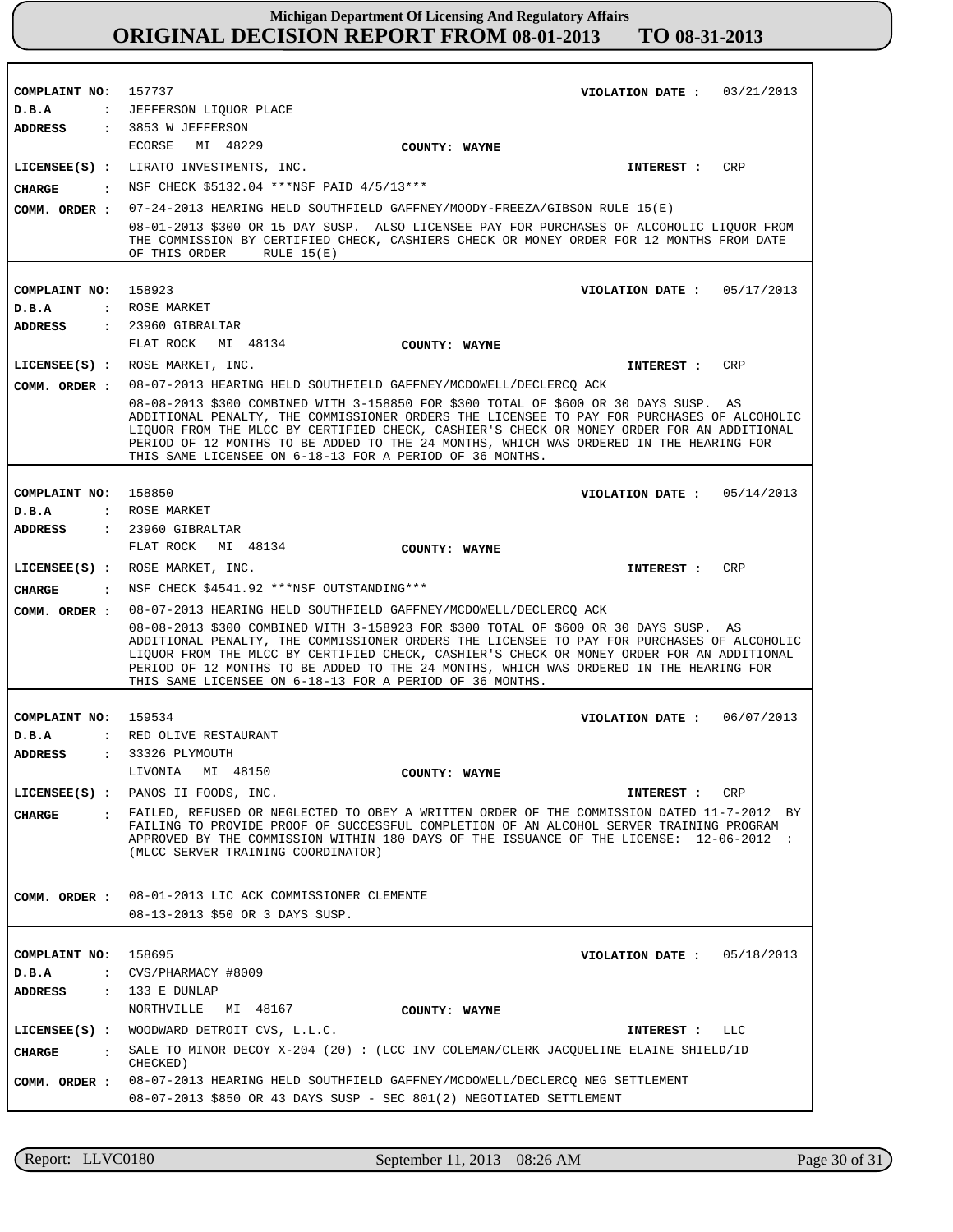**COMPLAINT NO:** 157737 **VIOLATION DATE :** 03/21/2013
**D.B.A :** JEFFERSON LIQUOR PLACE
**ADDRESS :** 3853 W JEFFERSON
ECORSE MI 48229 **COUNTY: WAYNE**
**LICENSEE(S) :** LIRATO INVESTMENTS, INC. **INTEREST :** CRP
**CHARGE :** NSF CHECK $5132.04 ***NSF PAID 4/5/13***
**COMM. ORDER :** 07-24-2013 HEARING HELD SOUTHFIELD GAFFNEY/MOODY-FREEZA/GIBSON RULE 15(E)
08-01-2013 $300 OR 15 DAY SUSP. ALSO LICENSEE PAY FOR PURCHASES OF ALCOHOLIC LIQUOR FROM THE COMMISSION BY CERTIFIED CHECK, CASHIERS CHECK OR MONEY ORDER FOR 12 MONTHS FROM DATE OF THIS ORDER RULE 15(E)

---

**COMPLAINT NO:** 158923 **VIOLATION DATE :** 05/17/2013
**D.B.A :** ROSE MARKET
**ADDRESS :** 23960 GIBRALTAR
FLAT ROCK MI 48134 **COUNTY: WAYNE**
**LICENSEE(S) :** ROSE MARKET, INC. **INTEREST :** CRP
**COMM. ORDER :** 08-07-2013 HEARING HELD SOUTHFIELD GAFFNEY/MCDOWELL/DECLERCQ ACK
08-08-2013 $300 COMBINED WITH 3-158850 FOR $300 TOTAL OF $600 OR 30 DAYS SUSP. AS ADDITIONAL PENALTY, THE COMMISSIONER ORDERS THE LICENSEE TO PAY FOR PURCHASES OF ALCOHOLIC LIQUOR FROM THE MLCC BY CERTIFIED CHECK, CASHIER'S CHECK OR MONEY ORDER FOR AN ADDITIONAL PERIOD OF 12 MONTHS TO BE ADDED TO THE 24 MONTHS, WHICH WAS ORDERED IN THE HEARING FOR THIS SAME LICENSEE ON 6-18-13 FOR A PERIOD OF 36 MONTHS.

---

**COMPLAINT NO:** 158850 **VIOLATION DATE :** 05/14/2013
**D.B.A :** ROSE MARKET
**ADDRESS :** 23960 GIBRALTAR
FLAT ROCK MI 48134 **COUNTY: WAYNE**
**LICENSEE(S) :** ROSE MARKET, INC. **INTEREST :** CRP
**CHARGE :** NSF CHECK $4541.92 ***NSF OUTSTANDING***
**COMM. ORDER :** 08-07-2013 HEARING HELD SOUTHFIELD GAFFNEY/MCDOWELL/DECLERCQ ACK
08-08-2013 $300 COMBINED WITH 3-158923 FOR $300 TOTAL OF $600 OR 30 DAYS SUSP. AS ADDITIONAL PENALTY, THE COMMISSIONER ORDERS THE LICENSEE TO PAY FOR PURCHASES OF ALCOHOLIC LIQUOR FROM THE MLCC BY CERTIFIED CHECK, CASHIER'S CHECK OR MONEY ORDER FOR AN ADDITIONAL PERIOD OF 12 MONTHS TO BE ADDED TO THE 24 MONTHS, WHICH WAS ORDERED IN THE HEARING FOR THIS SAME LICENSEE ON 6-18-13 FOR A PERIOD OF 36 MONTHS.

---

**COMPLAINT NO:** 159534 **VIOLATION DATE :** 06/07/2013
**D.B.A :** RED OLIVE RESTAURANT
**ADDRESS :** 33326 PLYMOUTH
LIVONIA MI 48150 **COUNTY: WAYNE**
**LICENSEE(S) :** PANOS II FOODS, INC. **INTEREST :** CRP
**CHARGE :** FAILED, REFUSED OR NEGLECTED TO OBEY A WRITTEN ORDER OF THE COMMISSION DATED 11-7-2012 BY FAILING TO PROVIDE PROOF OF SUCCESSFUL COMPLETION OF AN ALCOHOL SERVER TRAINING PROGRAM APPROVED BY THE COMMISSION WITHIN 180 DAYS OF THE ISSUANCE OF THE LICENSE: 12-06-2012 : (MLCC SERVER TRAINING COORDINATOR)
**COMM. ORDER :** 08-01-2013 LIC ACK COMMISSIONER CLEMENTE
08-13-2013 $50 OR 3 DAYS SUSP.

---

**COMPLAINT NO:** 158695 **VIOLATION DATE :** 05/18/2013
**D.B.A :** CVS/PHARMACY #8009
**ADDRESS :** 133 E DUNLAP
NORTHVILLE MI 48167 **COUNTY: WAYNE**
**LICENSEE(S) :** WOODWARD DETROIT CVS, L.L.C. **INTEREST :** LLC
**CHARGE :** SALE TO MINOR DECOY X-204 (20) : (LCC INV COLEMAN/CLERK JACQUELINE ELAINE SHIELD/ID CHECKED)
**COMM. ORDER :** 08-07-2013 HEARING HELD SOUTHFIELD GAFFNEY/MCDOWELL/DECLERCQ NEG SETTLEMENT
08-07-2013 $850 OR 43 DAYS SUSP - SEC 801(2) NEGOTIATED SETTLEMENT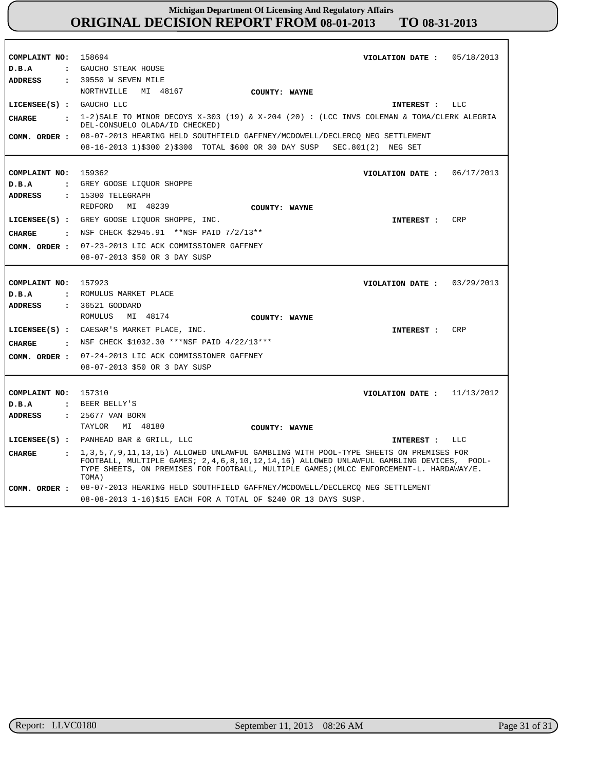**COMPLAINT NO:** 158694 **VIOLATION DATE :** 05/18/2013
**D.B.A :** GAUCHO STEAK HOUSE
**ADDRESS :** 39550 W SEVEN MILE
NORTHVILLE MI 48167 **COUNTY: WAYNE**
**LICENSEE(S) :** GAUCHO LLC **INTEREST :** LLC
**CHARGE :** 1-2)SALE TO MINOR DECOYS X-303 (19) & X-204 (20) : (LCC INVS COLEMAN & TOMA/CLERK ALEGRIA DEL-CONSUELO OLADA/ID CHECKED)
**COMM. ORDER :** 08-07-2013 HEARING HELD SOUTHFIELD GAFFNEY/MCDOWELL/DECLERCQ NEG SETTLEMENT
08-16-2013 1)$300 2)$300 TOTAL $600 OR 30 DAY SUSP SEC.801(2) NEG SET

---

**COMPLAINT NO:** 159362 **VIOLATION DATE :** 06/17/2013
**D.B.A :** GREY GOOSE LIQUOR SHOPPE
**ADDRESS :** 15300 TELEGRAPH
REDFORD MI 48239 **COUNTY: WAYNE**
**LICENSEE(S) :** GREY GOOSE LIQUOR SHOPPE, INC. **INTEREST :** CRP
**CHARGE :** NSF CHECK $2945.91 **NSF PAID 7/2/13**
**COMM. ORDER :** 07-23-2013 LIC ACK COMMISSIONER GAFFNEY
08-07-2013 $50 OR 3 DAY SUSP

---

**COMPLAINT NO:** 157923 **VIOLATION DATE :** 03/29/2013
**D.B.A :** ROMULUS MARKET PLACE
**ADDRESS :** 36521 GODDARD
ROMULUS MI 48174 **COUNTY: WAYNE**
**LICENSEE(S) :** CAESAR'S MARKET PLACE, INC. **INTEREST :** CRP
**CHARGE :** NSF CHECK $1032.30 ***NSF PAID 4/22/13***
**COMM. ORDER :** 07-24-2013 LIC ACK COMMISSIONER GAFFNEY
08-07-2013 $50 OR 3 DAY SUSP

---

**COMPLAINT NO:** 157310 **VIOLATION DATE :** 11/13/2012
**D.B.A :** BEER BELLY'S
**ADDRESS :** 25677 VAN BORN
TAYLOR MI 48180 **COUNTY: WAYNE**
**LICENSEE(S) :** PANHEAD BAR & GRILL, LLC **INTEREST :** LLC
**CHARGE :** 1,3,5,7,9,11,13,15) ALLOWED UNLAWFUL GAMBLING WITH POOL-TYPE SHEETS ON PREMISES FOR FOOTBALL, MULTIPLE GAMES; 2,4,6,8,10,12,14,16) ALLOWED UNLAWFUL GAMBLING DEVICES, POOL-TYPE SHEETS, ON PREMISES FOR FOOTBALL, MULTIPLE GAMES;(MLCC ENFORCEMENT-L. HARDAWAY/E. TOMA)
**COMM. ORDER :** 08-07-2013 HEARING HELD SOUTHFIELD GAFFNEY/MCDOWELL/DECLERCQ NEG SETTLEMENT
08-08-2013 1-16)$15 EACH FOR A TOTAL OF $240 OR 13 DAYS SUSP.